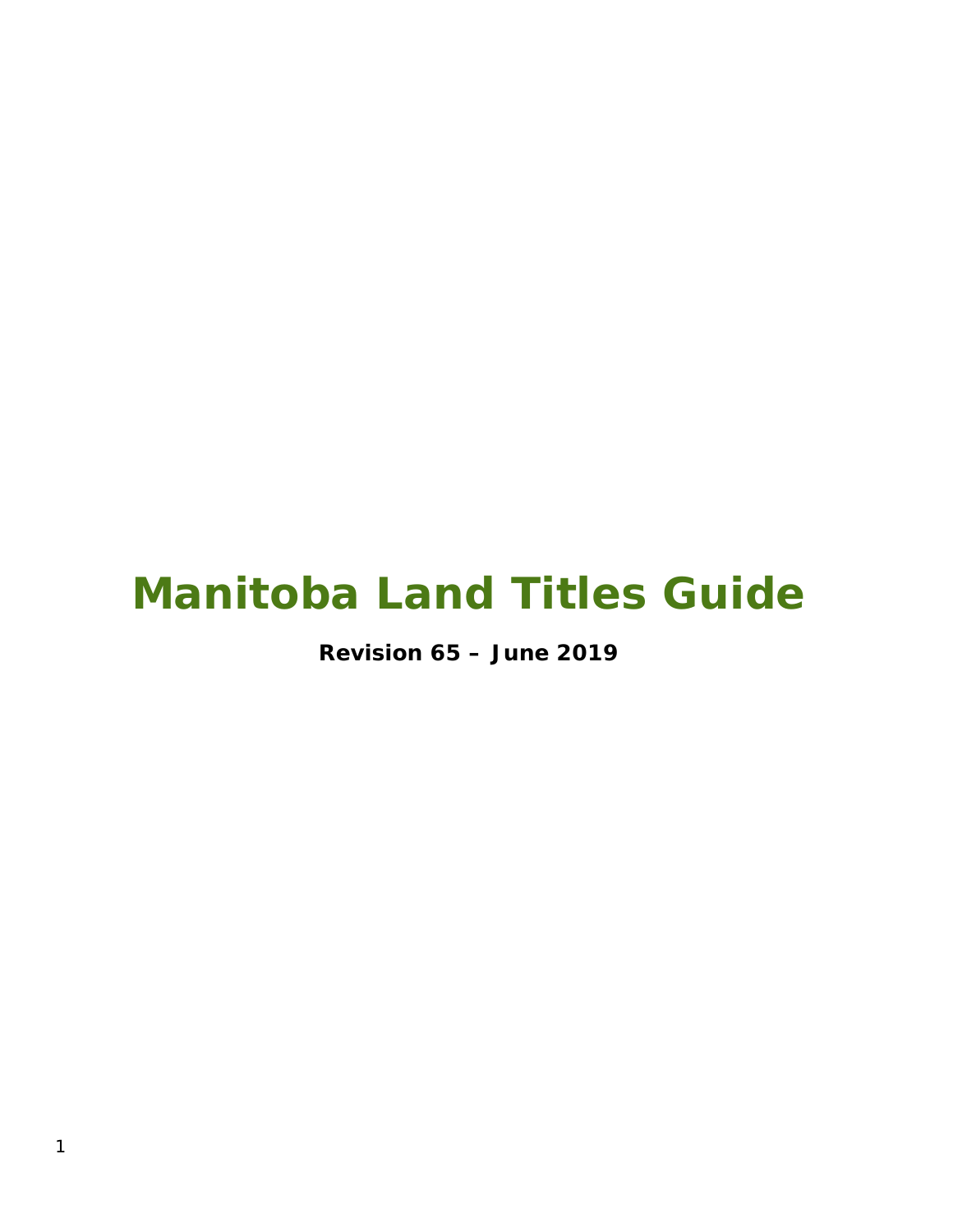# Manitoba Land Titles Guide

**Revision 65 – June 2019**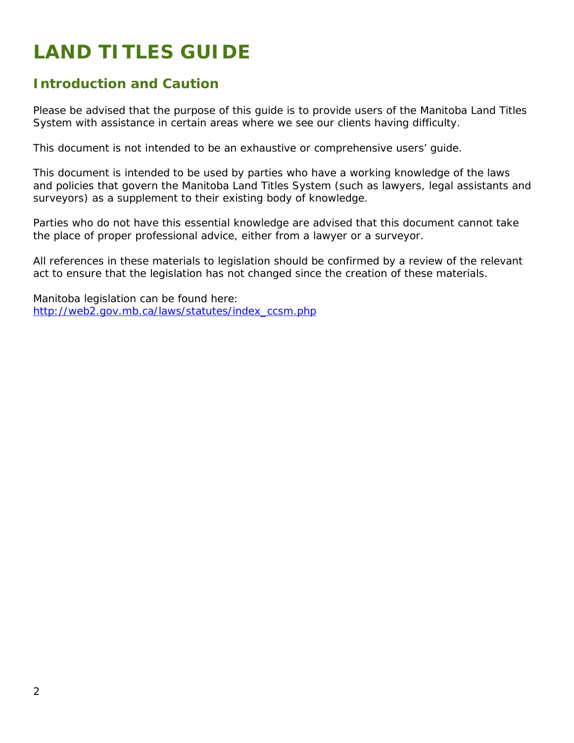# LAND TITLES GUIDE

## Introduction and Caution

Please be advised that the purpose of this guide is to provide users of the Manitoba Land Titles System with assistance in certain areas where we see our clients having difficulty.

This document is not intended to be an exhaustive or comprehensive users' guide.

This document is intended to be used by parties who have a working knowledge of the laws and policies that govern the Manitoba Land Titles System (such as lawyers, legal assistants and surveyors) as a supplement to their existing body of knowledge.

Parties who do not have this essential knowledge are advised that this document cannot take the place of proper professional advice, either from a lawyer or a surveyor.

All references in these materials to legislation should be confirmed by a review of the relevant act to ensure that the legislation has not changed since the creation of these materials.

Manitoba legislation can be found here:
[http://web2.gov.mb.ca/laws/statutes/index_ccsm.php](http://web2.gov.mb.ca/laws/statutes/index_ccsm.php)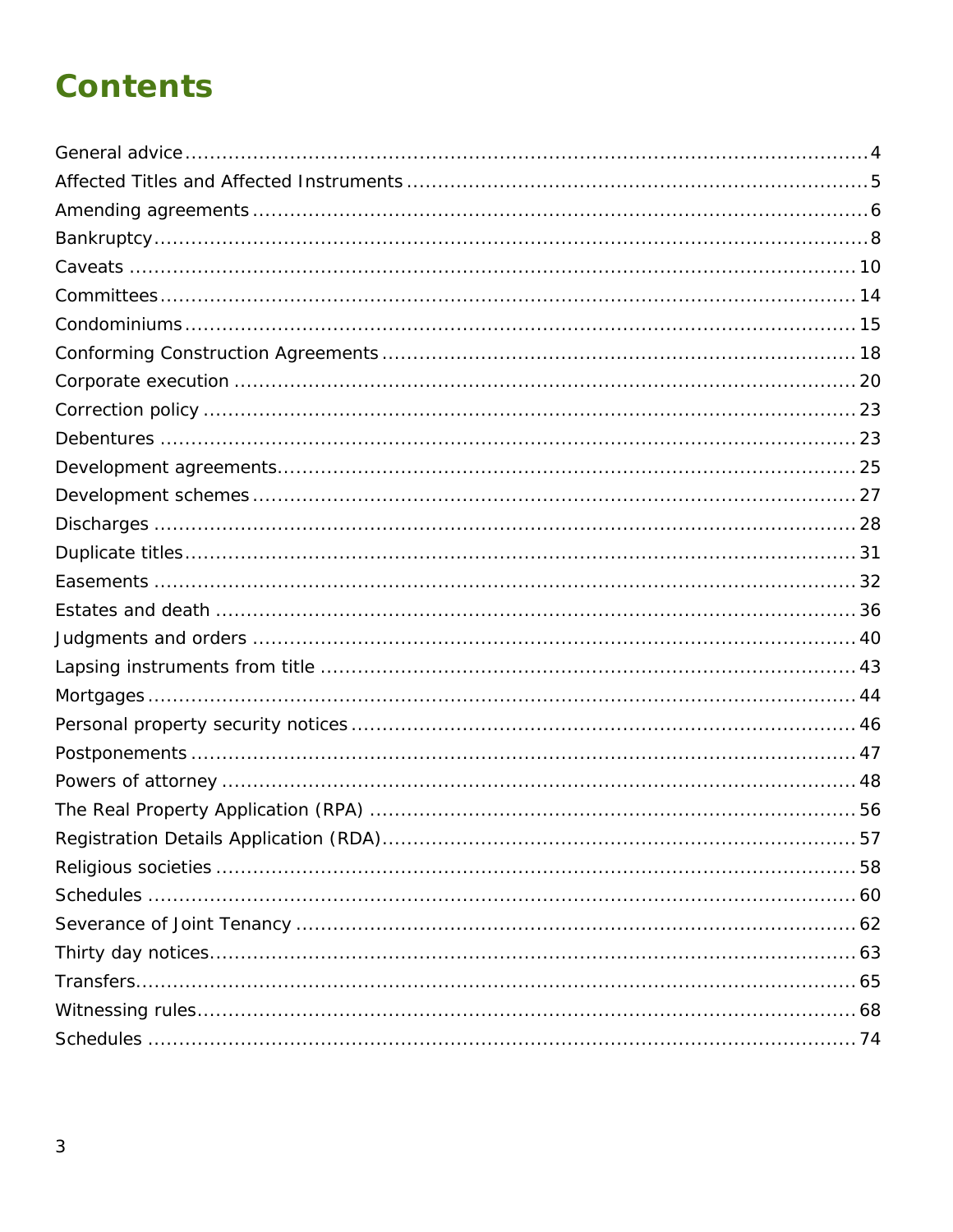# Contents

General advice ........................................................................................................ 4
Affected Titles and Affected Instruments ................................................................ 5
Amending agreements ............................................................................................. 6
Bankruptcy .............................................................................................................. 8
Caveats .................................................................................................................. 10
Committees ............................................................................................................ 14
Condominiums ....................................................................................................... 15
Conforming Construction Agreements ................................................................... 18
Corporate execution ............................................................................................... 20
Correction policy .................................................................................................... 23
Debentures ............................................................................................................ 23
Development agreements ....................................................................................... 25
Development schemes ........................................................................................... 27
Discharges ............................................................................................................. 28
Duplicate titles ....................................................................................................... 31
Easements ............................................................................................................. 32
Estates and death .................................................................................................. 36
Judgments and orders ............................................................................................ 40
Lapsing instruments from title ................................................................................ 43
Mortgages .............................................................................................................. 44
Personal property security notices .......................................................................... 46
Postponements ....................................................................................................... 47
Powers of attorney ................................................................................................. 48
The Real Property Application (RPA) ....................................................................... 56
Registration Details Application (RDA) .................................................................... 57
Religious societies .................................................................................................. 58
Schedules .............................................................................................................. 60
Severance of Joint Tenancy .................................................................................... 62
Thirty day notices ................................................................................................... 63
Transfers ................................................................................................................ 65
Witnessing rules ..................................................................................................... 68
Schedules .............................................................................................................. 74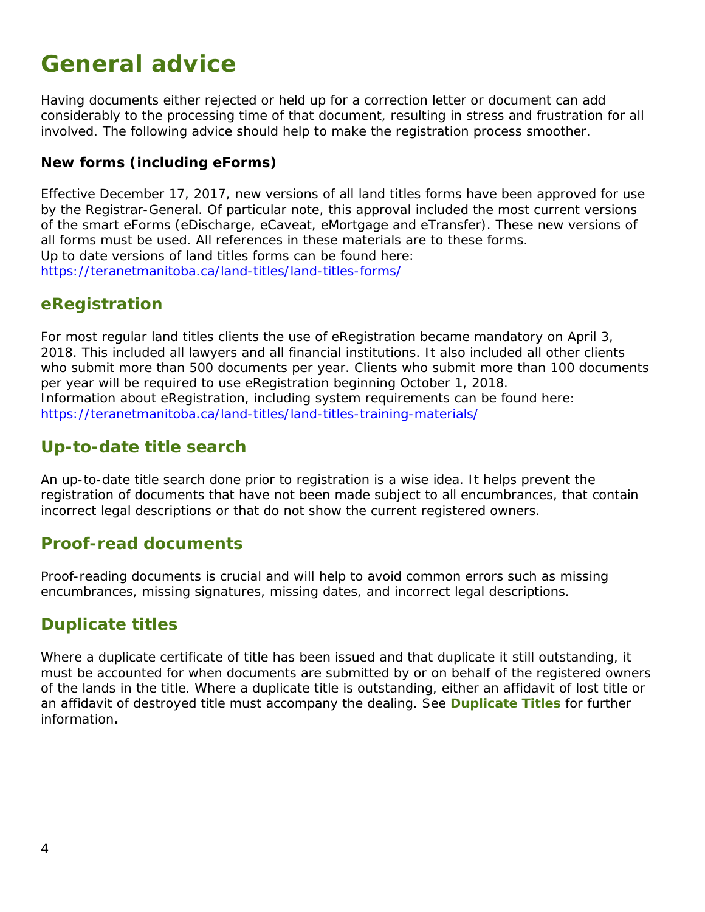# General advice

Having documents either rejected or held up for a correction letter or document can add considerably to the processing time of that document, resulting in stress and frustration for all involved. The following advice should help to make the registration process smoother.

### New forms (including eForms)

Effective December 17, 2017, new versions of all land titles forms have been approved for use by the Registrar-General. Of particular note, this approval included the most current versions of the smart eForms (eDischarge, eCaveat, eMortgage and eTransfer). These new versions of all forms must be used. All references in these materials are to these forms.
Up to date versions of land titles forms can be found here:
https://teranetmanitoba.ca/land-titles/land-titles-forms/

## eRegistration

For most regular land titles clients the use of eRegistration became mandatory on April 3, 2018. This included all lawyers and all financial institutions. It also included all other clients who submit more than 500 documents per year. Clients who submit more than 100 documents per year will be required to use eRegistration beginning October 1, 2018.
Information about eRegistration, including system requirements can be found here:
https://teranetmanitoba.ca/land-titles/land-titles-training-materials/

## Up-to-date title search

An up-to-date title search done prior to registration is a wise idea. It helps prevent the registration of documents that have not been made subject to all encumbrances, that contain incorrect legal descriptions or that do not show the current registered owners.

## Proof-read documents

Proof-reading documents is crucial and will help to avoid common errors such as missing encumbrances, missing signatures, missing dates, and incorrect legal descriptions.

## Duplicate titles

Where a duplicate certificate of title has been issued and that duplicate it still outstanding, it must be accounted for when documents are submitted by or on behalf of the registered owners of the lands in the title. Where a duplicate title is outstanding, either an affidavit of lost title or an affidavit of destroyed title must accompany the dealing. See **Duplicate Titles** for further information**.**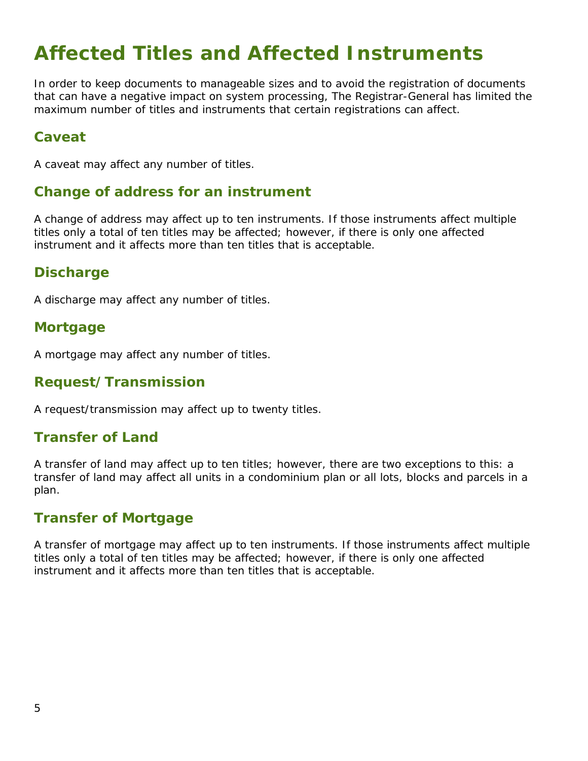# Affected Titles and Affected Instruments

In order to keep documents to manageable sizes and to avoid the registration of documents that can have a negative impact on system processing, The Registrar-General has limited the maximum number of titles and instruments that certain registrations can affect.

## Caveat

A caveat may affect any number of titles.

## Change of address for an instrument

A change of address may affect up to ten instruments. If those instruments affect multiple titles only a total of ten titles may be affected; however, if there is only one affected instrument and it affects more than ten titles that is acceptable.

## Discharge

A discharge may affect any number of titles.

## Mortgage

A mortgage may affect any number of titles.

## Request/Transmission

A request/transmission may affect up to twenty titles.

## Transfer of Land

A transfer of land may affect up to ten titles; however, there are two exceptions to this: a transfer of land may affect all units in a condominium plan or all lots, blocks and parcels in a plan.

## Transfer of Mortgage

A transfer of mortgage may affect up to ten instruments. If those instruments affect multiple titles only a total of ten titles may be affected; however, if there is only one affected instrument and it affects more than ten titles that is acceptable.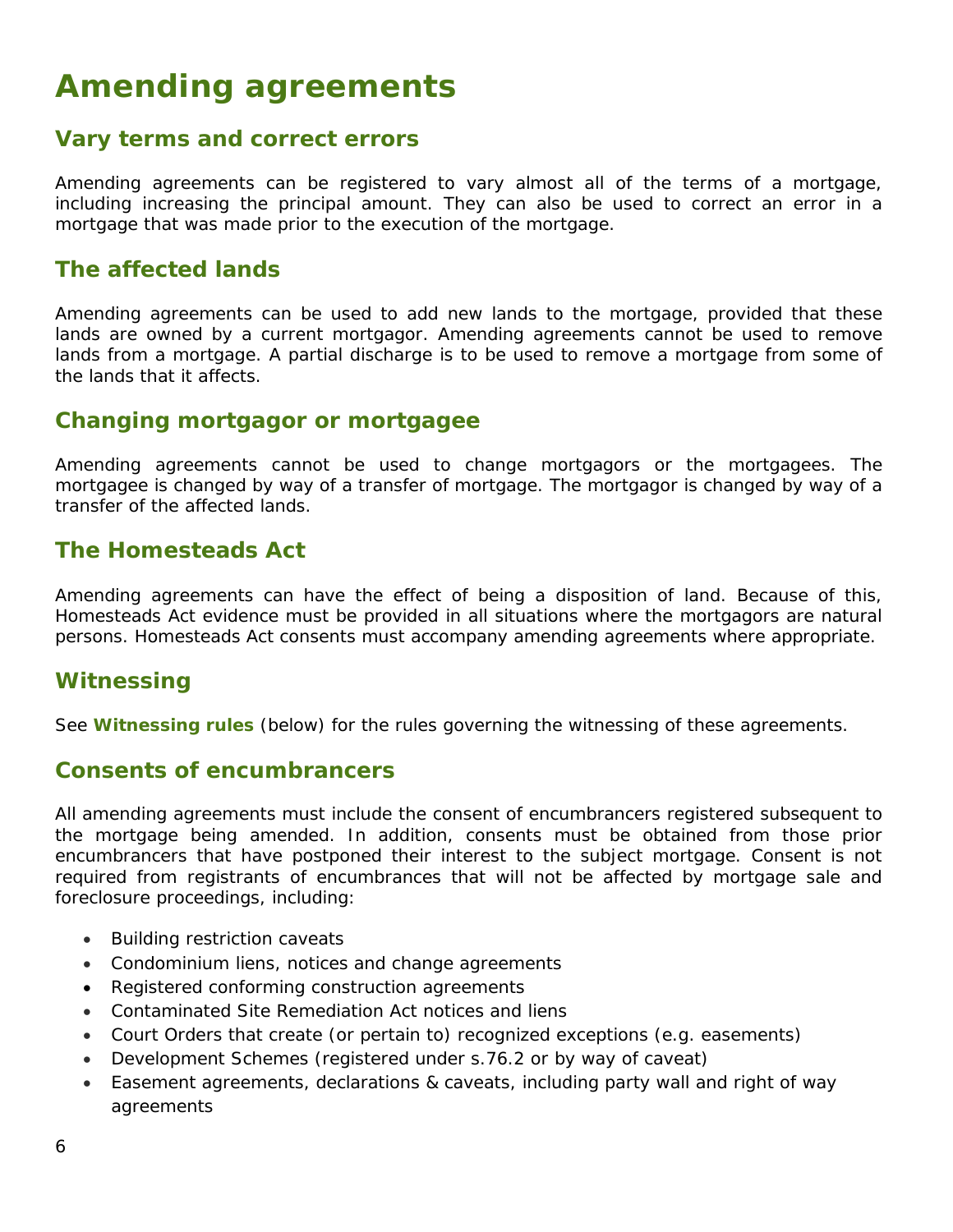# Amending agreements

## Vary terms and correct errors

Amending agreements can be registered to vary almost all of the terms of a mortgage, including increasing the principal amount. They can also be used to correct an error in a mortgage that was made prior to the execution of the mortgage.

## The affected lands

Amending agreements can be used to add new lands to the mortgage, provided that these lands are owned by a current mortgagor. Amending agreements cannot be used to remove lands from a mortgage. A partial discharge is to be used to remove a mortgage from some of the lands that it affects.

## Changing mortgagor or mortgagee

Amending agreements cannot be used to change mortgagors or the mortgagees. The mortgagee is changed by way of a transfer of mortgage. The mortgagor is changed by way of a transfer of the affected lands.

## The Homesteads Act

Amending agreements can have the effect of being a disposition of land. Because of this, Homesteads Act evidence must be provided in all situations where the mortgagors are natural persons. Homesteads Act consents must accompany amending agreements where appropriate.

## Witnessing

See **Witnessing rules** (below) for the rules governing the witnessing of these agreements.

## Consents of encumbrancers

All amending agreements must include the consent of encumbrancers registered subsequent to the mortgage being amended. In addition, consents must be obtained from those prior encumbrancers that have postponed their interest to the subject mortgage. Consent is not required from registrants of encumbrances that will not be affected by mortgage sale and foreclosure proceedings, including:

- Building restriction caveats
- Condominium liens, notices and change agreements
- Registered conforming construction agreements
- Contaminated Site Remediation Act notices and liens
- Court Orders that create (or pertain to) recognized exceptions (e.g. easements)
- Development Schemes (registered under s.76.2 or by way of caveat)
- Easement agreements, declarations & caveats, including party wall and right of way agreements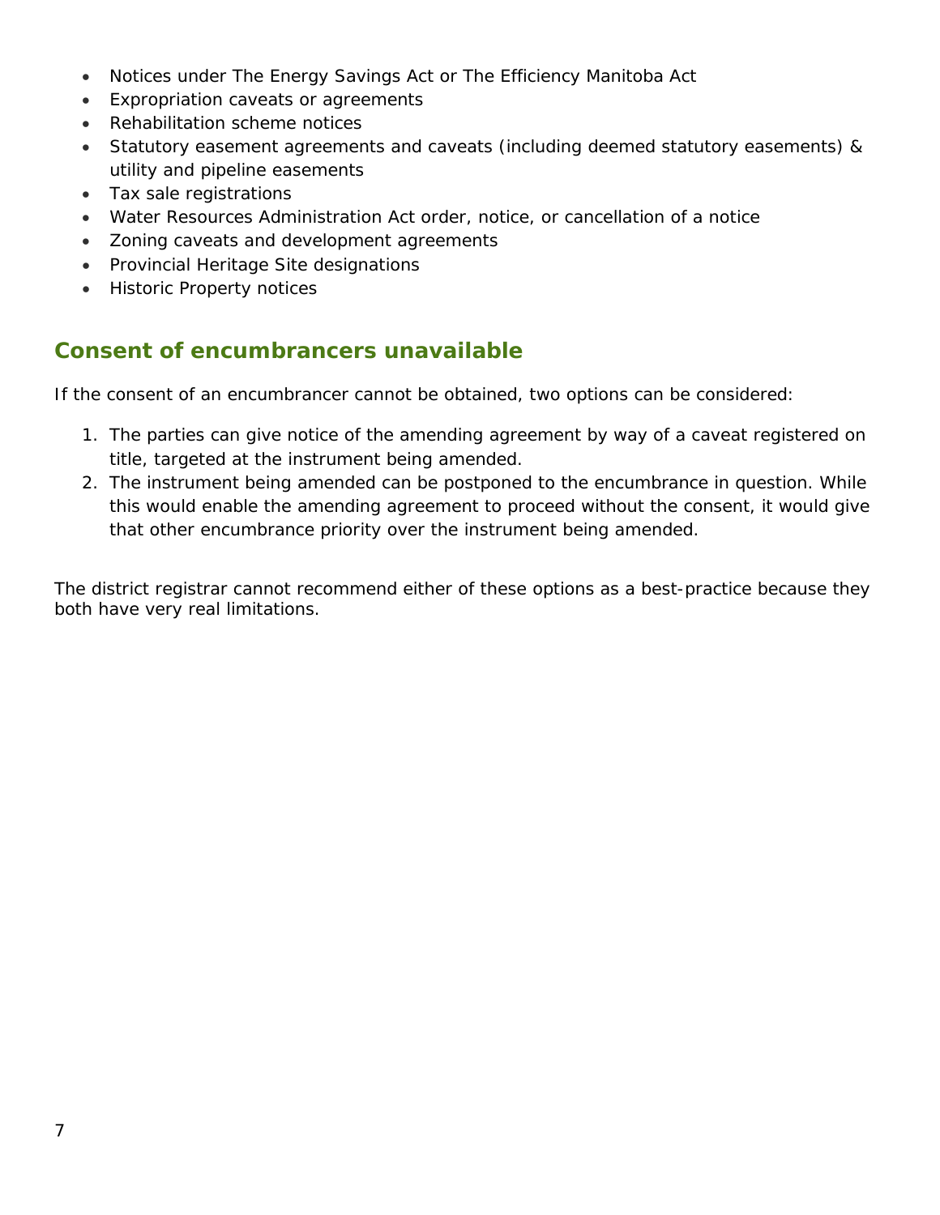- Notices under The Energy Savings Act or The Efficiency Manitoba Act
- Expropriation caveats or agreements
- Rehabilitation scheme notices
- Statutory easement agreements and caveats (including deemed statutory easements) & utility and pipeline easements
- Tax sale registrations
- Water Resources Administration Act order, notice, or cancellation of a notice
- Zoning caveats and development agreements
- Provincial Heritage Site designations
- Historic Property notices

## Consent of encumbrancers unavailable

If the consent of an encumbrancer cannot be obtained, two options can be considered:

1. The parties can give notice of the amending agreement by way of a caveat registered on title, targeted at the instrument being amended.
2. The instrument being amended can be postponed to the encumbrance in question. While this would enable the amending agreement to proceed without the consent, it would give that other encumbrance priority over the instrument being amended.

The district registrar cannot recommend either of these options as a best-practice because they both have very real limitations.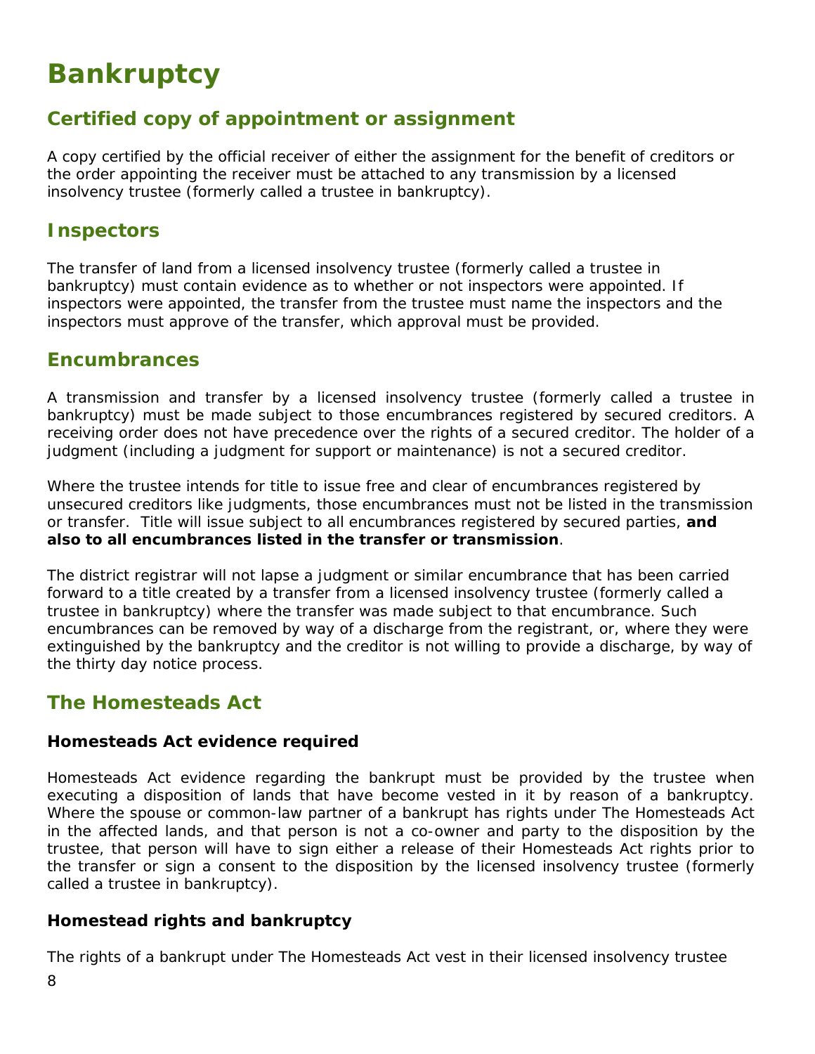# Bankruptcy

## Certified copy of appointment or assignment

A copy certified by the official receiver of either the assignment for the benefit of creditors or the order appointing the receiver must be attached to any transmission by a licensed insolvency trustee (formerly called a trustee in bankruptcy).

## Inspectors

The transfer of land from a licensed insolvency trustee (formerly called a trustee in bankruptcy) must contain evidence as to whether or not inspectors were appointed. If inspectors were appointed, the transfer from the trustee must name the inspectors and the inspectors must approve of the transfer, which approval must be provided.

## Encumbrances

A transmission and transfer by a licensed insolvency trustee (formerly called a trustee in bankruptcy) must be made subject to those encumbrances registered by secured creditors. A receiving order does not have precedence over the rights of a secured creditor. The holder of a judgment (including a judgment for support or maintenance) is not a secured creditor.

Where the trustee intends for title to issue free and clear of encumbrances registered by unsecured creditors like judgments, those encumbrances must not be listed in the transmission or transfer. Title will issue subject to all encumbrances registered by secured parties, **and also to all encumbrances listed in the transfer or transmission**.

The district registrar will not lapse a judgment or similar encumbrance that has been carried forward to a title created by a transfer from a licensed insolvency trustee (formerly called a trustee in bankruptcy) where the transfer was made subject to that encumbrance. Such encumbrances can be removed by way of a discharge from the registrant, or, where they were extinguished by the bankruptcy and the creditor is not willing to provide a discharge, by way of the thirty day notice process.

## The Homesteads Act

### Homesteads Act evidence required

Homesteads Act evidence regarding the bankrupt must be provided by the trustee when executing a disposition of lands that have become vested in it by reason of a bankruptcy. Where the spouse or common-law partner of a bankrupt has rights under The Homesteads Act in the affected lands, and that person is not a co-owner and party to the disposition by the trustee, that person will have to sign either a release of their Homesteads Act rights prior to the transfer or sign a consent to the disposition by the licensed insolvency trustee (formerly called a trustee in bankruptcy).

### Homestead rights and bankruptcy

The rights of a bankrupt under The Homesteads Act vest in their licensed insolvency trustee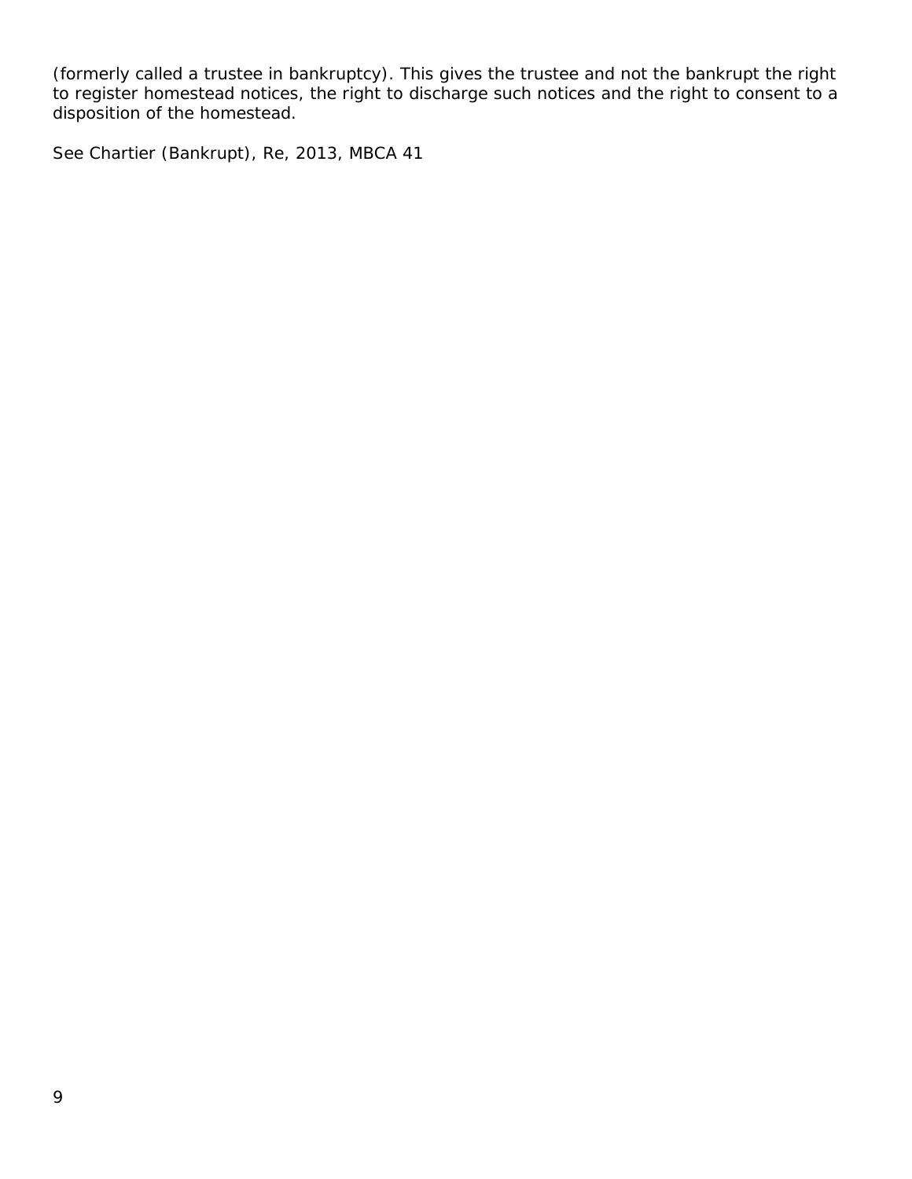(formerly called a trustee in bankruptcy). This gives the trustee and not the bankrupt the right to register homestead notices, the right to discharge such notices and the right to consent to a disposition of the homestead.

See Chartier (Bankrupt), Re, 2013, MBCA 41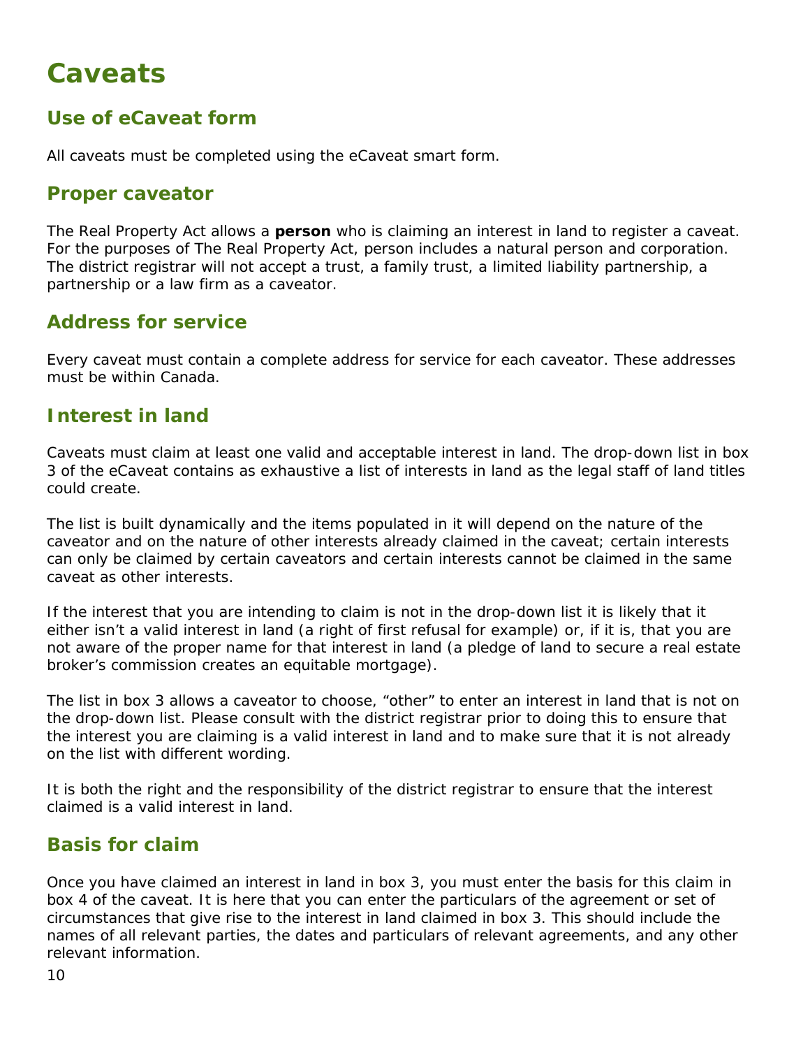# Caveats

## Use of eCaveat form

All caveats must be completed using the eCaveat smart form.

## Proper caveator

The Real Property Act allows a **person** who is claiming an interest in land to register a caveat. For the purposes of The Real Property Act, person includes a natural person and corporation. The district registrar will not accept a trust, a family trust, a limited liability partnership, a partnership or a law firm as a caveator.

## Address for service

Every caveat must contain a complete address for service for each caveator. These addresses must be within Canada.

## Interest in land

Caveats must claim at least one valid and acceptable interest in land. The drop-down list in box 3 of the eCaveat contains as exhaustive a list of interests in land as the legal staff of land titles could create.

The list is built dynamically and the items populated in it will depend on the nature of the caveator and on the nature of other interests already claimed in the caveat; certain interests can only be claimed by certain caveators and certain interests cannot be claimed in the same caveat as other interests.

If the interest that you are intending to claim is not in the drop-down list it is likely that it either isn't a valid interest in land (a right of first refusal for example) or, if it is, that you are not aware of the proper name for that interest in land (a pledge of land to secure a real estate broker's commission creates an equitable mortgage).

The list in box 3 allows a caveator to choose, "other" to enter an interest in land that is not on the drop-down list. Please consult with the district registrar prior to doing this to ensure that the interest you are claiming is a valid interest in land and to make sure that it is not already on the list with different wording.

It is both the right and the responsibility of the district registrar to ensure that the interest claimed is a valid interest in land.

## Basis for claim

Once you have claimed an interest in land in box 3, you must enter the basis for this claim in box 4 of the caveat. It is here that you can enter the particulars of the agreement or set of circumstances that give rise to the interest in land claimed in box 3. This should include the names of all relevant parties, the dates and particulars of relevant agreements, and any other relevant information.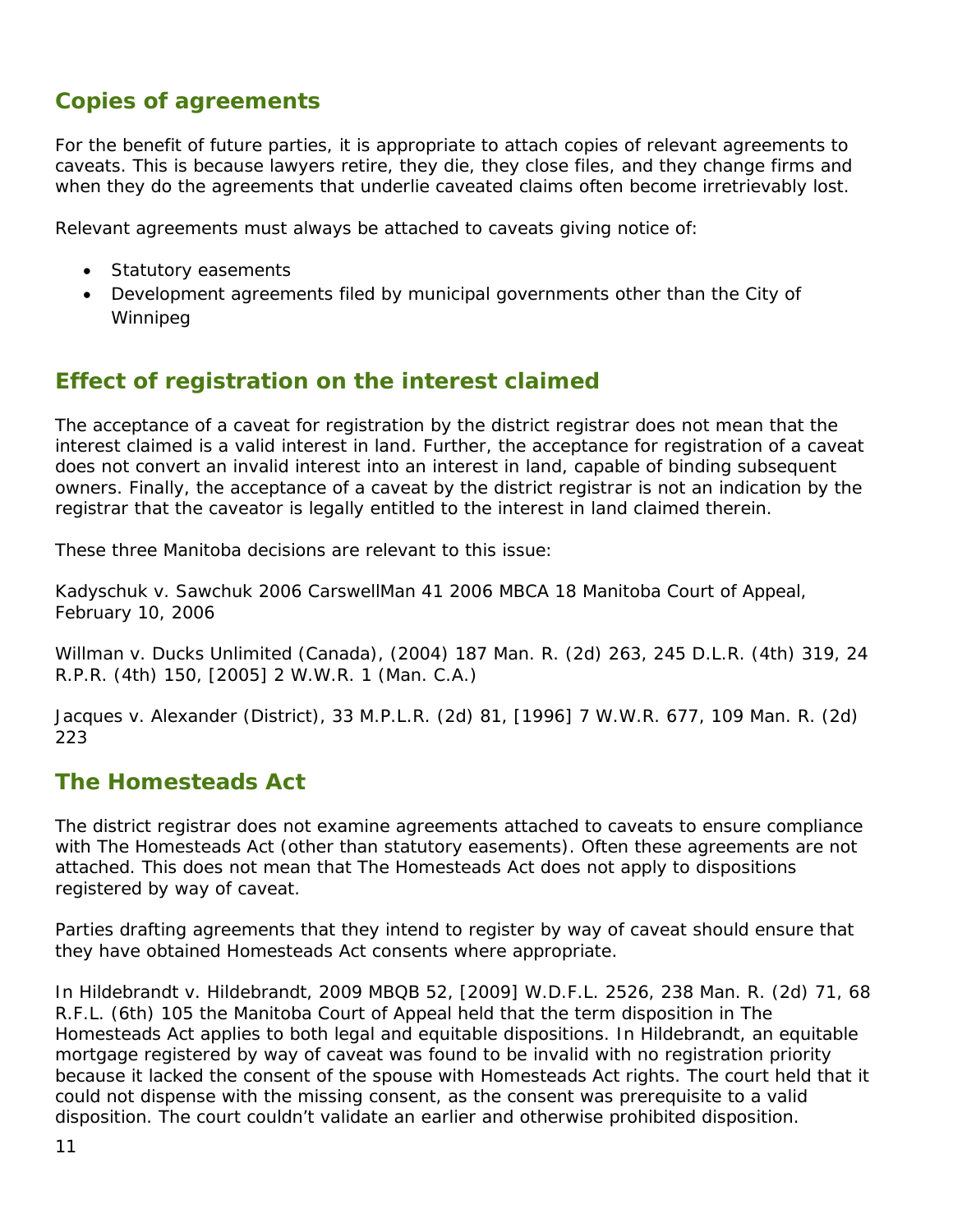## Copies of agreements

For the benefit of future parties, it is appropriate to attach copies of relevant agreements to caveats. This is because lawyers retire, they die, they close files, and they change firms and when they do the agreements that underlie caveated claims often become irretrievably lost.

Relevant agreements must always be attached to caveats giving notice of:

- Statutory easements
- Development agreements filed by municipal governments other than the City of Winnipeg

## Effect of registration on the interest claimed

The acceptance of a caveat for registration by the district registrar does not mean that the interest claimed is a valid interest in land. Further, the acceptance for registration of a caveat does not convert an invalid interest into an interest in land, capable of binding subsequent owners. Finally, the acceptance of a caveat by the district registrar is not an indication by the registrar that the caveator is legally entitled to the interest in land claimed therein.

These three Manitoba decisions are relevant to this issue:

Kadyschuk v. Sawchuk 2006 CarswellMan 41 2006 MBCA 18 Manitoba Court of Appeal, February 10, 2006

Willman v. Ducks Unlimited (Canada), (2004) 187 Man. R. (2d) 263, 245 D.L.R. (4th) 319, 24 R.P.R. (4th) 150, [2005] 2 W.W.R. 1 (Man. C.A.)

Jacques v. Alexander (District), 33 M.P.L.R. (2d) 81, [1996] 7 W.W.R. 677, 109 Man. R. (2d) 223

## The Homesteads Act

The district registrar does not examine agreements attached to caveats to ensure compliance with The Homesteads Act (other than statutory easements). Often these agreements are not attached. This does not mean that The Homesteads Act does not apply to dispositions registered by way of caveat.

Parties drafting agreements that they intend to register by way of caveat should ensure that they have obtained Homesteads Act consents where appropriate.

In Hildebrandt v. Hildebrandt, 2009 MBQB 52, [2009] W.D.F.L. 2526, 238 Man. R. (2d) 71, 68 R.F.L. (6th) 105 the Manitoba Court of Appeal held that the term disposition in The Homesteads Act applies to both legal and equitable dispositions. In Hildebrandt, an equitable mortgage registered by way of caveat was found to be invalid with no registration priority because it lacked the consent of the spouse with Homesteads Act rights. The court held that it could not dispense with the missing consent, as the consent was prerequisite to a valid disposition. The court couldn't validate an earlier and otherwise prohibited disposition.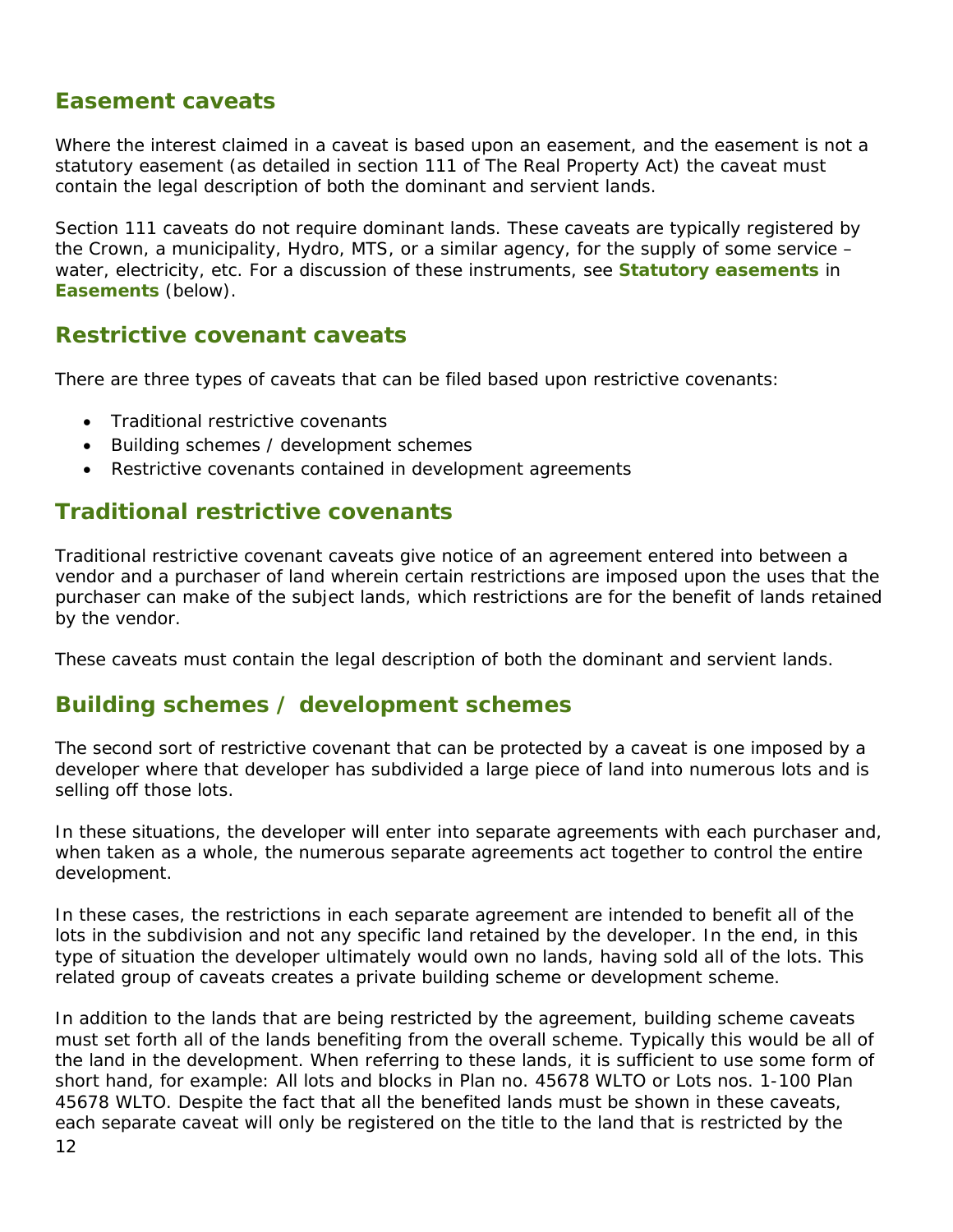## Easement caveats

Where the interest claimed in a caveat is based upon an easement, and the easement is not a statutory easement (as detailed in section 111 of The Real Property Act) the caveat must contain the legal description of both the dominant and servient lands.

Section 111 caveats do not require dominant lands. These caveats are typically registered by the Crown, a municipality, Hydro, MTS, or a similar agency, for the supply of some service – water, electricity, etc. For a discussion of these instruments, see **Statutory easements** in **Easements** (below).

## Restrictive covenant caveats

There are three types of caveats that can be filed based upon restrictive covenants:

- Traditional restrictive covenants
- Building schemes / development schemes
- Restrictive covenants contained in development agreements

## Traditional restrictive covenants

Traditional restrictive covenant caveats give notice of an agreement entered into between a vendor and a purchaser of land wherein certain restrictions are imposed upon the uses that the purchaser can make of the subject lands, which restrictions are for the benefit of lands retained by the vendor.

These caveats must contain the legal description of both the dominant and servient lands.

## Building schemes / development schemes

The second sort of restrictive covenant that can be protected by a caveat is one imposed by a developer where that developer has subdivided a large piece of land into numerous lots and is selling off those lots.

In these situations, the developer will enter into separate agreements with each purchaser and, when taken as a whole, the numerous separate agreements act together to control the entire development.

In these cases, the restrictions in each separate agreement are intended to benefit all of the lots in the subdivision and not any specific land retained by the developer. In the end, in this type of situation the developer ultimately would own no lands, having sold all of the lots. This related group of caveats creates a private building scheme or development scheme.

In addition to the lands that are being restricted by the agreement, building scheme caveats must set forth all of the lands benefiting from the overall scheme. Typically this would be all of the land in the development. When referring to these lands, it is sufficient to use some form of short hand, for example: All lots and blocks in Plan no. 45678 WLTO or Lots nos. 1-100 Plan 45678 WLTO. Despite the fact that all the benefited lands must be shown in these caveats, each separate caveat will only be registered on the title to the land that is restricted by the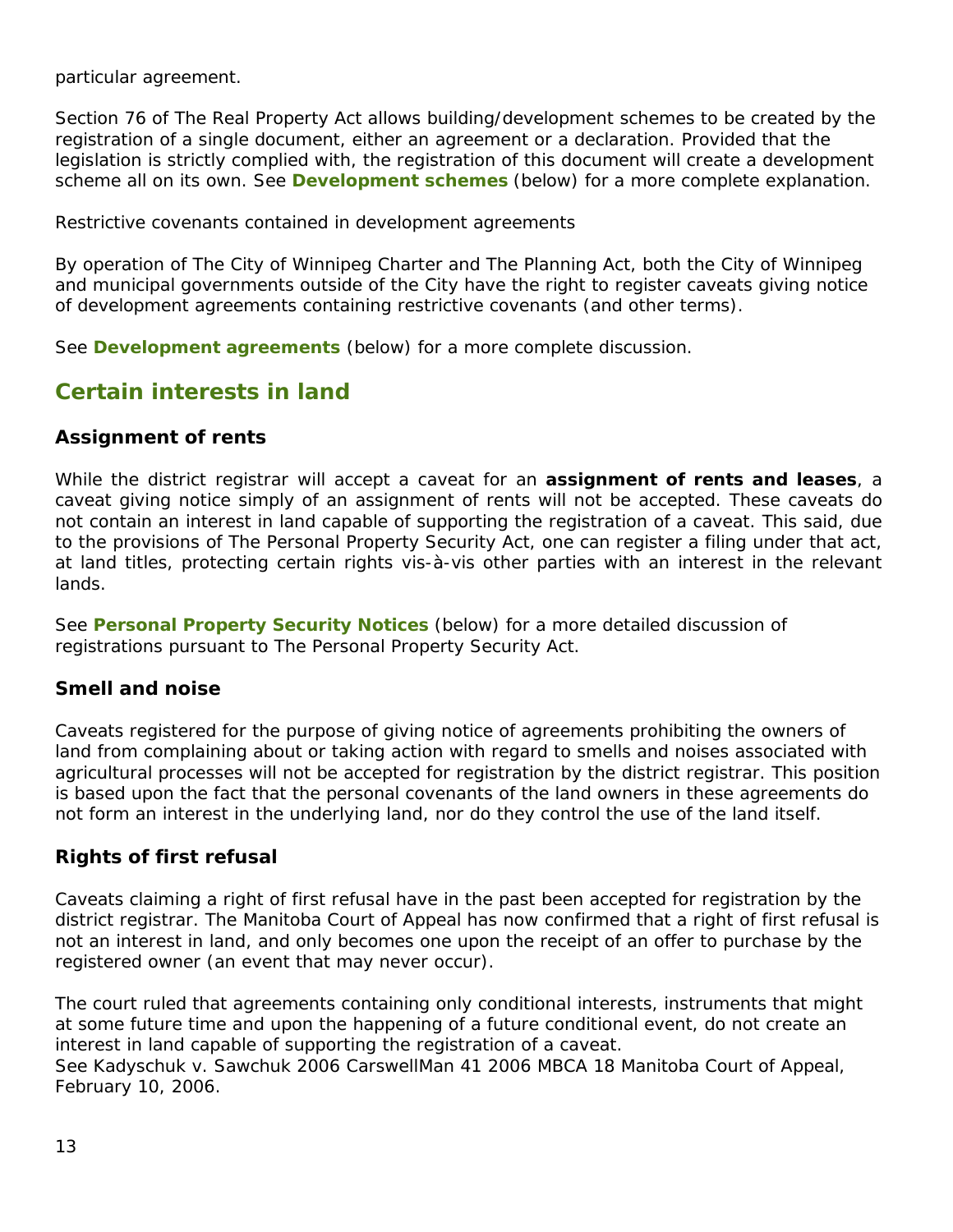particular agreement.

Section 76 of The Real Property Act allows building/development schemes to be created by the registration of a single document, either an agreement or a declaration. Provided that the legislation is strictly complied with, the registration of this document will create a development scheme all on its own. See **Development schemes** (below) for a more complete explanation.

Restrictive covenants contained in development agreements

By operation of The City of Winnipeg Charter and The Planning Act, both the City of Winnipeg and municipal governments outside of the City have the right to register caveats giving notice of development agreements containing restrictive covenants (and other terms).

See **Development agreements** (below) for a more complete discussion.

## Certain interests in land

### Assignment of rents

While the district registrar will accept a caveat for an **assignment of rents and leases**, a caveat giving notice simply of an assignment of rents will not be accepted. These caveats do not contain an interest in land capable of supporting the registration of a caveat. This said, due to the provisions of The Personal Property Security Act, one can register a filing under that act, at land titles, protecting certain rights vis-à-vis other parties with an interest in the relevant lands.

See **Personal Property Security Notices** (below) for a more detailed discussion of registrations pursuant to The Personal Property Security Act.

### Smell and noise

Caveats registered for the purpose of giving notice of agreements prohibiting the owners of land from complaining about or taking action with regard to smells and noises associated with agricultural processes will not be accepted for registration by the district registrar. This position is based upon the fact that the personal covenants of the land owners in these agreements do not form an interest in the underlying land, nor do they control the use of the land itself.

### Rights of first refusal

Caveats claiming a right of first refusal have in the past been accepted for registration by the district registrar. The Manitoba Court of Appeal has now confirmed that a right of first refusal is not an interest in land, and only becomes one upon the receipt of an offer to purchase by the registered owner (an event that may never occur).

The court ruled that agreements containing only conditional interests, instruments that might at some future time and upon the happening of a future conditional event, do not create an interest in land capable of supporting the registration of a caveat.
See Kadyschuk v. Sawchuk 2006 CarswellMan 41 2006 MBCA 18 Manitoba Court of Appeal, February 10, 2006.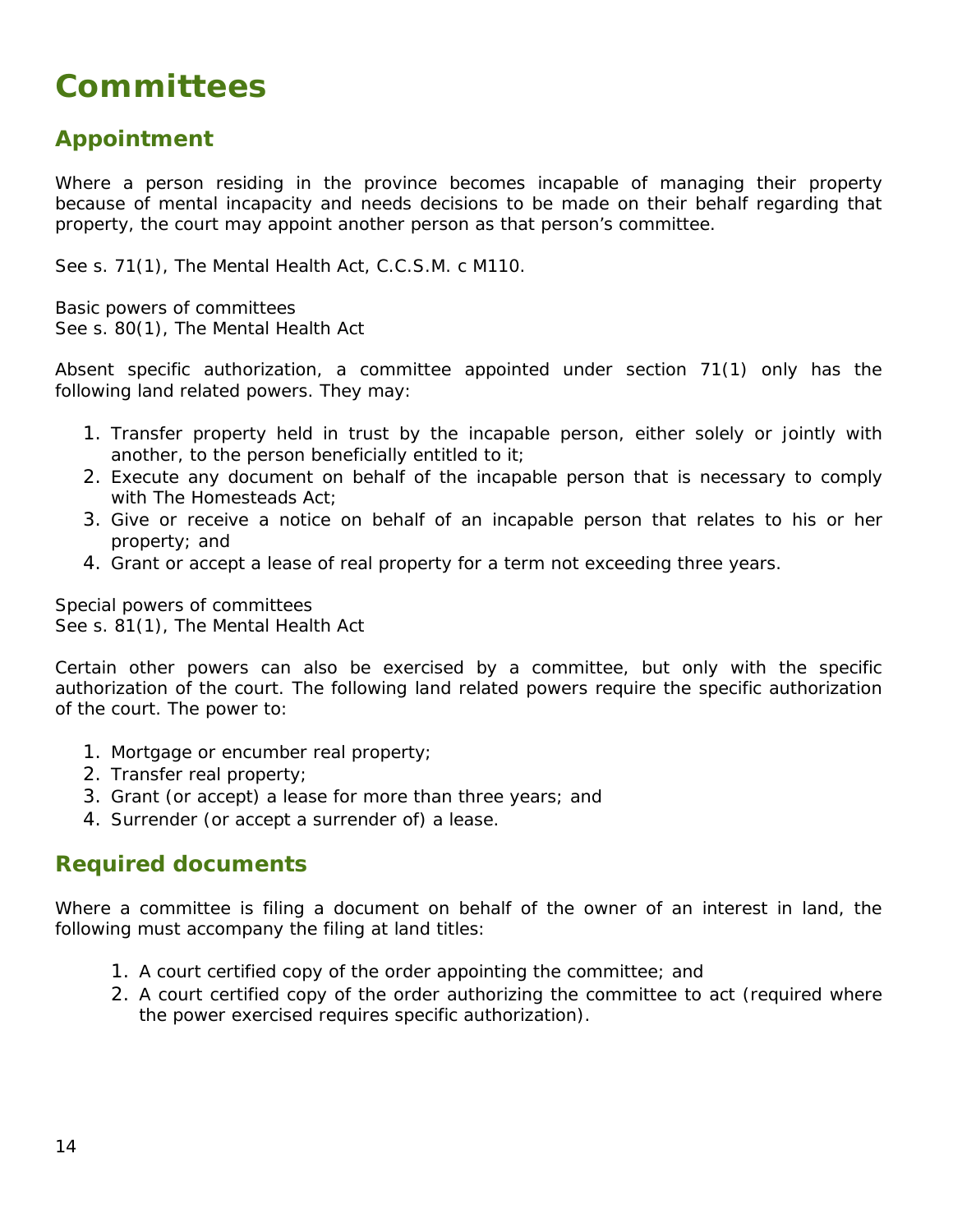# Committees

## Appointment

Where a person residing in the province becomes incapable of managing their property because of mental incapacity and needs decisions to be made on their behalf regarding that property, the court may appoint another person as that person's committee.

See s. 71(1), The Mental Health Act, C.C.S.M. c M110.

Basic powers of committees
See s. 80(1), The Mental Health Act

Absent specific authorization, a committee appointed under section 71(1) only has the following land related powers. They may:

1. Transfer property held in trust by the incapable person, either solely or jointly with another, to the person beneficially entitled to it;
2. Execute any document on behalf of the incapable person that is necessary to comply with The Homesteads Act;
3. Give or receive a notice on behalf of an incapable person that relates to his or her property; and
4. Grant or accept a lease of real property for a term not exceeding three years.

Special powers of committees
See s. 81(1), The Mental Health Act

Certain other powers can also be exercised by a committee, but only with the specific authorization of the court. The following land related powers require the specific authorization of the court. The power to:

1. Mortgage or encumber real property;
2. Transfer real property;
3. Grant (or accept) a lease for more than three years; and
4. Surrender (or accept a surrender of) a lease.

## Required documents

Where a committee is filing a document on behalf of the owner of an interest in land, the following must accompany the filing at land titles:

1. A court certified copy of the order appointing the committee; and
2. A court certified copy of the order authorizing the committee to act (required where the power exercised requires specific authorization).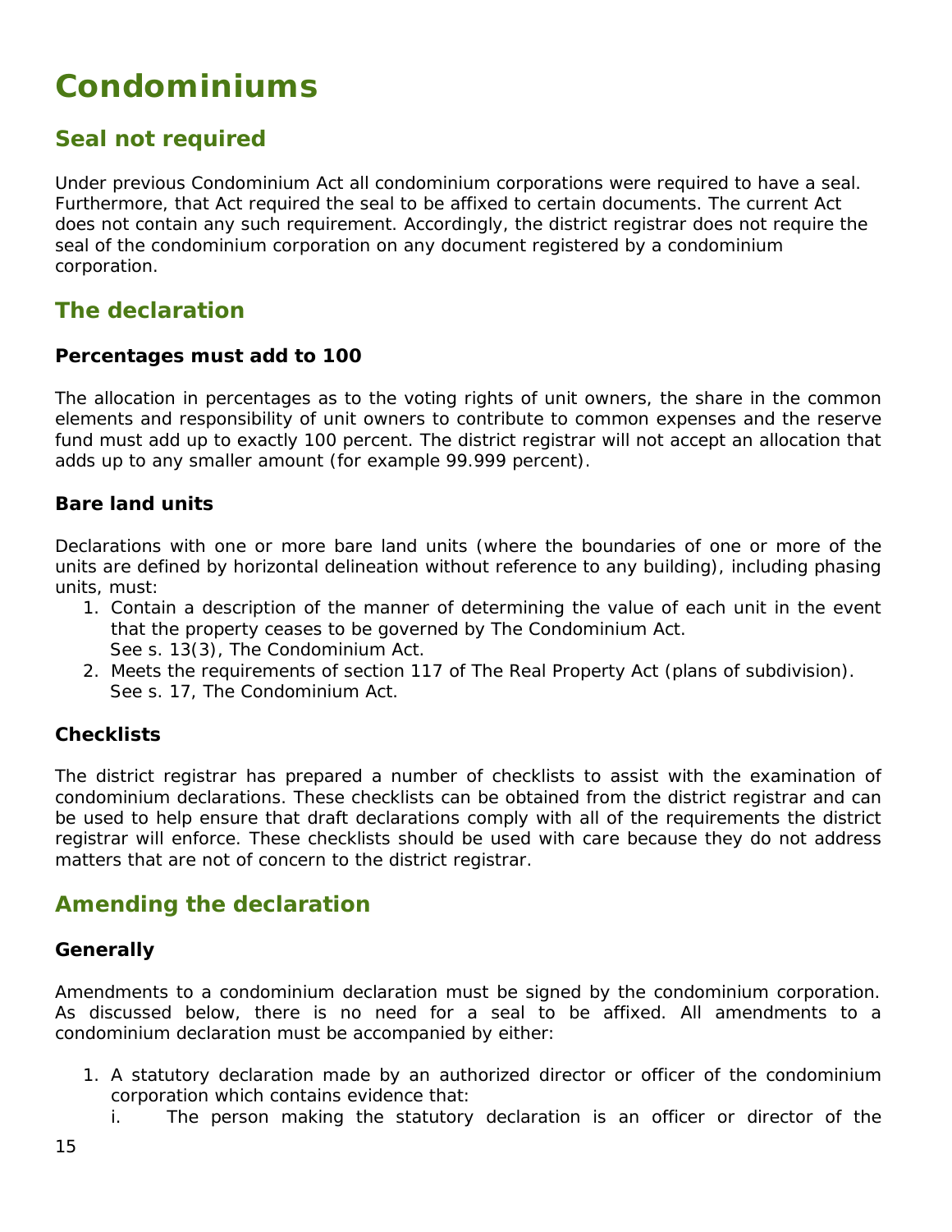# Condominiums

## Seal not required

Under previous Condominium Act all condominium corporations were required to have a seal. Furthermore, that Act required the seal to be affixed to certain documents. The current Act does not contain any such requirement. Accordingly, the district registrar does not require the seal of the condominium corporation on any document registered by a condominium corporation.

## The declaration

### Percentages must add to 100

The allocation in percentages as to the voting rights of unit owners, the share in the common elements and responsibility of unit owners to contribute to common expenses and the reserve fund must add up to exactly 100 percent. The district registrar will not accept an allocation that adds up to any smaller amount (for example 99.999 percent).

### Bare land units

Declarations with one or more bare land units (where the boundaries of one or more of the units are defined by horizontal delineation without reference to any building), including phasing units, must:

1. Contain a description of the manner of determining the value of each unit in the event that the property ceases to be governed by The Condominium Act.
   See s. 13(3), The Condominium Act.
2. Meets the requirements of section 117 of The Real Property Act (plans of subdivision).
   See s. 17, The Condominium Act.

### Checklists

The district registrar has prepared a number of checklists to assist with the examination of condominium declarations. These checklists can be obtained from the district registrar and can be used to help ensure that draft declarations comply with all of the requirements the district registrar will enforce. These checklists should be used with care because they do not address matters that are not of concern to the district registrar.

## Amending the declaration

### Generally

Amendments to a condominium declaration must be signed by the condominium corporation. As discussed below, there is no need for a seal to be affixed. All amendments to a condominium declaration must be accompanied by either:

1. A statutory declaration made by an authorized director or officer of the condominium corporation which contains evidence that:
   i. The person making the statutory declaration is an officer or director of the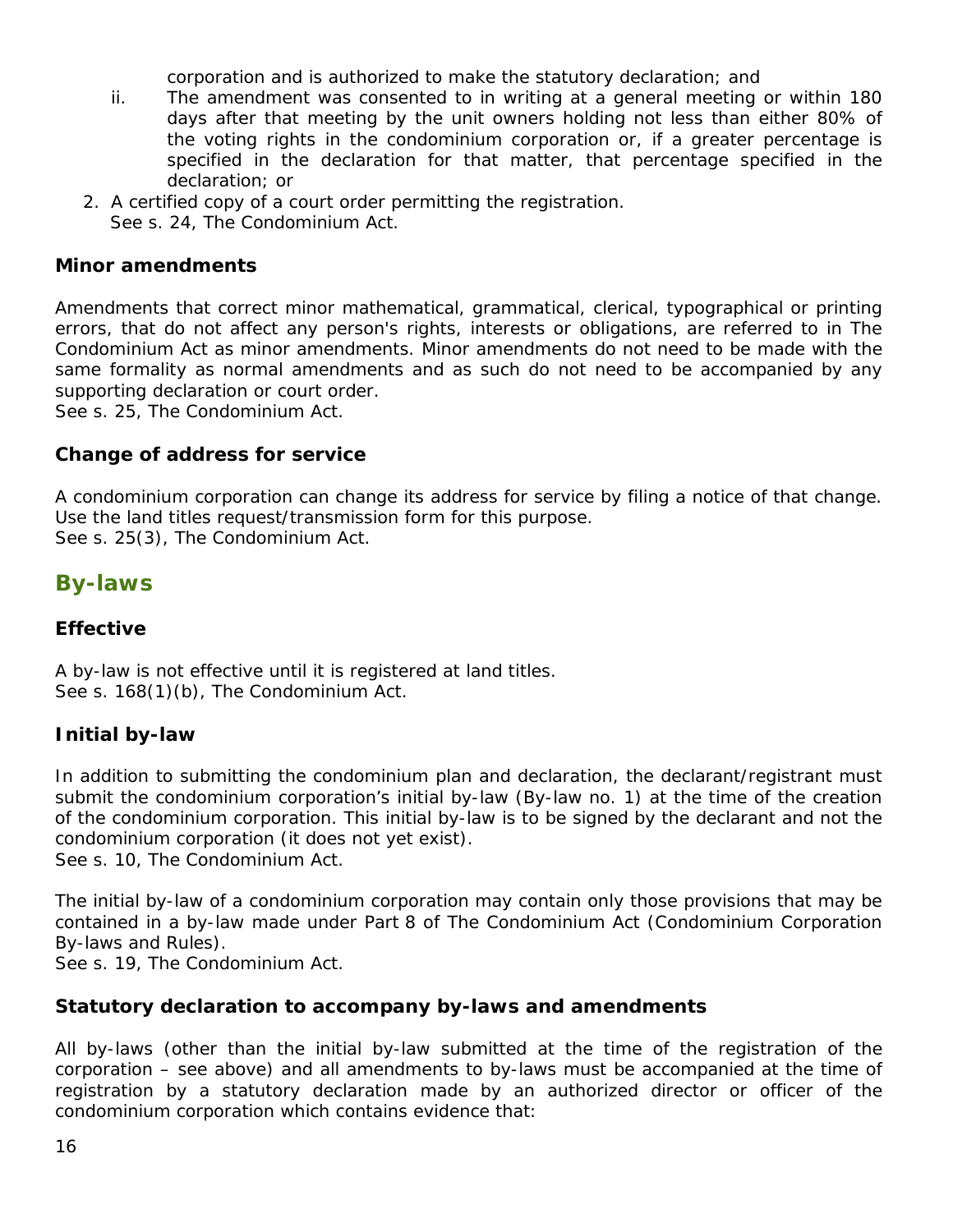corporation and is authorized to make the statutory declaration; and

   ii. The amendment was consented to in writing at a general meeting or within 180 days after that meeting by the unit owners holding not less than either 80% of the voting rights in the condominium corporation or, if a greater percentage is specified in the declaration for that matter, that percentage specified in the declaration; or

2. A certified copy of a court order permitting the registration.
   See s. 24, *The Condominium Act*.

### Minor amendments

Amendments that correct minor mathematical, grammatical, clerical, typographical or printing errors, that do not affect any person's rights, interests or obligations, are referred to in *The Condominium Act* as minor amendments. Minor amendments do not need to be made with the same formality as normal amendments and as such do not need to be accompanied by any supporting declaration or court order.
See s. 25, *The Condominium Act*.

### Change of address for service

A condominium corporation can change its address for service by filing a notice of that change. Use the land titles request/transmission form for this purpose.
See s. 25(3), *The Condominium Act*.

## By-laws

### Effective

A by-law is not effective until it is registered at land titles.
See s. 168(1)(b), *The Condominium Act*.

### Initial by-law

In addition to submitting the condominium plan and declaration, the declarant/registrant must submit the condominium corporation's initial by-law (By-law no. 1) at the time of the creation of the condominium corporation. This initial by-law is to be signed by the declarant and not the condominium corporation (it does not yet exist).
See s. 10, *The Condominium Act*.

The initial by-law of a condominium corporation may contain only those provisions that may be contained in a by-law made under Part 8 of *The Condominium Act* (Condominium Corporation By-laws and Rules).
See s. 19, *The Condominium Act*.

### Statutory declaration to accompany by-laws and amendments

All by-laws (other than the initial by-law submitted at the time of the registration of the corporation – see above) and all amendments to by-laws must be accompanied at the time of registration by a statutory declaration made by an authorized director or officer of the condominium corporation which contains evidence that: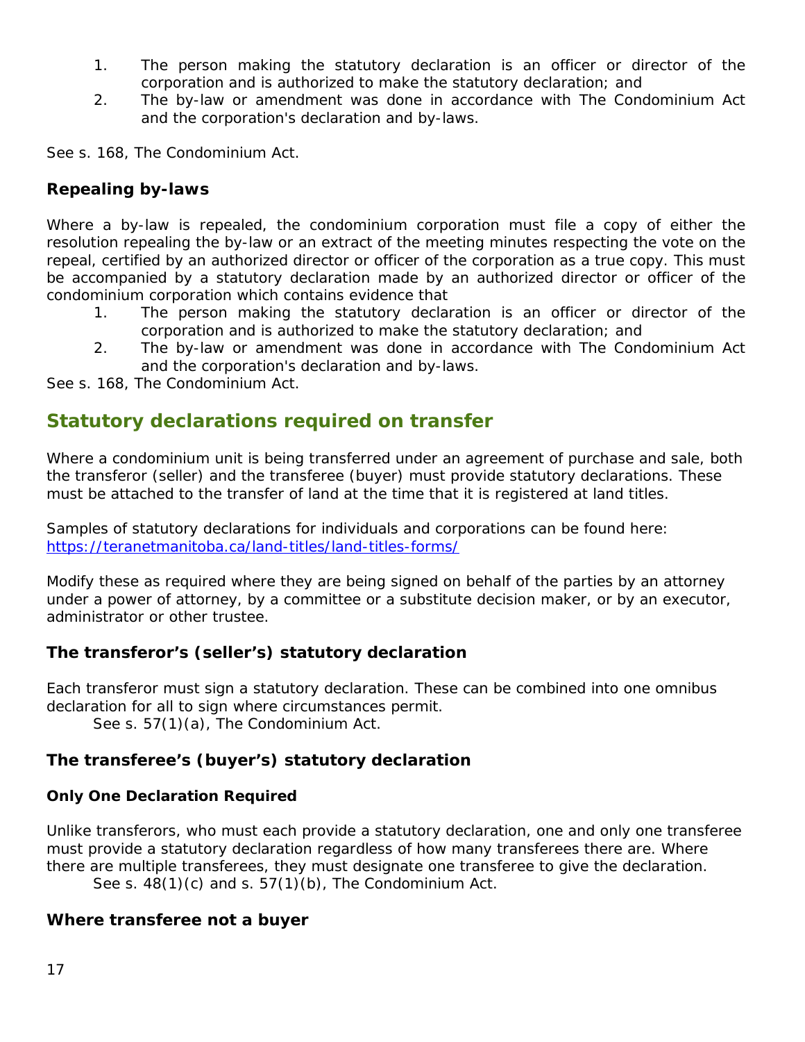1. The person making the statutory declaration is an officer or director of the corporation and is authorized to make the statutory declaration; and
2. The by-law or amendment was done in accordance with The Condominium Act and the corporation's declaration and by-laws.

See s. 168, The Condominium Act.

### Repealing by-laws

Where a by-law is repealed, the condominium corporation must file a copy of either the resolution repealing the by-law or an extract of the meeting minutes respecting the vote on the repeal, certified by an authorized director or officer of the corporation as a true copy. This must be accompanied by a statutory declaration made by an authorized director or officer of the condominium corporation which contains evidence that

1. The person making the statutory declaration is an officer or director of the corporation and is authorized to make the statutory declaration; and
2. The by-law or amendment was done in accordance with The Condominium Act and the corporation's declaration and by-laws.

See s. 168, The Condominium Act.

## Statutory declarations required on transfer

Where a condominium unit is being transferred under an agreement of purchase and sale, both the transferor (seller) and the transferee (buyer) must provide statutory declarations. These must be attached to the transfer of land at the time that it is registered at land titles.

Samples of statutory declarations for individuals and corporations can be found here: [https://teranetmanitoba.ca/land-titles/land-titles-forms/](https://teranetmanitoba.ca/land-titles/land-titles-forms/)

Modify these as required where they are being signed on behalf of the parties by an attorney under a power of attorney, by a committee or a substitute decision maker, or by an executor, administrator or other trustee.

### The transferor's (seller's) statutory declaration

Each transferor must sign a statutory declaration. These can be combined into one omnibus declaration for all to sign where circumstances permit.

See s. 57(1)(a), The Condominium Act.

### The transferee's (buyer's) statutory declaration

#### Only One Declaration Required

Unlike transferors, who must each provide a statutory declaration, one and only one transferee must provide a statutory declaration regardless of how many transferees there are. Where there are multiple transferees, they must designate one transferee to give the declaration.

See s. 48(1)(c) and s. 57(1)(b), The Condominium Act.

### Where transferee not a buyer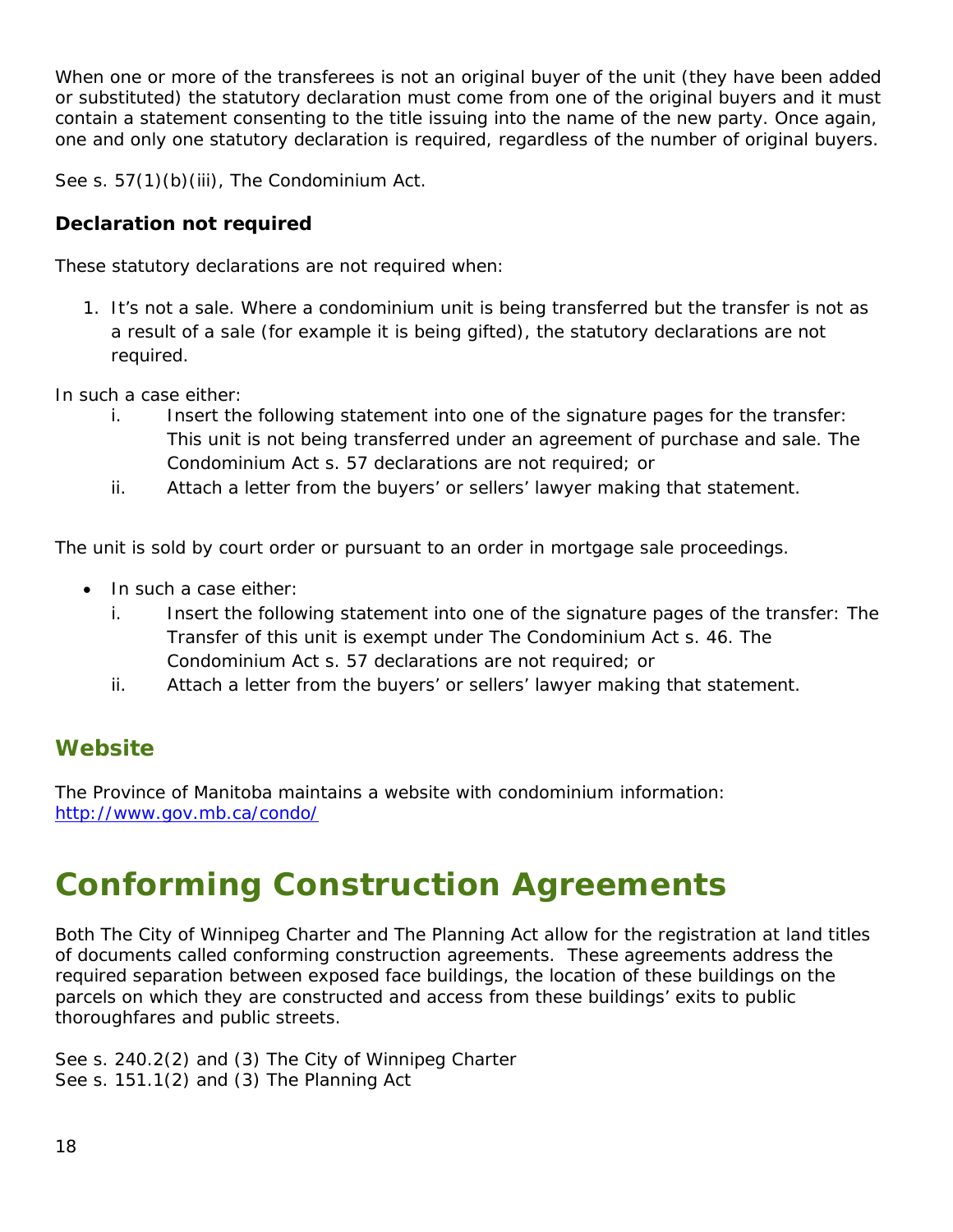When one or more of the transferees is not an original buyer of the unit (they have been added or substituted) the statutory declaration must come from one of the original buyers and it must contain a statement consenting to the title issuing into the name of the new party. Once again, one and only one statutory declaration is required, regardless of the number of original buyers.

See s. 57(1)(b)(iii), The Condominium Act.

### Declaration not required

These statutory declarations are not required when:

1. It's not a sale. Where a condominium unit is being transferred but the transfer is not as a result of a sale (for example it is being gifted), the statutory declarations are not required.

In such a case either:

   i. Insert the following statement into one of the signature pages for the transfer: This unit is not being transferred under an agreement of purchase and sale. The Condominium Act s. 57 declarations are not required; or
   ii. Attach a letter from the buyers' or sellers' lawyer making that statement.

The unit is sold by court order or pursuant to an order in mortgage sale proceedings.

- In such a case either:
   i. Insert the following statement into one of the signature pages of the transfer: The Transfer of this unit is exempt under The Condominium Act s. 46. The Condominium Act s. 57 declarations are not required; or
   ii. Attach a letter from the buyers' or sellers' lawyer making that statement.

## Website

The Province of Manitoba maintains a website with condominium information: http://www.gov.mb.ca/condo/

# Conforming Construction Agreements

Both The City of Winnipeg Charter and The Planning Act allow for the registration at land titles of documents called conforming construction agreements. These agreements address the required separation between exposed face buildings, the location of these buildings on the parcels on which they are constructed and access from these buildings' exits to public thoroughfares and public streets.

See s. 240.2(2) and (3) The City of Winnipeg Charter
See s. 151.1(2) and (3) The Planning Act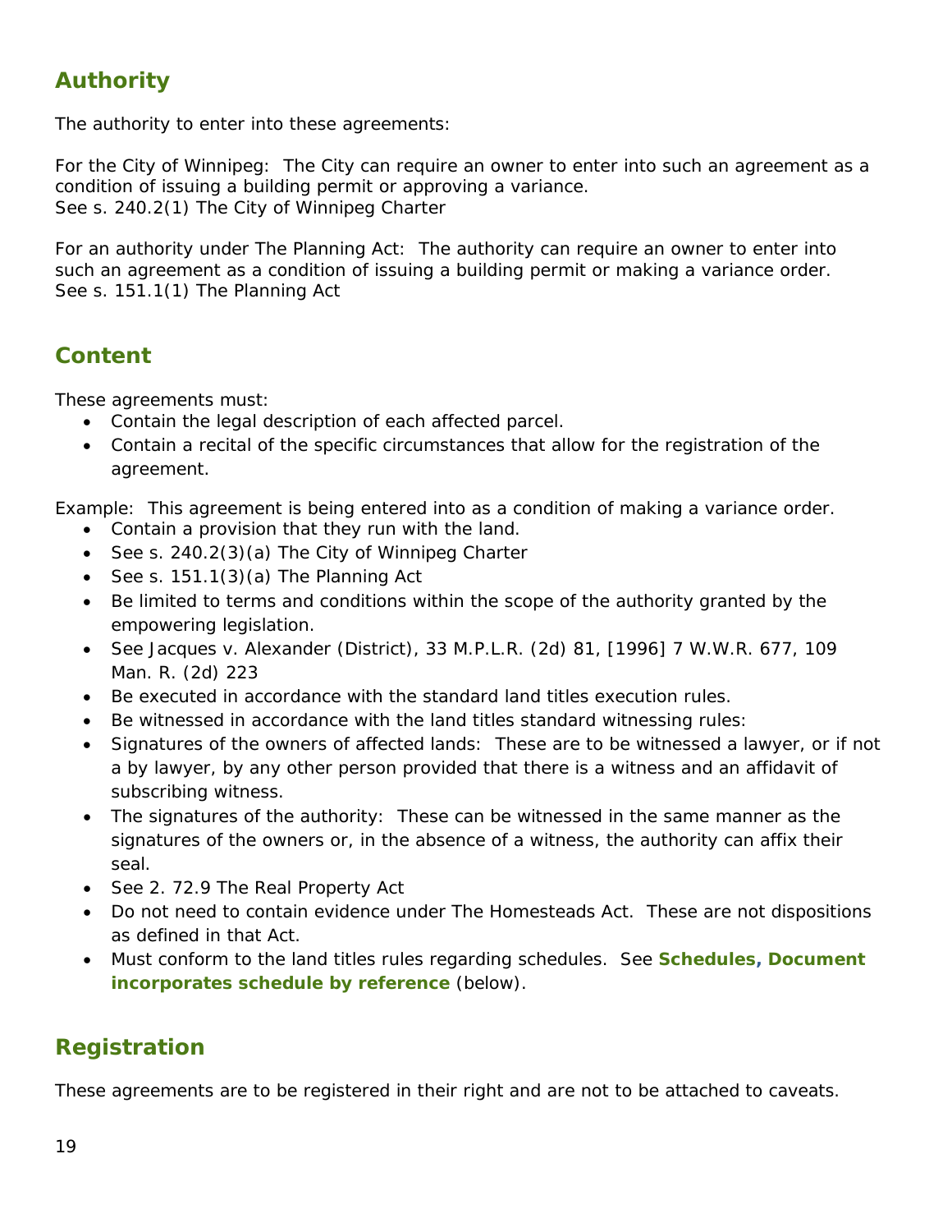## Authority

The authority to enter into these agreements:

For the City of Winnipeg: The City can require an owner to enter into such an agreement as a condition of issuing a building permit or approving a variance.
See s. 240.2(1) The City of Winnipeg Charter

For an authority under The Planning Act: The authority can require an owner to enter into such an agreement as a condition of issuing a building permit or making a variance order.
See s. 151.1(1) The Planning Act

## Content

These agreements must:

- Contain the legal description of each affected parcel.
- Contain a recital of the specific circumstances that allow for the registration of the agreement.

Example: This agreement is being entered into as a condition of making a variance order.

- Contain a provision that they run with the land.
- See s. 240.2(3)(a) The City of Winnipeg Charter
- See s. 151.1(3)(a) The Planning Act
- Be limited to terms and conditions within the scope of the authority granted by the empowering legislation.
- See Jacques v. Alexander (District), 33 M.P.L.R. (2d) 81, [1996] 7 W.W.R. 677, 109 Man. R. (2d) 223
- Be executed in accordance with the standard land titles execution rules.
- Be witnessed in accordance with the land titles standard witnessing rules:
- Signatures of the owners of affected lands: These are to be witnessed a lawyer, or if not a by lawyer, by any other person provided that there is a witness and an affidavit of subscribing witness.
- The signatures of the authority: These can be witnessed in the same manner as the signatures of the owners or, in the absence of a witness, the authority can affix their seal.
- See 2. 72.9 The Real Property Act
- Do not need to contain evidence under The Homesteads Act. These are not dispositions as defined in that Act.
- Must conform to the land titles rules regarding schedules. See **Schedules, Document incorporates schedule by reference** (below).

## Registration

These agreements are to be registered in their right and are not to be attached to caveats.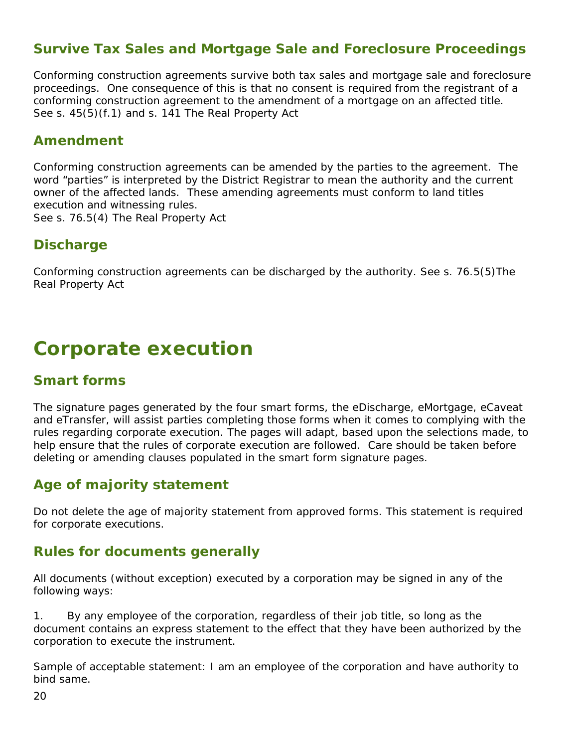## Survive Tax Sales and Mortgage Sale and Foreclosure Proceedings

Conforming construction agreements survive both tax sales and mortgage sale and foreclosure proceedings. One consequence of this is that no consent is required from the registrant of a conforming construction agreement to the amendment of a mortgage on an affected title.
See s. 45(5)(f.1) and s. 141 The Real Property Act

## Amendment

Conforming construction agreements can be amended by the parties to the agreement. The word "parties" is interpreted by the District Registrar to mean the authority and the current owner of the affected lands. These amending agreements must conform to land titles execution and witnessing rules.
See s. 76.5(4) The Real Property Act

## Discharge

Conforming construction agreements can be discharged by the authority. See s. 76.5(5)The Real Property Act

# Corporate execution

## Smart forms

The signature pages generated by the four smart forms, the eDischarge, eMortgage, eCaveat and eTransfer, will assist parties completing those forms when it comes to complying with the rules regarding corporate execution. The pages will adapt, based upon the selections made, to help ensure that the rules of corporate execution are followed. Care should be taken before deleting or amending clauses populated in the smart form signature pages.

## Age of majority statement

Do not delete the age of majority statement from approved forms. This statement is required for corporate executions.

## Rules for documents generally

All documents (without exception) executed by a corporation may be signed in any of the following ways:

1. By any employee of the corporation, regardless of their job title, so long as the document contains an express statement to the effect that they have been authorized by the corporation to execute the instrument.

Sample of acceptable statement: I am an employee of the corporation and have authority to bind same.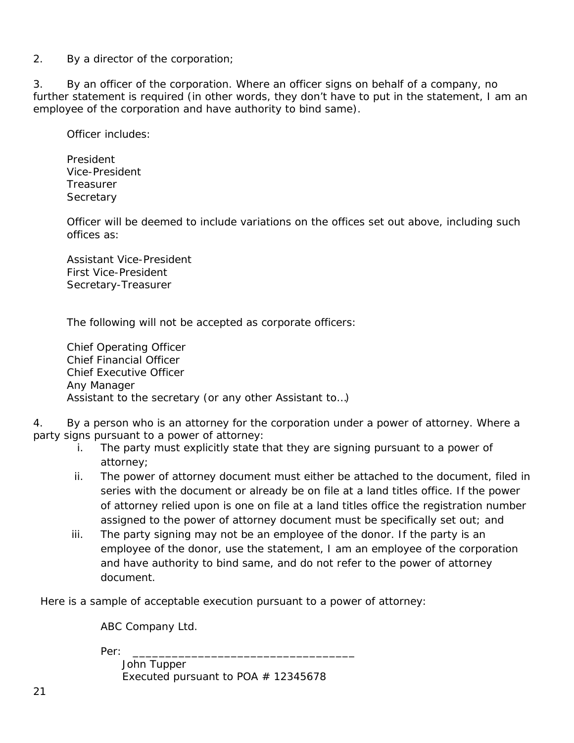2. By a director of the corporation;

3. By an officer of the corporation. Where an officer signs on behalf of a company, no further statement is required (in other words, they don't have to put in the statement, I am an employee of the corporation and have authority to bind same).

Officer includes:

President
Vice-President
Treasurer
Secretary

Officer will be deemed to include variations on the offices set out above, including such offices as:

Assistant Vice-President
First Vice-President
Secretary-Treasurer

The following will not be accepted as corporate officers:

Chief Operating Officer
Chief Financial Officer
Chief Executive Officer
Any Manager
Assistant to the secretary (or any other Assistant to…)

4. By a person who is an attorney for the corporation under a power of attorney. Where a party signs pursuant to a power of attorney:

i. The party must explicitly state that they are signing pursuant to a power of attorney;
ii. The power of attorney document must either be attached to the document, filed in series with the document or already be on file at a land titles office. If the power of attorney relied upon is one on file at a land titles office the registration number assigned to the power of attorney document must be specifically set out; and
iii. The party signing may not be an employee of the donor. If the party is an employee of the donor, use the statement, I am an employee of the corporation and have authority to bind same, and do not refer to the power of attorney document.

Here is a sample of acceptable execution pursuant to a power of attorney:

ABC Company Ltd.

Per: ___________________________________
John Tupper
Executed pursuant to POA # 12345678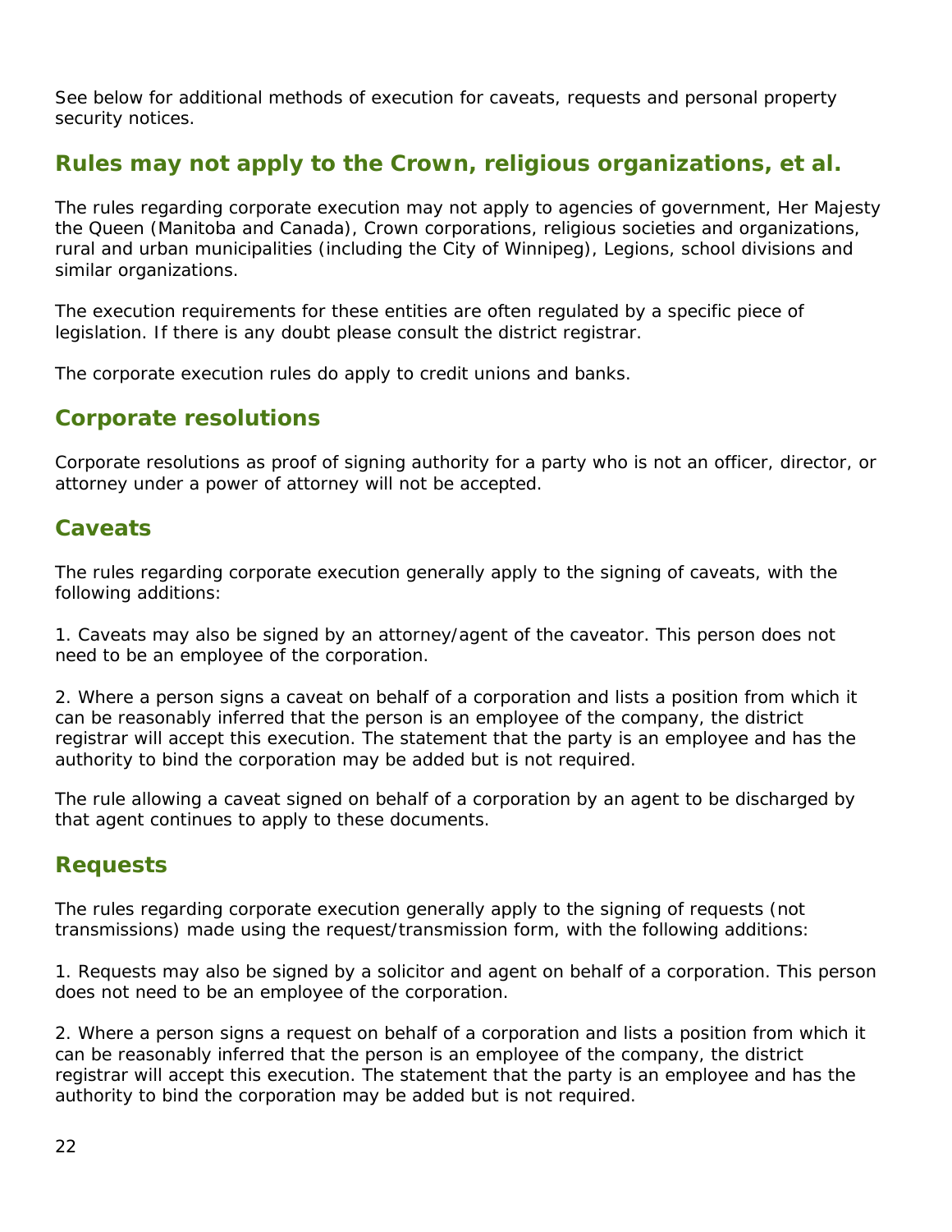See below for additional methods of execution for caveats, requests and personal property security notices.

## Rules may not apply to the Crown, religious organizations, et al.

The rules regarding corporate execution may not apply to agencies of government, Her Majesty the Queen (Manitoba and Canada), Crown corporations, religious societies and organizations, rural and urban municipalities (including the City of Winnipeg), Legions, school divisions and similar organizations.

The execution requirements for these entities are often regulated by a specific piece of legislation. If there is any doubt please consult the district registrar.

The corporate execution rules do apply to credit unions and banks.

### Corporate resolutions

Corporate resolutions as proof of signing authority for a party who is not an officer, director, or attorney under a power of attorney will not be accepted.

### Caveats

The rules regarding corporate execution generally apply to the signing of caveats, with the following additions:

1. Caveats may also be signed by an attorney/agent of the caveator. This person does not need to be an employee of the corporation.

2. Where a person signs a caveat on behalf of a corporation and lists a position from which it can be reasonably inferred that the person is an employee of the company, the district registrar will accept this execution. The statement that the party is an employee and has the authority to bind the corporation may be added but is not required.

The rule allowing a caveat signed on behalf of a corporation by an agent to be discharged by that agent continues to apply to these documents.

### Requests

The rules regarding corporate execution generally apply to the signing of requests (not transmissions) made using the request/transmission form, with the following additions:

1. Requests may also be signed by a solicitor and agent on behalf of a corporation. This person does not need to be an employee of the corporation.

2. Where a person signs a request on behalf of a corporation and lists a position from which it can be reasonably inferred that the person is an employee of the company, the district registrar will accept this execution. The statement that the party is an employee and has the authority to bind the corporation may be added but is not required.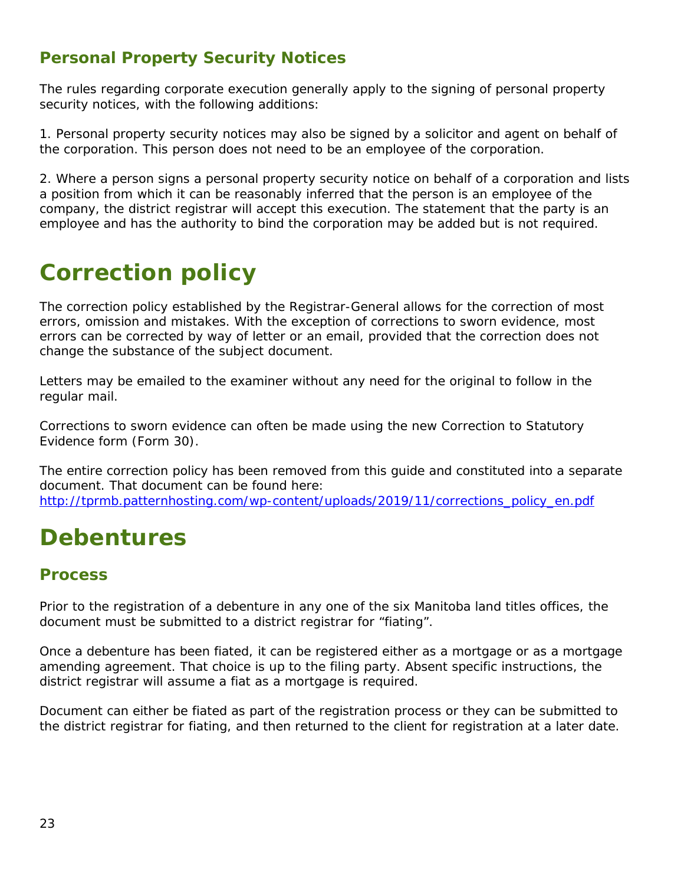### Personal Property Security Notices

The rules regarding corporate execution generally apply to the signing of personal property security notices, with the following additions:

1. Personal property security notices may also be signed by a solicitor and agent on behalf of the corporation. This person does not need to be an employee of the corporation.

2. Where a person signs a personal property security notice on behalf of a corporation and lists a position from which it can be reasonably inferred that the person is an employee of the company, the district registrar will accept this execution. The statement that the party is an employee and has the authority to bind the corporation may be added but is not required.

# Correction policy

The correction policy established by the Registrar-General allows for the correction of most errors, omission and mistakes. With the exception of corrections to sworn evidence, most errors can be corrected by way of letter or an email, provided that the correction does not change the substance of the subject document.

Letters may be emailed to the examiner without any need for the original to follow in the regular mail.

Corrections to sworn evidence can often be made using the new Correction to Statutory Evidence form (Form 30).

The entire correction policy has been removed from this guide and constituted into a separate document. That document can be found here:
[http://tprmb.patternhosting.com/wp-content/uploads/2019/11/corrections_policy_en.pdf](http://tprmb.patternhosting.com/wp-content/uploads/2019/11/corrections_policy_en.pdf)

# Debentures

## Process

Prior to the registration of a debenture in any one of the six Manitoba land titles offices, the document must be submitted to a district registrar for "fiating".

Once a debenture has been fiated, it can be registered either as a mortgage or as a mortgage amending agreement. That choice is up to the filing party. Absent specific instructions, the district registrar will assume a fiat as a mortgage is required.

Document can either be fiated as part of the registration process or they can be submitted to the district registrar for fiating, and then returned to the client for registration at a later date.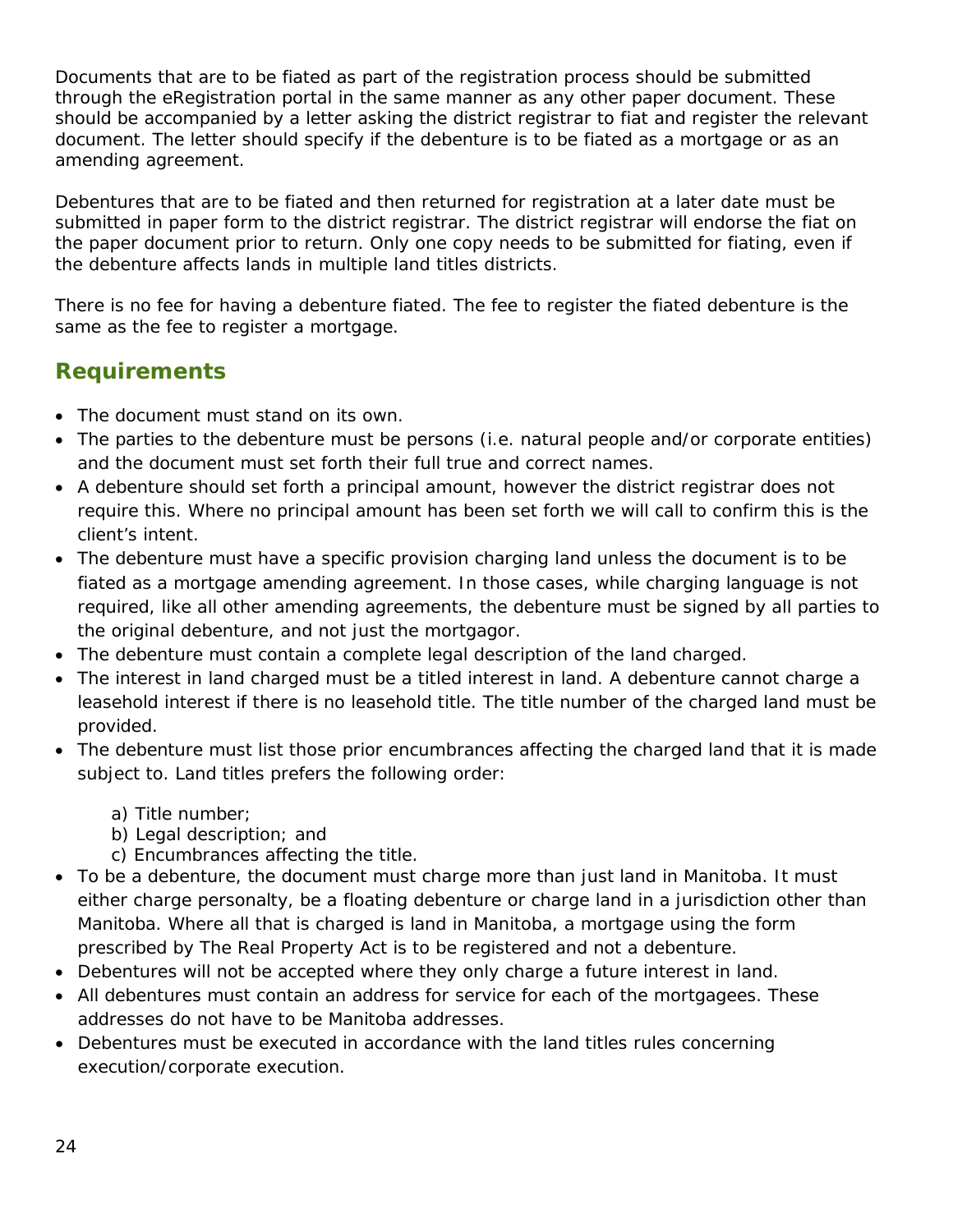Documents that are to be fiated as part of the registration process should be submitted through the eRegistration portal in the same manner as any other paper document. These should be accompanied by a letter asking the district registrar to fiat and register the relevant document. The letter should specify if the debenture is to be fiated as a mortgage or as an amending agreement.

Debentures that are to be fiated and then returned for registration at a later date must be submitted in paper form to the district registrar. The district registrar will endorse the fiat on the paper document prior to return. Only one copy needs to be submitted for fiating, even if the debenture affects lands in multiple land titles districts.

There is no fee for having a debenture fiated. The fee to register the fiated debenture is the same as the fee to register a mortgage.

## Requirements

- The document must stand on its own.
- The parties to the debenture must be persons (i.e. natural people and/or corporate entities) and the document must set forth their full true and correct names.
- A debenture should set forth a principal amount, however the district registrar does not require this. Where no principal amount has been set forth we will call to confirm this is the client's intent.
- The debenture must have a specific provision charging land unless the document is to be fiated as a mortgage amending agreement. In those cases, while charging language is not required, like all other amending agreements, the debenture must be signed by all parties to the original debenture, and not just the mortgagor.
- The debenture must contain a complete legal description of the land charged.
- The interest in land charged must be a titled interest in land. A debenture cannot charge a leasehold interest if there is no leasehold title. The title number of the charged land must be provided.
- The debenture must list those prior encumbrances affecting the charged land that it is made subject to. Land titles prefers the following order:

  a) Title number;
  b) Legal description; and
  c) Encumbrances affecting the title.
- To be a debenture, the document must charge more than just land in Manitoba. It must either charge personalty, be a floating debenture or charge land in a jurisdiction other than Manitoba. Where all that is charged is land in Manitoba, a mortgage using the form prescribed by The Real Property Act is to be registered and not a debenture.
- Debentures will not be accepted where they only charge a future interest in land.
- All debentures must contain an address for service for each of the mortgagees. These addresses do not have to be Manitoba addresses.
- Debentures must be executed in accordance with the land titles rules concerning execution/corporate execution.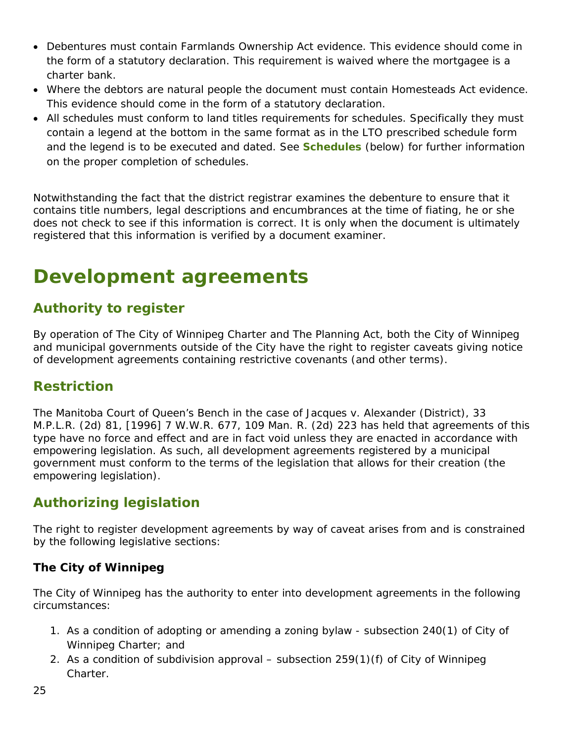- Debentures must contain Farmlands Ownership Act evidence. This evidence should come in the form of a statutory declaration. This requirement is waived where the mortgagee is a charter bank.
- Where the debtors are natural people the document must contain Homesteads Act evidence. This evidence should come in the form of a statutory declaration.
- All schedules must conform to land titles requirements for schedules. Specifically they must contain a legend at the bottom in the same format as in the LTO prescribed schedule form and the legend is to be executed and dated. See **Schedules** (below) for further information on the proper completion of schedules.

Notwithstanding the fact that the district registrar examines the debenture to ensure that it contains title numbers, legal descriptions and encumbrances at the time of fiating, he or she does not check to see if this information is correct. It is only when the document is ultimately registered that this information is verified by a document examiner.

# Development agreements

## Authority to register

By operation of The City of Winnipeg Charter and The Planning Act, both the City of Winnipeg and municipal governments outside of the City have the right to register caveats giving notice of development agreements containing restrictive covenants (and other terms).

## Restriction

The Manitoba Court of Queen's Bench in the case of Jacques v. Alexander (District), 33 M.P.L.R. (2d) 81, [1996] 7 W.W.R. 677, 109 Man. R. (2d) 223 has held that agreements of this type have no force and effect and are in fact void unless they are enacted in accordance with empowering legislation. As such, all development agreements registered by a municipal government must conform to the terms of the legislation that allows for their creation (the empowering legislation).

## Authorizing legislation

The right to register development agreements by way of caveat arises from and is constrained by the following legislative sections:

### The City of Winnipeg

The City of Winnipeg has the authority to enter into development agreements in the following circumstances:

1. As a condition of adopting or amending a zoning bylaw - subsection 240(1) of City of Winnipeg Charter; and
2. As a condition of subdivision approval – subsection 259(1)(f) of City of Winnipeg Charter.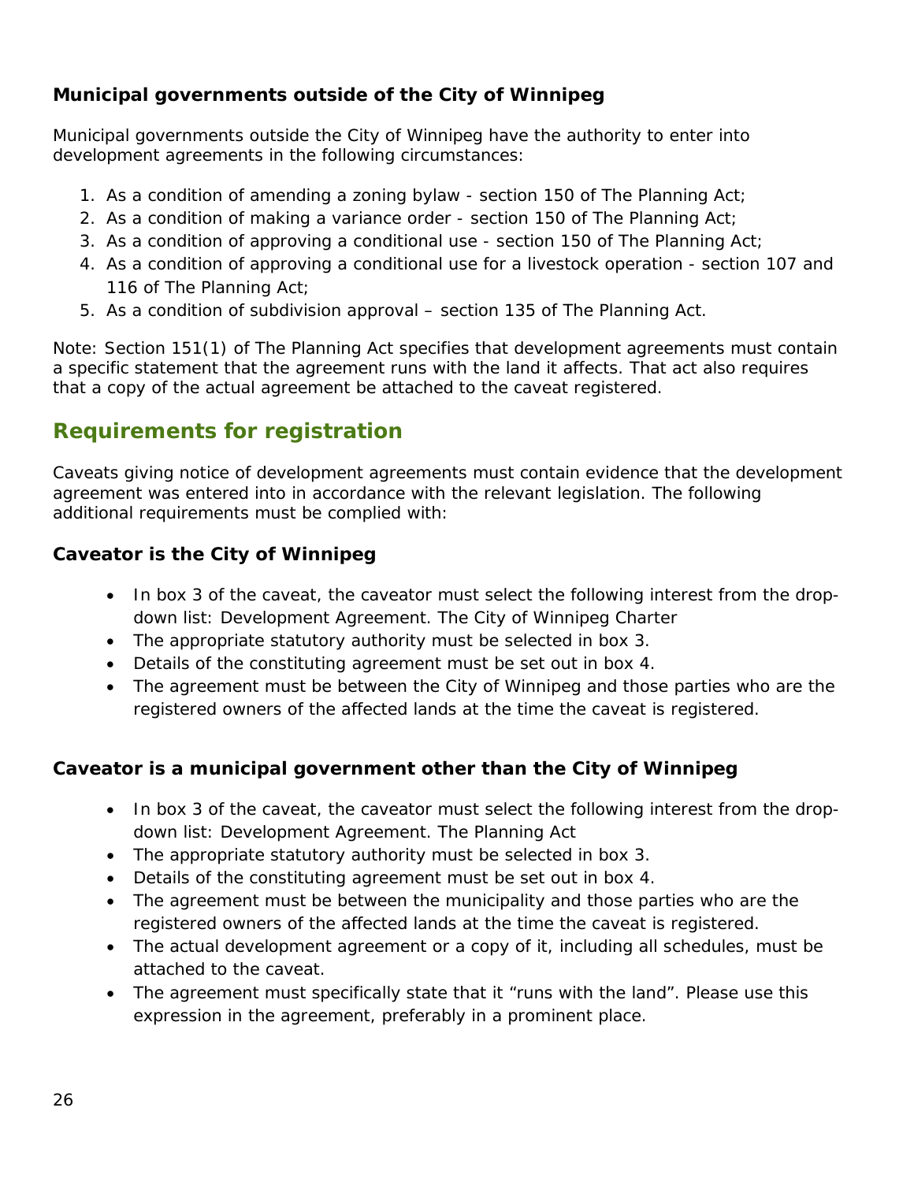### Municipal governments outside of the City of Winnipeg

Municipal governments outside the City of Winnipeg have the authority to enter into development agreements in the following circumstances:

1. As a condition of amending a zoning bylaw - section 150 of The Planning Act;
2. As a condition of making a variance order - section 150 of The Planning Act;
3. As a condition of approving a conditional use - section 150 of The Planning Act;
4. As a condition of approving a conditional use for a livestock operation - section 107 and 116 of The Planning Act;
5. As a condition of subdivision approval – section 135 of The Planning Act.

Note: Section 151(1) of The Planning Act specifies that development agreements must contain a specific statement that the agreement runs with the land it affects. That act also requires that a copy of the actual agreement be attached to the caveat registered.

## Requirements for registration

Caveats giving notice of development agreements must contain evidence that the development agreement was entered into in accordance with the relevant legislation. The following additional requirements must be complied with:

### Caveator is the City of Winnipeg

- In box 3 of the caveat, the caveator must select the following interest from the drop-down list: Development Agreement. The City of Winnipeg Charter
- The appropriate statutory authority must be selected in box 3.
- Details of the constituting agreement must be set out in box 4.
- The agreement must be between the City of Winnipeg and those parties who are the registered owners of the affected lands at the time the caveat is registered.

### Caveator is a municipal government other than the City of Winnipeg

- In box 3 of the caveat, the caveator must select the following interest from the drop-down list: Development Agreement. The Planning Act
- The appropriate statutory authority must be selected in box 3.
- Details of the constituting agreement must be set out in box 4.
- The agreement must be between the municipality and those parties who are the registered owners of the affected lands at the time the caveat is registered.
- The actual development agreement or a copy of it, including all schedules, must be attached to the caveat.
- The agreement must specifically state that it "runs with the land". Please use this expression in the agreement, preferably in a prominent place.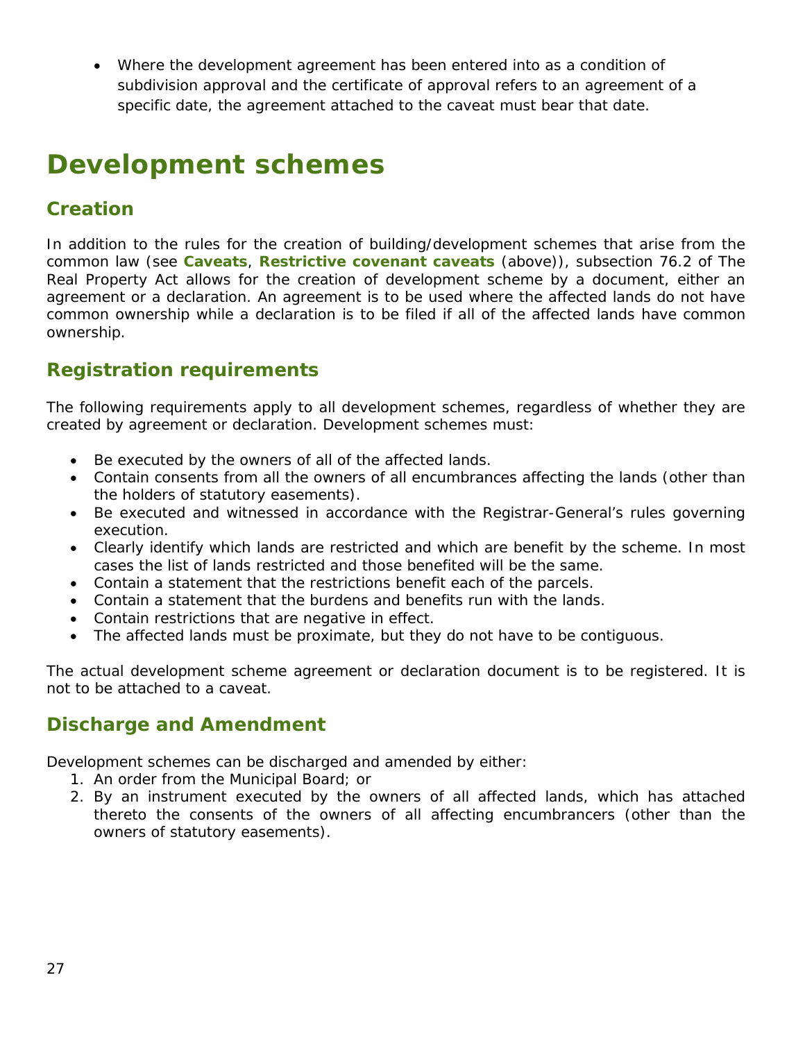- Where the development agreement has been entered into as a condition of subdivision approval and the certificate of approval refers to an agreement of a specific date, the agreement attached to the caveat must bear that date.

# Development schemes

## Creation

In addition to the rules for the creation of building/development schemes that arise from the common law (see **Caveats**, **Restrictive covenant caveats** (above)), subsection 76.2 of The Real Property Act allows for the creation of development scheme by a document, either an agreement or a declaration. An agreement is to be used where the affected lands do not have common ownership while a declaration is to be filed if all of the affected lands have common ownership.

## Registration requirements

The following requirements apply to all development schemes, regardless of whether they are created by agreement or declaration. Development schemes must:

- Be executed by the owners of all of the affected lands.
- Contain consents from all the owners of all encumbrances affecting the lands (other than the holders of statutory easements).
- Be executed and witnessed in accordance with the Registrar-General's rules governing execution.
- Clearly identify which lands are restricted and which are benefit by the scheme. In most cases the list of lands restricted and those benefited will be the same.
- Contain a statement that the restrictions benefit each of the parcels.
- Contain a statement that the burdens and benefits run with the lands.
- Contain restrictions that are negative in effect.
- The affected lands must be proximate, but they do not have to be contiguous.

The actual development scheme agreement or declaration document is to be registered. It is not to be attached to a caveat.

## Discharge and Amendment

Development schemes can be discharged and amended by either:

1. An order from the Municipal Board; or
2. By an instrument executed by the owners of all affected lands, which has attached thereto the consents of the owners of all affecting encumbrancers (other than the owners of statutory easements).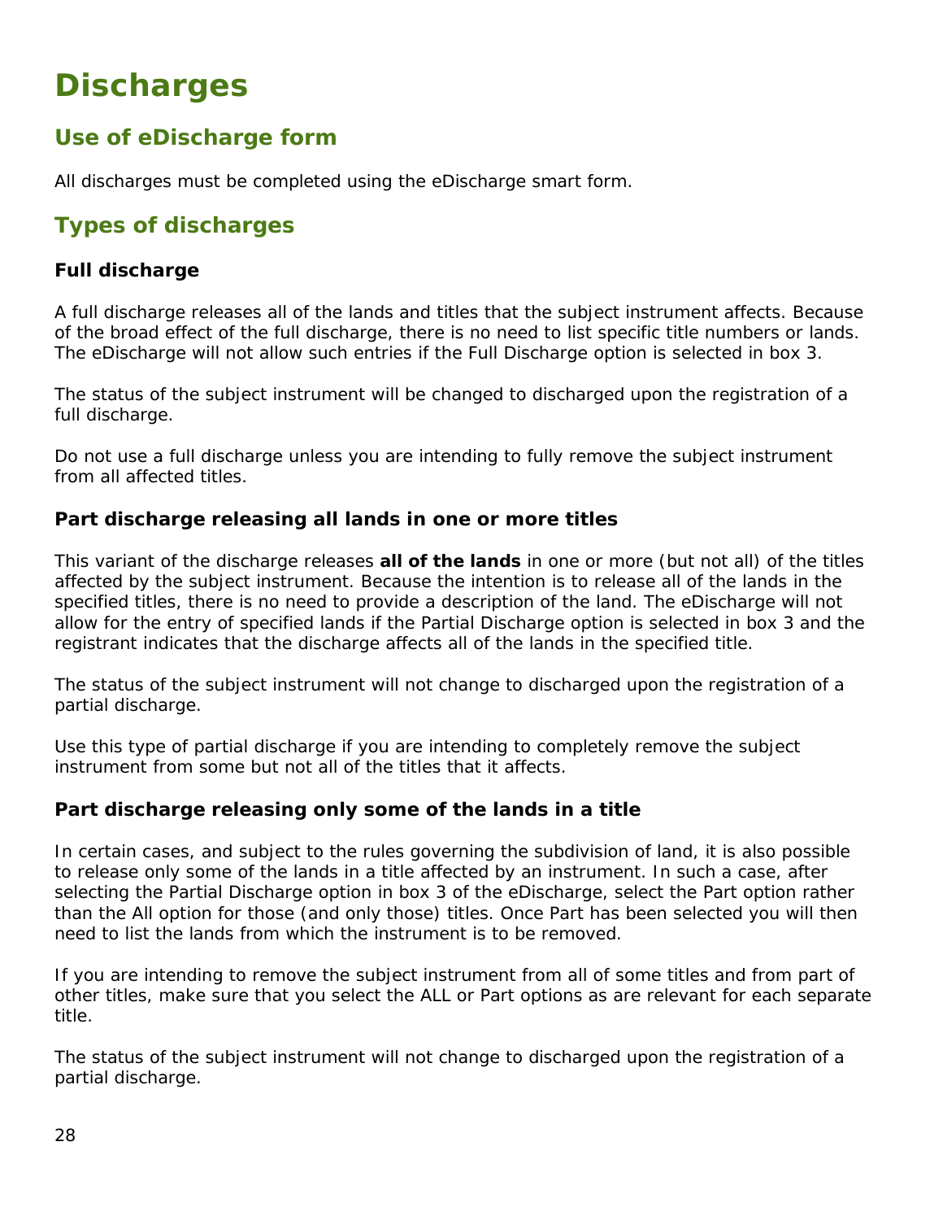# Discharges

## Use of eDischarge form

All discharges must be completed using the eDischarge smart form.

## Types of discharges

### Full discharge

A full discharge releases all of the lands and titles that the subject instrument affects. Because of the broad effect of the full discharge, there is no need to list specific title numbers or lands. The eDischarge will not allow such entries if the Full Discharge option is selected in box 3.

The status of the subject instrument will be changed to discharged upon the registration of a full discharge.

Do not use a full discharge unless you are intending to fully remove the subject instrument from all affected titles.

### Part discharge releasing all lands in one or more titles

This variant of the discharge releases **all of the lands** in one or more (but not all) of the titles affected by the subject instrument. Because the intention is to release all of the lands in the specified titles, there is no need to provide a description of the land. The eDischarge will not allow for the entry of specified lands if the Partial Discharge option is selected in box 3 and the registrant indicates that the discharge affects all of the lands in the specified title.

The status of the subject instrument will not change to discharged upon the registration of a partial discharge.

Use this type of partial discharge if you are intending to completely remove the subject instrument from some but not all of the titles that it affects.

### Part discharge releasing only some of the lands in a title

In certain cases, and subject to the rules governing the subdivision of land, it is also possible to release only some of the lands in a title affected by an instrument. In such a case, after selecting the Partial Discharge option in box 3 of the eDischarge, select the Part option rather than the All option for those (and only those) titles. Once Part has been selected you will then need to list the lands from which the instrument is to be removed.

If you are intending to remove the subject instrument from all of some titles and from part of other titles, make sure that you select the ALL or Part options as are relevant for each separate title.

The status of the subject instrument will not change to discharged upon the registration of a partial discharge.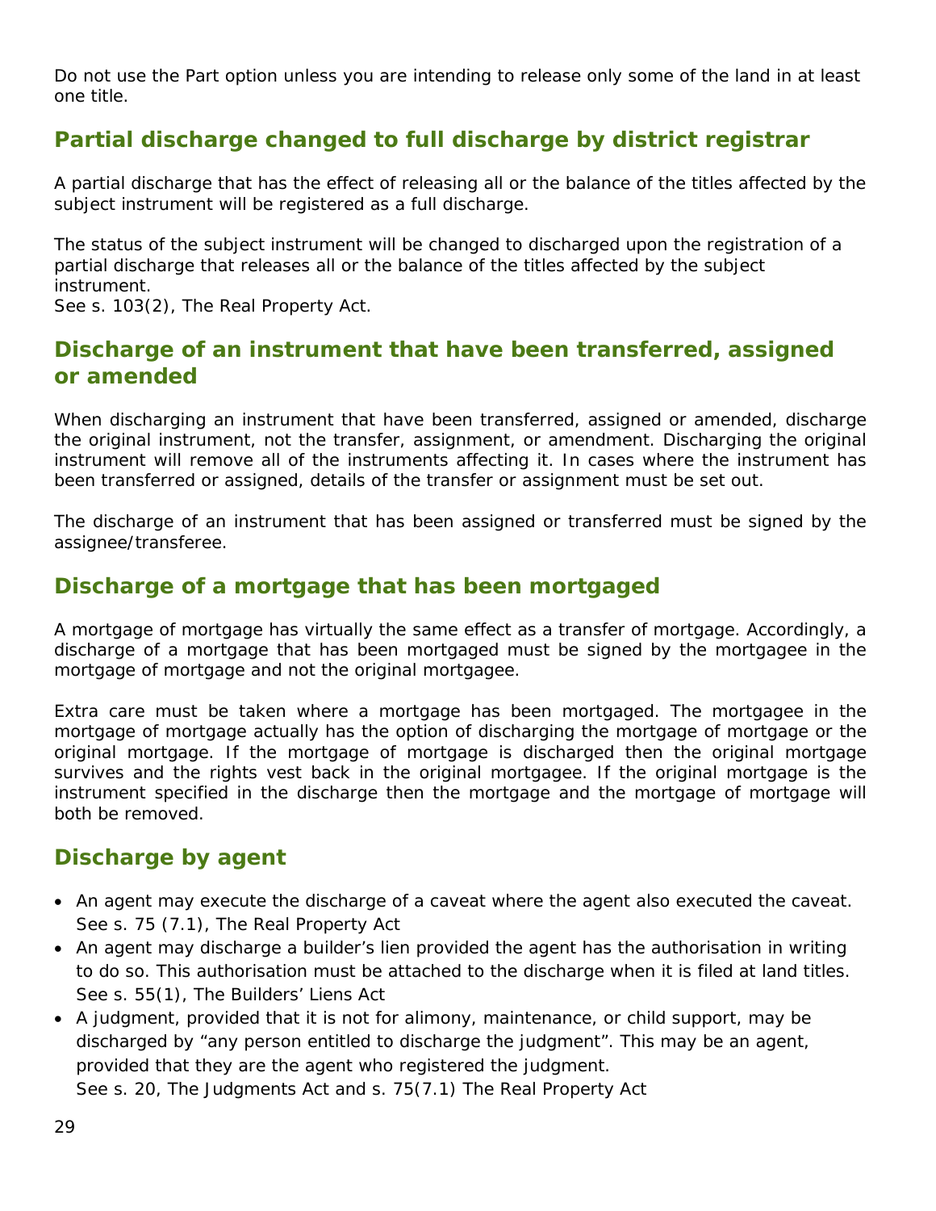Do not use the Part option unless you are intending to release only some of the land in at least one title.

## Partial discharge changed to full discharge by district registrar

A partial discharge that has the effect of releasing all or the balance of the titles affected by the subject instrument will be registered as a full discharge.

The status of the subject instrument will be changed to discharged upon the registration of a partial discharge that releases all or the balance of the titles affected by the subject instrument.
See s. 103(2), The Real Property Act.

## Discharge of an instrument that have been transferred, assigned or amended

When discharging an instrument that have been transferred, assigned or amended, discharge the original instrument, not the transfer, assignment, or amendment. Discharging the original instrument will remove all of the instruments affecting it. In cases where the instrument has been transferred or assigned, details of the transfer or assignment must be set out.

The discharge of an instrument that has been assigned or transferred must be signed by the assignee/transferee.

## Discharge of a mortgage that has been mortgaged

A mortgage of mortgage has virtually the same effect as a transfer of mortgage. Accordingly, a discharge of a mortgage that has been mortgaged must be signed by the mortgagee in the mortgage of mortgage and not the original mortgagee.

Extra care must be taken where a mortgage has been mortgaged. The mortgagee in the mortgage of mortgage actually has the option of discharging the mortgage of mortgage or the original mortgage. If the mortgage of mortgage is discharged then the original mortgage survives and the rights vest back in the original mortgagee. If the original mortgage is the instrument specified in the discharge then the mortgage and the mortgage of mortgage will both be removed.

## Discharge by agent

- An agent may execute the discharge of a caveat where the agent also executed the caveat.
  See s. 75 (7.1), The Real Property Act
- An agent may discharge a builder's lien provided the agent has the authorisation in writing to do so. This authorisation must be attached to the discharge when it is filed at land titles.
  See s. 55(1), The Builders' Liens Act
- A judgment, provided that it is not for alimony, maintenance, or child support, may be discharged by "any person entitled to discharge the judgment". This may be an agent, provided that they are the agent who registered the judgment.
  See s. 20, The Judgments Act and s. 75(7.1) The Real Property Act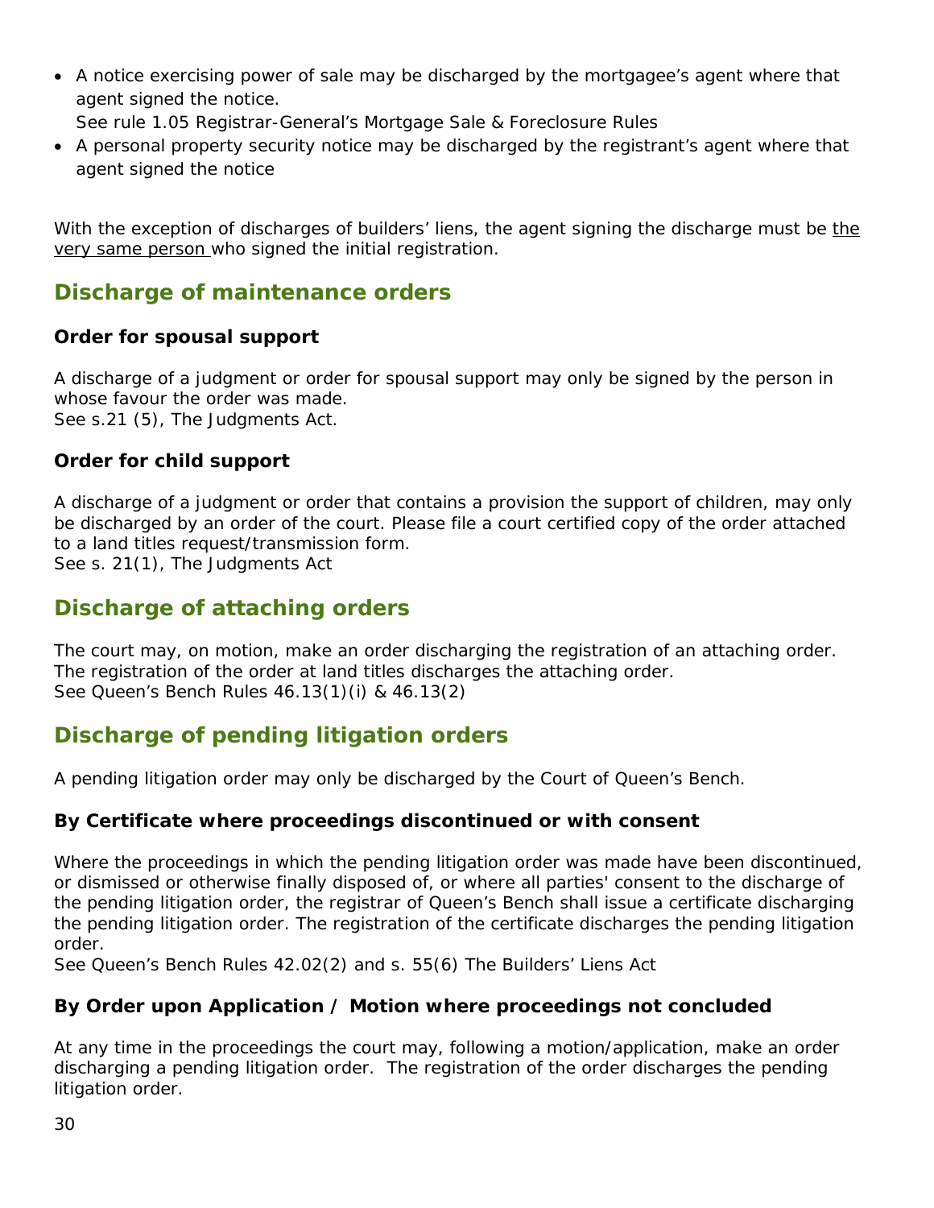- A notice exercising power of sale may be discharged by the mortgagee's agent where that agent signed the notice.
  See rule 1.05 Registrar-General's Mortgage Sale & Foreclosure Rules
- A personal property security notice may be discharged by the registrant's agent where that agent signed the notice

With the exception of discharges of builders' liens, the agent signing the discharge must be <u>the very same person</u> who signed the initial registration.

## Discharge of maintenance orders

### Order for spousal support

A discharge of a judgment or order for spousal support may only be signed by the person in whose favour the order was made.
See s.21 (5), The Judgments Act.

### Order for child support

A discharge of a judgment or order that contains a provision the support of children, may only be discharged by an order of the court. Please file a court certified copy of the order attached to a land titles request/transmission form.
See s. 21(1), The Judgments Act

## Discharge of attaching orders

The court may, on motion, make an order discharging the registration of an attaching order. The registration of the order at land titles discharges the attaching order.
See Queen's Bench Rules 46.13(1)(i) & 46.13(2)

## Discharge of pending litigation orders

A pending litigation order may only be discharged by the Court of Queen's Bench.

### By Certificate where proceedings discontinued or with consent

Where the proceedings in which the pending litigation order was made have been discontinued, or dismissed or otherwise finally disposed of, or where all parties' consent to the discharge of the pending litigation order, the registrar of Queen's Bench shall issue a certificate discharging the pending litigation order. The registration of the certificate discharges the pending litigation order.
See Queen's Bench Rules 42.02(2) and s. 55(6) The Builders' Liens Act

### By Order upon Application / Motion where proceedings not concluded

At any time in the proceedings the court may, following a motion/application, make an order discharging a pending litigation order. The registration of the order discharges the pending litigation order.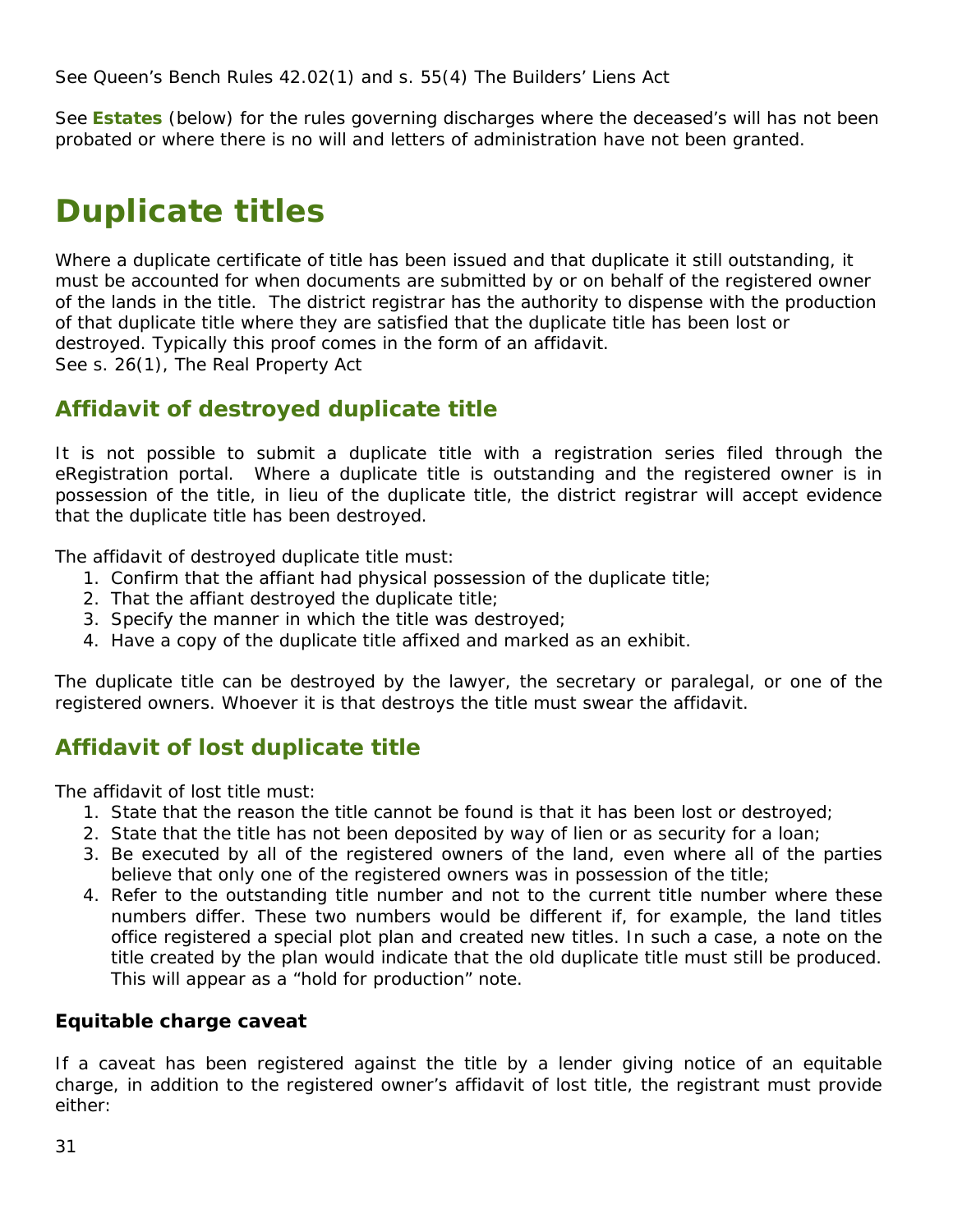See Queen's Bench Rules 42.02(1) and s. 55(4) The Builders' Liens Act

See **Estates** (below) for the rules governing discharges where the deceased's will has not been probated or where there is no will and letters of administration have not been granted.

# Duplicate titles

Where a duplicate certificate of title has been issued and that duplicate it still outstanding, it must be accounted for when documents are submitted by or on behalf of the registered owner of the lands in the title. The district registrar has the authority to dispense with the production of that duplicate title where they are satisfied that the duplicate title has been lost or destroyed. Typically this proof comes in the form of an affidavit.
See s. 26(1), The Real Property Act

## Affidavit of destroyed duplicate title

It is not possible to submit a duplicate title with a registration series filed through the eRegistration portal. Where a duplicate title is outstanding and the registered owner is in possession of the title, in lieu of the duplicate title, the district registrar will accept evidence that the duplicate title has been destroyed.

The affidavit of destroyed duplicate title must:

1. Confirm that the affiant had physical possession of the duplicate title;
2. That the affiant destroyed the duplicate title;
3. Specify the manner in which the title was destroyed;
4. Have a copy of the duplicate title affixed and marked as an exhibit.

The duplicate title can be destroyed by the lawyer, the secretary or paralegal, or one of the registered owners. Whoever it is that destroys the title must swear the affidavit.

## Affidavit of lost duplicate title

The affidavit of lost title must:

1. State that the reason the title cannot be found is that it has been lost or destroyed;
2. State that the title has not been deposited by way of lien or as security for a loan;
3. Be executed by all of the registered owners of the land, even where all of the parties believe that only one of the registered owners was in possession of the title;
4. Refer to the outstanding title number and not to the current title number where these numbers differ. These two numbers would be different if, for example, the land titles office registered a special plot plan and created new titles. In such a case, a note on the title created by the plan would indicate that the old duplicate title must still be produced. This will appear as a "hold for production" note.

### Equitable charge caveat

If a caveat has been registered against the title by a lender giving notice of an equitable charge, in addition to the registered owner's affidavit of lost title, the registrant must provide either: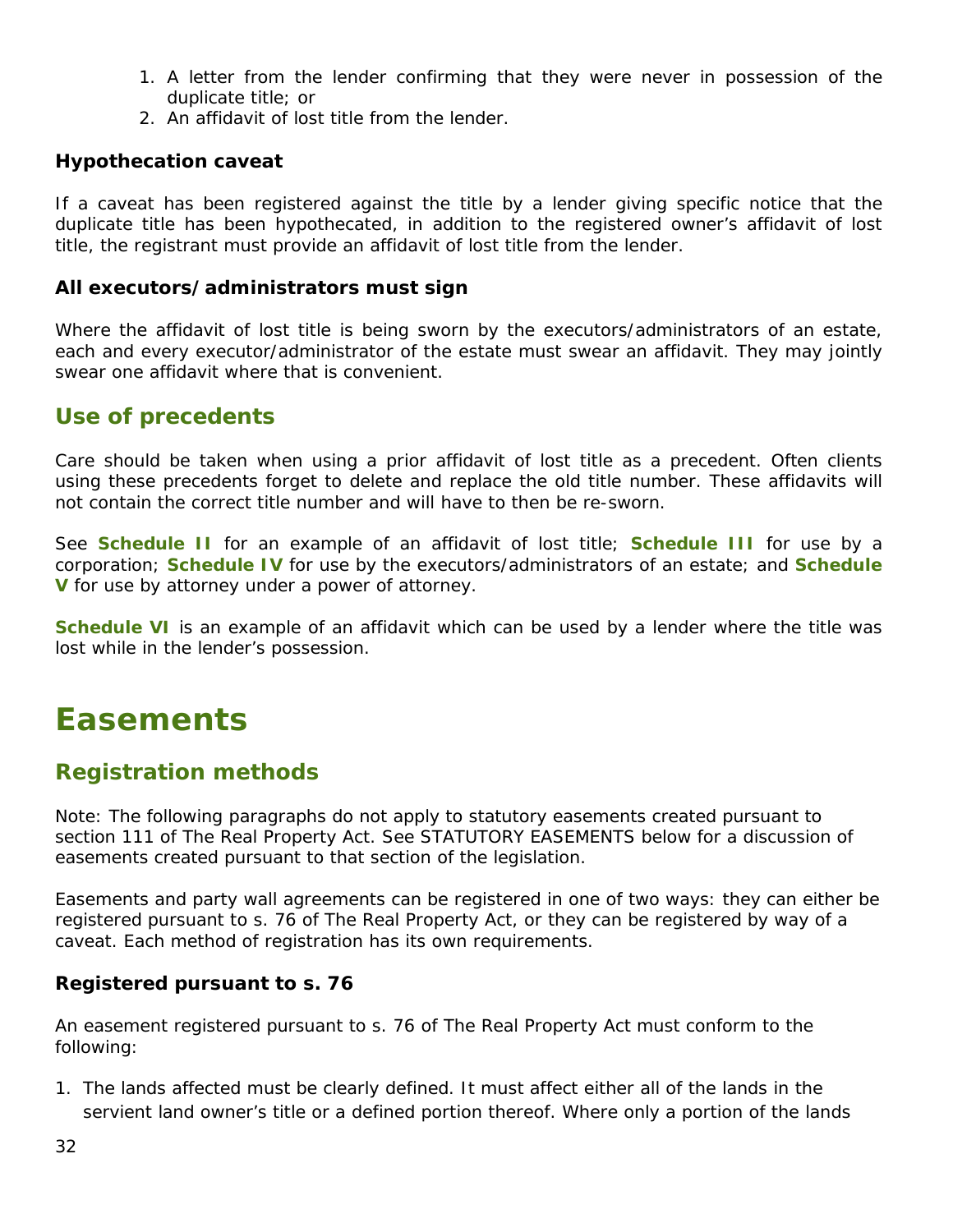1. A letter from the lender confirming that they were never in possession of the duplicate title; or
2. An affidavit of lost title from the lender.

### Hypothecation caveat

If a caveat has been registered against the title by a lender giving specific notice that the duplicate title has been hypothecated, in addition to the registered owner's affidavit of lost title, the registrant must provide an affidavit of lost title from the lender.

### All executors/administrators must sign

Where the affidavit of lost title is being sworn by the executors/administrators of an estate, each and every executor/administrator of the estate must swear an affidavit. They may jointly swear one affidavit where that is convenient.

## Use of precedents

Care should be taken when using a prior affidavit of lost title as a precedent. Often clients using these precedents forget to delete and replace the old title number. These affidavits will not contain the correct title number and will have to then be re-sworn.

See **Schedule II** for an example of an affidavit of lost title; **Schedule III** for use by a corporation; **Schedule IV** for use by the executors/administrators of an estate; and **Schedule V** for use by attorney under a power of attorney.

**Schedule VI** is an example of an affidavit which can be used by a lender where the title was lost while in the lender's possession.

# Easements

## Registration methods

Note: The following paragraphs do not apply to statutory easements created pursuant to section 111 of The Real Property Act. See STATUTORY EASEMENTS below for a discussion of easements created pursuant to that section of the legislation.

Easements and party wall agreements can be registered in one of two ways: they can either be registered pursuant to s. 76 of The Real Property Act, or they can be registered by way of a caveat. Each method of registration has its own requirements.

### Registered pursuant to s. 76

An easement registered pursuant to s. 76 of The Real Property Act must conform to the following:

1. The lands affected must be clearly defined. It must affect either all of the lands in the servient land owner's title or a defined portion thereof. Where only a portion of the lands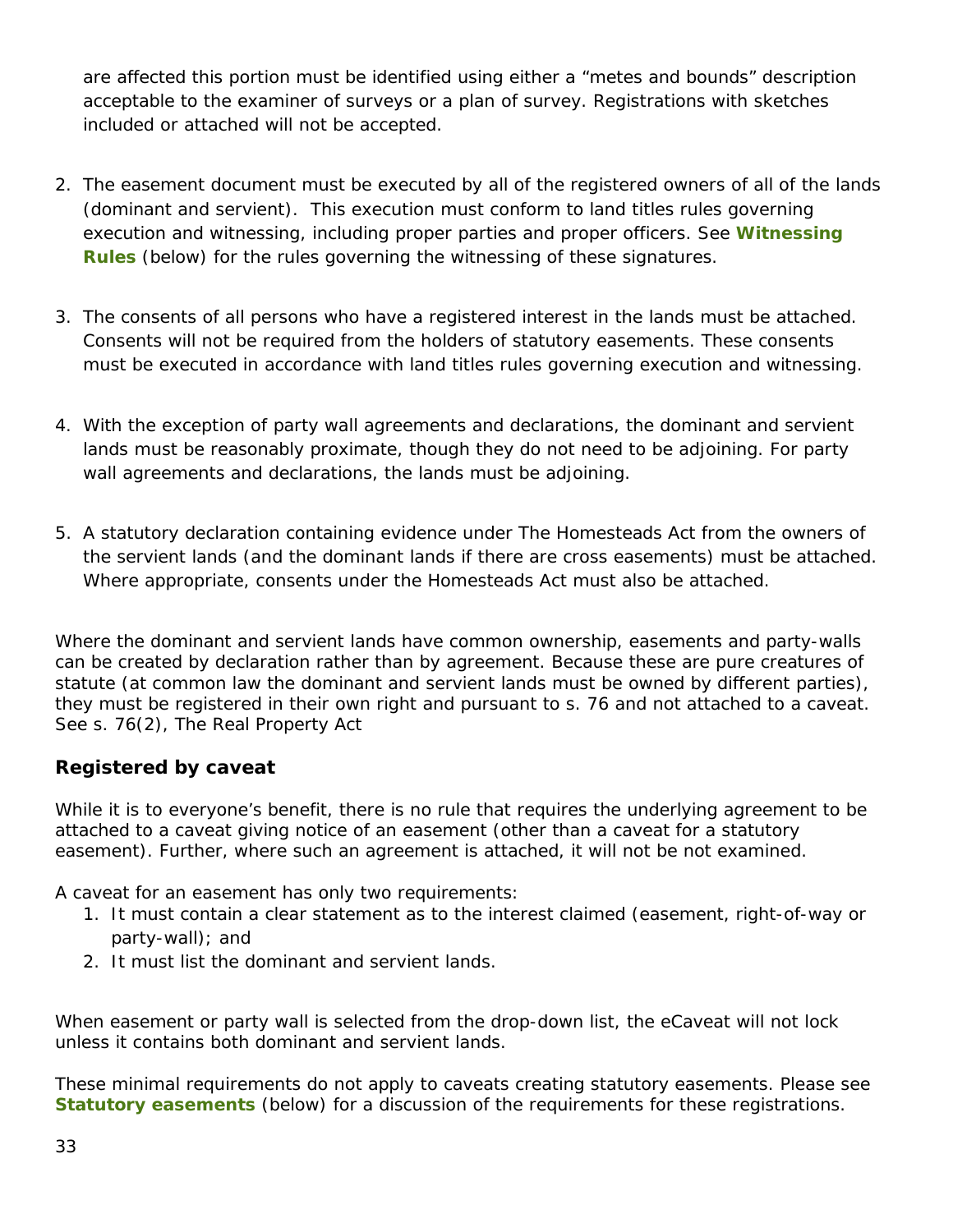are affected this portion must be identified using either a “metes and bounds” description acceptable to the examiner of surveys or a plan of survey. Registrations with sketches included or attached will not be accepted.

2. The easement document must be executed by all of the registered owners of all of the lands (dominant and servient). This execution must conform to land titles rules governing execution and witnessing, including proper parties and proper officers. See **Witnessing Rules** (below) for the rules governing the witnessing of these signatures.

3. The consents of all persons who have a registered interest in the lands must be attached. Consents will not be required from the holders of statutory easements. These consents must be executed in accordance with land titles rules governing execution and witnessing.

4. With the exception of party wall agreements and declarations, the dominant and servient lands must be reasonably proximate, though they do not need to be adjoining. For party wall agreements and declarations, the lands must be adjoining.

5. A statutory declaration containing evidence under The Homesteads Act from the owners of the servient lands (and the dominant lands if there are cross easements) must be attached. Where appropriate, consents under the Homesteads Act must also be attached.

Where the dominant and servient lands have common ownership, easements and party-walls can be created by declaration rather than by agreement. Because these are pure creatures of statute (at common law the dominant and servient lands must be owned by different parties), they must be registered in their own right and pursuant to s. 76 and not attached to a caveat. See s. 76(2), The Real Property Act

### Registered by caveat

While it is to everyone’s benefit, there is no rule that requires the underlying agreement to be attached to a caveat giving notice of an easement (other than a caveat for a statutory easement). Further, where such an agreement is attached, it will not be not examined.

A caveat for an easement has only two requirements:

1. It must contain a clear statement as to the interest claimed (easement, right-of-way or party-wall); and
2. It must list the dominant and servient lands.

When easement or party wall is selected from the drop-down list, the eCaveat will not lock unless it contains both dominant and servient lands.

These minimal requirements do not apply to caveats creating statutory easements. Please see **Statutory easements** (below) for a discussion of the requirements for these registrations.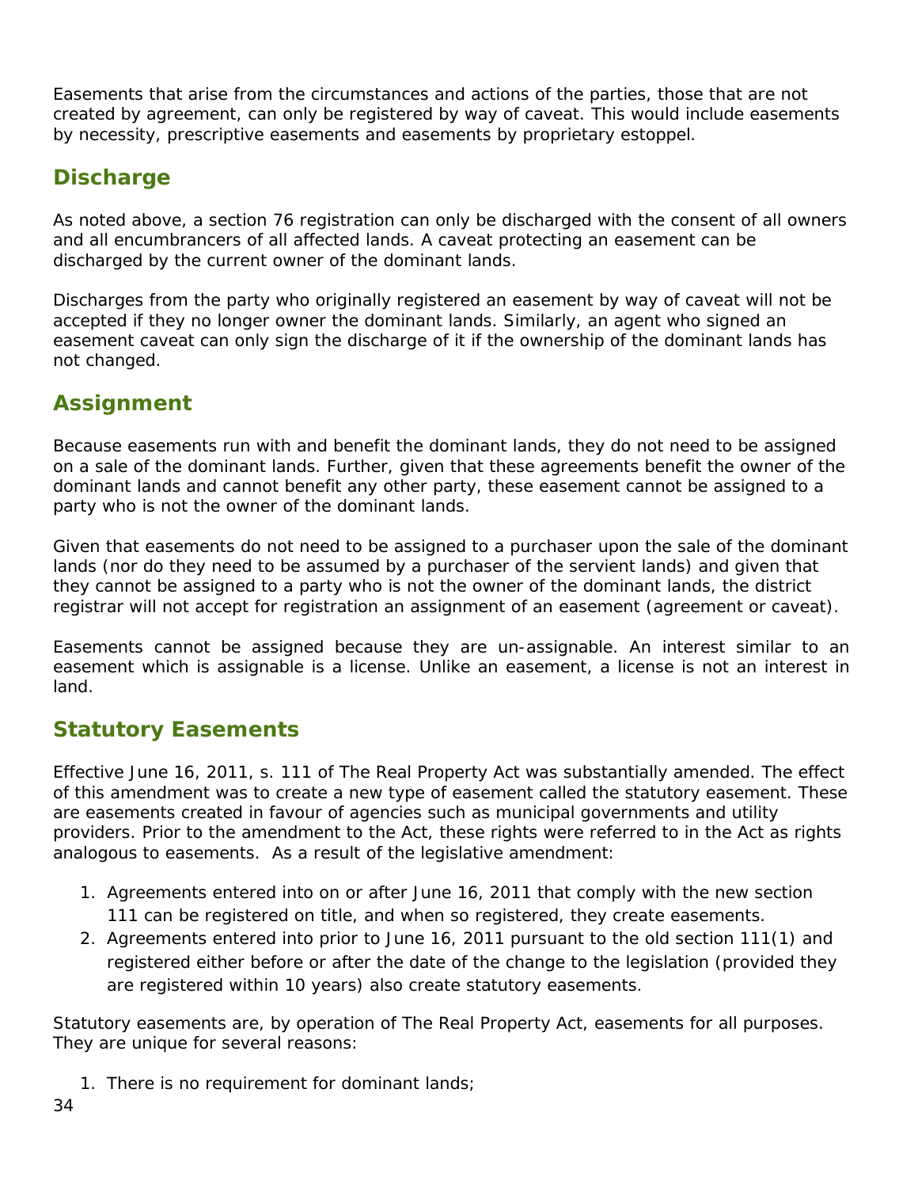Easements that arise from the circumstances and actions of the parties, those that are not created by agreement, can only be registered by way of caveat. This would include easements by necessity, prescriptive easements and easements by proprietary estoppel.

## Discharge

As noted above, a section 76 registration can only be discharged with the consent of all owners and all encumbrancers of all affected lands. A caveat protecting an easement can be discharged by the current owner of the dominant lands.

Discharges from the party who originally registered an easement by way of caveat will not be accepted if they no longer owner the dominant lands. Similarly, an agent who signed an easement caveat can only sign the discharge of it if the ownership of the dominant lands has not changed.

## Assignment

Because easements run with and benefit the dominant lands, they do not need to be assigned on a sale of the dominant lands. Further, given that these agreements benefit the owner of the dominant lands and cannot benefit any other party, these easement cannot be assigned to a party who is not the owner of the dominant lands.

Given that easements do not need to be assigned to a purchaser upon the sale of the dominant lands (nor do they need to be assumed by a purchaser of the servient lands) and given that they cannot be assigned to a party who is not the owner of the dominant lands, the district registrar will not accept for registration an assignment of an easement (agreement or caveat).

Easements cannot be assigned because they are un-assignable. An interest similar to an easement which is assignable is a license. Unlike an easement, a license is not an interest in land.

## Statutory Easements

Effective June 16, 2011, s. 111 of The Real Property Act was substantially amended. The effect of this amendment was to create a new type of easement called the statutory easement. These are easements created in favour of agencies such as municipal governments and utility providers. Prior to the amendment to the Act, these rights were referred to in the Act as rights analogous to easements. As a result of the legislative amendment:

1. Agreements entered into on or after June 16, 2011 that comply with the new section 111 can be registered on title, and when so registered, they create easements.
2. Agreements entered into prior to June 16, 2011 pursuant to the old section 111(1) and registered either before or after the date of the change to the legislation (provided they are registered within 10 years) also create statutory easements.

Statutory easements are, by operation of The Real Property Act, easements for all purposes. They are unique for several reasons:

1. There is no requirement for dominant lands;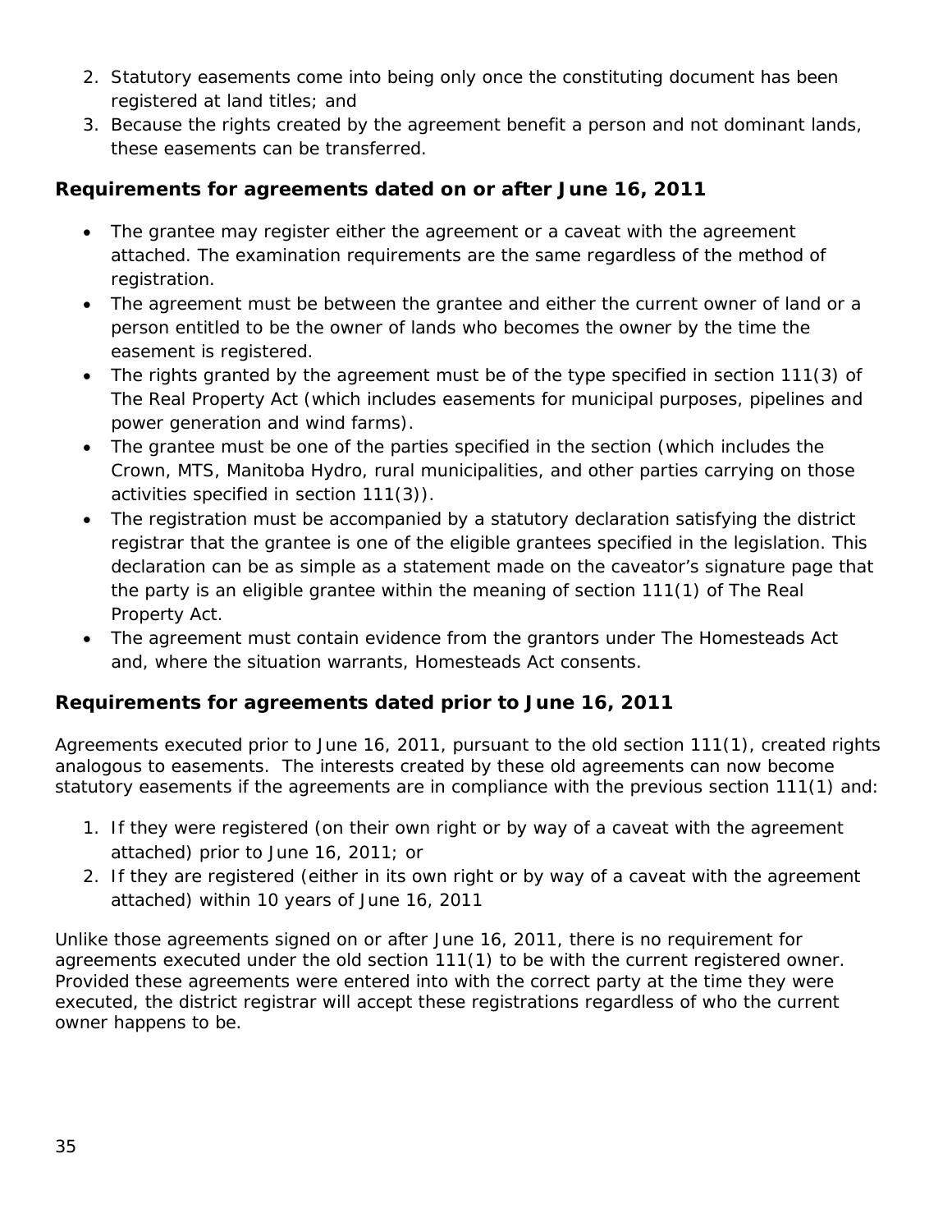2. Statutory easements come into being only once the constituting document has been registered at land titles; and
3. Because the rights created by the agreement benefit a person and not dominant lands, these easements can be transferred.

## Requirements for agreements dated on or after June 16, 2011

- The grantee may register either the agreement or a caveat with the agreement attached. The examination requirements are the same regardless of the method of registration.
- The agreement must be between the grantee and either the current owner of land or a person entitled to be the owner of lands who becomes the owner by the time the easement is registered.
- The rights granted by the agreement must be of the type specified in section 111(3) of The Real Property Act (which includes easements for municipal purposes, pipelines and power generation and wind farms).
- The grantee must be one of the parties specified in the section (which includes the Crown, MTS, Manitoba Hydro, rural municipalities, and other parties carrying on those activities specified in section 111(3)).
- The registration must be accompanied by a statutory declaration satisfying the district registrar that the grantee is one of the eligible grantees specified in the legislation. This declaration can be as simple as a statement made on the caveator's signature page that the party is an eligible grantee within the meaning of section 111(1) of The Real Property Act.
- The agreement must contain evidence from the grantors under The Homesteads Act and, where the situation warrants, Homesteads Act consents.

## Requirements for agreements dated prior to June 16, 2011

Agreements executed prior to June 16, 2011, pursuant to the old section 111(1), created rights analogous to easements. The interests created by these old agreements can now become statutory easements if the agreements are in compliance with the previous section 111(1) and:

1. If they were registered (on their own right or by way of a caveat with the agreement attached) prior to June 16, 2011; or
2. If they are registered (either in its own right or by way of a caveat with the agreement attached) within 10 years of June 16, 2011

Unlike those agreements signed on or after June 16, 2011, there is no requirement for agreements executed under the old section 111(1) to be with the current registered owner. Provided these agreements were entered into with the correct party at the time they were executed, the district registrar will accept these registrations regardless of who the current owner happens to be.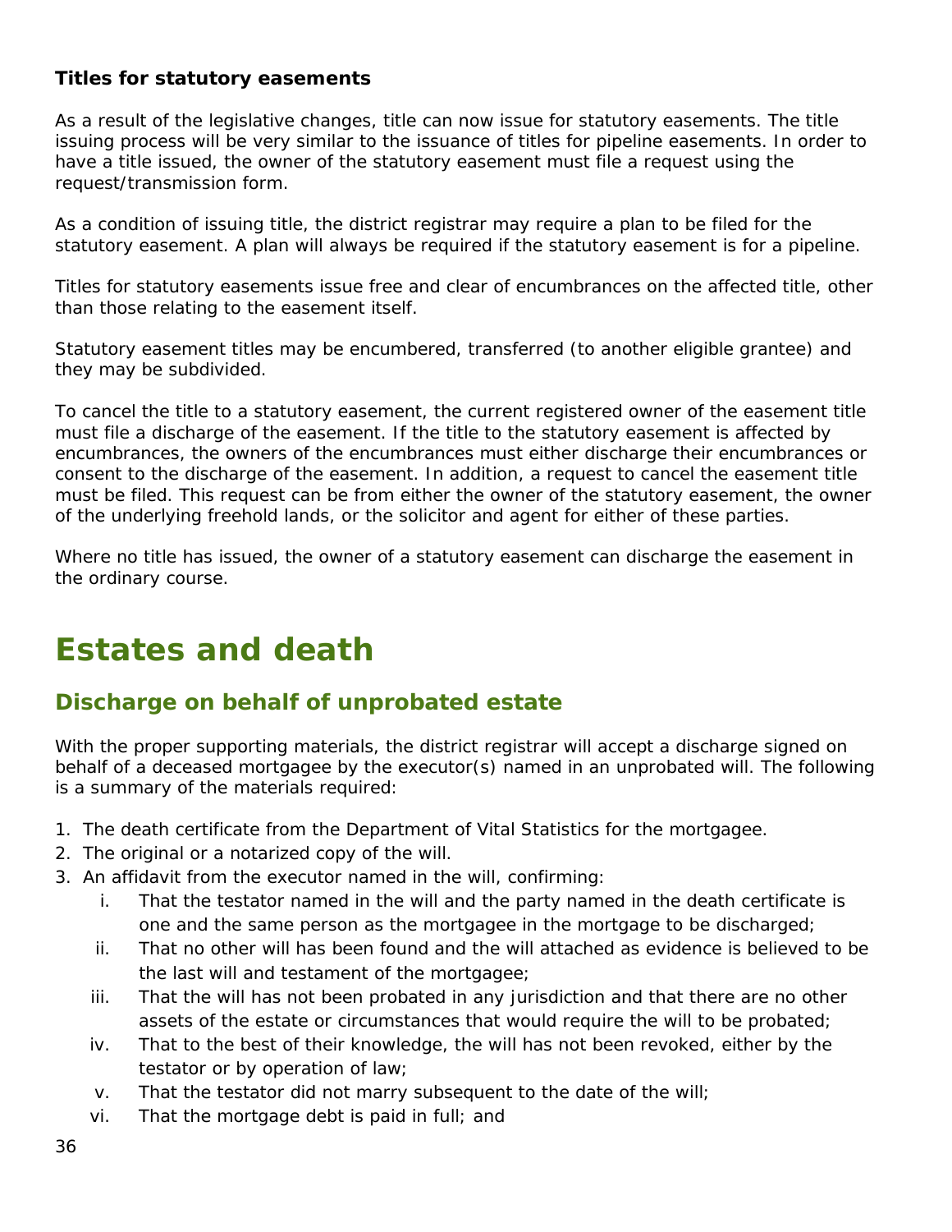**Titles for statutory easements**

As a result of the legislative changes, title can now issue for statutory easements. The title issuing process will be very similar to the issuance of titles for pipeline easements. In order to have a title issued, the owner of the statutory easement must file a request using the request/transmission form.

As a condition of issuing title, the district registrar may require a plan to be filed for the statutory easement. A plan will always be required if the statutory easement is for a pipeline.

Titles for statutory easements issue free and clear of encumbrances on the affected title, other than those relating to the easement itself.

Statutory easement titles may be encumbered, transferred (to another eligible grantee) and they may be subdivided.

To cancel the title to a statutory easement, the current registered owner of the easement title must file a discharge of the easement. If the title to the statutory easement is affected by encumbrances, the owners of the encumbrances must either discharge their encumbrances or consent to the discharge of the easement. In addition, a request to cancel the easement title must be filed. This request can be from either the owner of the statutory easement, the owner of the underlying freehold lands, or the solicitor and agent for either of these parties.

Where no title has issued, the owner of a statutory easement can discharge the easement in the ordinary course.

# Estates and death

## Discharge on behalf of unprobated estate

With the proper supporting materials, the district registrar will accept a discharge signed on behalf of a deceased mortgagee by the executor(s) named in an unprobated will. The following is a summary of the materials required:

1. The death certificate from the Department of Vital Statistics for the mortgagee.
2. The original or a notarized copy of the will.
3. An affidavit from the executor named in the will, confirming:
   i. That the testator named in the will and the party named in the death certificate is one and the same person as the mortgagee in the mortgage to be discharged;
   ii. That no other will has been found and the will attached as evidence is believed to be the last will and testament of the mortgagee;
   iii. That the will has not been probated in any jurisdiction and that there are no other assets of the estate or circumstances that would require the will to be probated;
   iv. That to the best of their knowledge, the will has not been revoked, either by the testator or by operation of law;
   v. That the testator did not marry subsequent to the date of the will;
   vi. That the mortgage debt is paid in full; and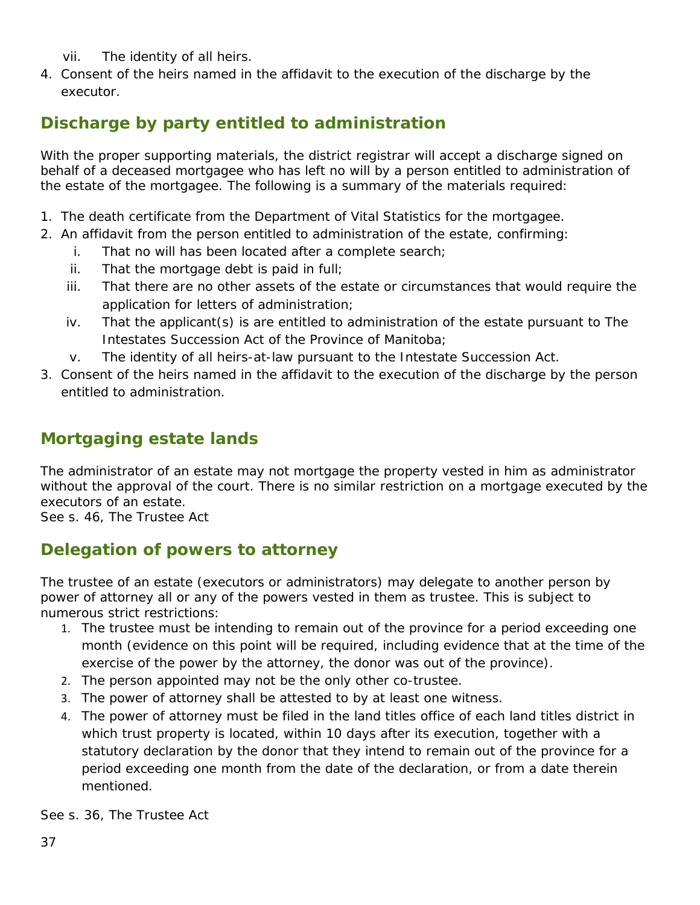vii. The identity of all heirs.

4. Consent of the heirs named in the affidavit to the execution of the discharge by the executor.

## Discharge by party entitled to administration

With the proper supporting materials, the district registrar will accept a discharge signed on behalf of a deceased mortgagee who has left no will by a person entitled to administration of the estate of the mortgagee. The following is a summary of the materials required:

1. The death certificate from the Department of Vital Statistics for the mortgagee.
2. An affidavit from the person entitled to administration of the estate, confirming:
   i. That no will has been located after a complete search;
   ii. That the mortgage debt is paid in full;
   iii. That there are no other assets of the estate or circumstances that would require the application for letters of administration;
   iv. That the applicant(s) is are entitled to administration of the estate pursuant to The Intestates Succession Act of the Province of Manitoba;
   v. The identity of all heirs-at-law pursuant to the Intestate Succession Act.
3. Consent of the heirs named in the affidavit to the execution of the discharge by the person entitled to administration.

## Mortgaging estate lands

The administrator of an estate may not mortgage the property vested in him as administrator without the approval of the court. There is no similar restriction on a mortgage executed by the executors of an estate.
See s. 46, The Trustee Act

## Delegation of powers to attorney

The trustee of an estate (executors or administrators) may delegate to another person by power of attorney all or any of the powers vested in them as trustee. This is subject to numerous strict restrictions:

1. The trustee must be intending to remain out of the province for a period exceeding one month (evidence on this point will be required, including evidence that at the time of the exercise of the power by the attorney, the donor was out of the province).
2. The person appointed may not be the only other co-trustee.
3. The power of attorney shall be attested to by at least one witness.
4. The power of attorney must be filed in the land titles office of each land titles district in which trust property is located, within 10 days after its execution, together with a statutory declaration by the donor that they intend to remain out of the province for a period exceeding one month from the date of the declaration, or from a date therein mentioned.

See s. 36, The Trustee Act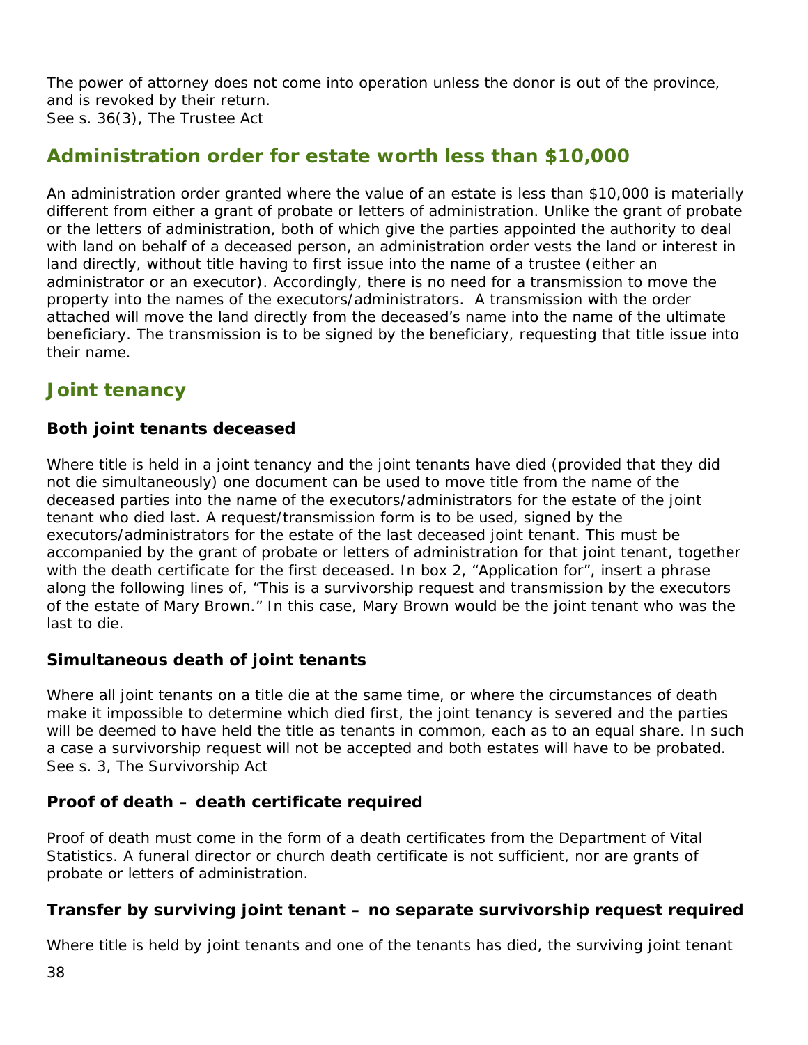The power of attorney does not come into operation unless the donor is out of the province, and is revoked by their return.
See s. 36(3), The Trustee Act

## Administration order for estate worth less than $10,000

An administration order granted where the value of an estate is less than $10,000 is materially different from either a grant of probate or letters of administration. Unlike the grant of probate or the letters of administration, both of which give the parties appointed the authority to deal with land on behalf of a deceased person, an administration order vests the land or interest in land directly, without title having to first issue into the name of a trustee (either an administrator or an executor). Accordingly, there is no need for a transmission to move the property into the names of the executors/administrators. A transmission with the order attached will move the land directly from the deceased's name into the name of the ultimate beneficiary. The transmission is to be signed by the beneficiary, requesting that title issue into their name.

## Joint tenancy

### Both joint tenants deceased

Where title is held in a joint tenancy and the joint tenants have died (provided that they did not die simultaneously) one document can be used to move title from the name of the deceased parties into the name of the executors/administrators for the estate of the joint tenant who died last. A request/transmission form is to be used, signed by the executors/administrators for the estate of the last deceased joint tenant. This must be accompanied by the grant of probate or letters of administration for that joint tenant, together with the death certificate for the first deceased. In box 2, "Application for", insert a phrase along the following lines of, "This is a survivorship request and transmission by the executors of the estate of Mary Brown." In this case, Mary Brown would be the joint tenant who was the last to die.

### Simultaneous death of joint tenants

Where all joint tenants on a title die at the same time, or where the circumstances of death make it impossible to determine which died first, the joint tenancy is severed and the parties will be deemed to have held the title as tenants in common, each as to an equal share. In such a case a survivorship request will not be accepted and both estates will have to be probated.
See s. 3, The Survivorship Act

### Proof of death – death certificate required

Proof of death must come in the form of a death certificates from the Department of Vital Statistics. A funeral director or church death certificate is not sufficient, nor are grants of probate or letters of administration.

### Transfer by surviving joint tenant – no separate survivorship request required

Where title is held by joint tenants and one of the tenants has died, the surviving joint tenant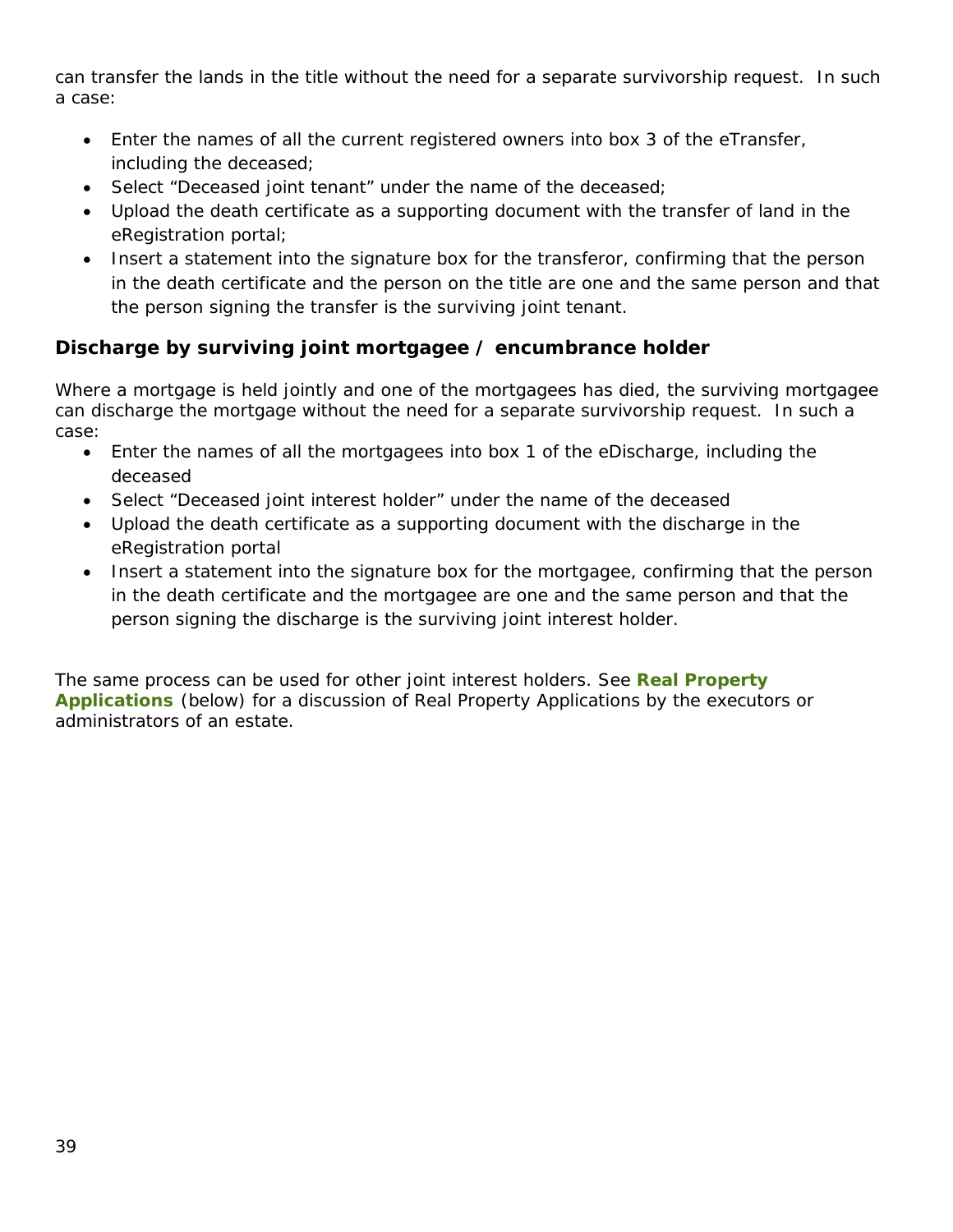can transfer the lands in the title without the need for a separate survivorship request. In such a case:

- Enter the names of all the current registered owners into box 3 of the eTransfer, including the deceased;
- Select "Deceased joint tenant" under the name of the deceased;
- Upload the death certificate as a supporting document with the transfer of land in the eRegistration portal;
- Insert a statement into the signature box for the transferor, confirming that the person in the death certificate and the person on the title are one and the same person and that the person signing the transfer is the surviving joint tenant.

### Discharge by surviving joint mortgagee / encumbrance holder

Where a mortgage is held jointly and one of the mortgagees has died, the surviving mortgagee can discharge the mortgage without the need for a separate survivorship request. In such a case:

- Enter the names of all the mortgagees into box 1 of the eDischarge, including the deceased
- Select "Deceased joint interest holder" under the name of the deceased
- Upload the death certificate as a supporting document with the discharge in the eRegistration portal
- Insert a statement into the signature box for the mortgagee, confirming that the person in the death certificate and the mortgagee are one and the same person and that the person signing the discharge is the surviving joint interest holder.

The same process can be used for other joint interest holders. See **Real Property Applications** (below) for a discussion of Real Property Applications by the executors or administrators of an estate.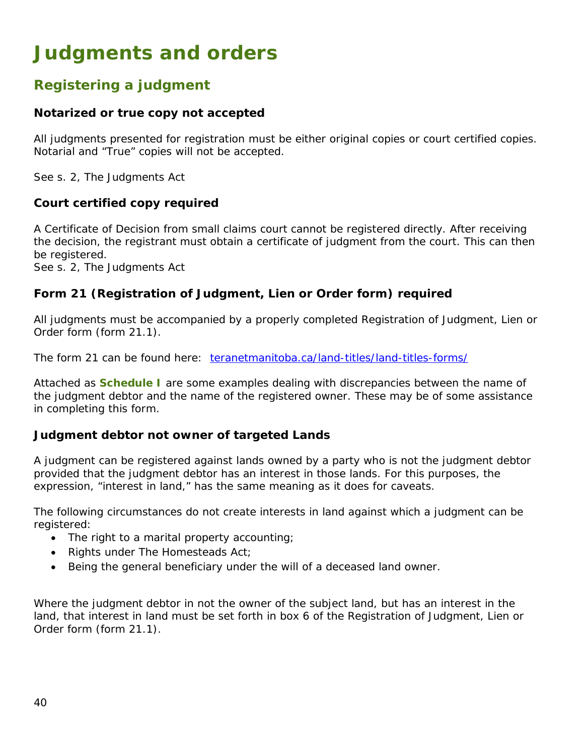# Judgments and orders

## Registering a judgment

### Notarized or true copy not accepted

All judgments presented for registration must be either original copies or court certified copies. Notarial and "True" copies will not be accepted.

See s. 2, The Judgments Act

### Court certified copy required

A Certificate of Decision from small claims court cannot be registered directly. After receiving the decision, the registrant must obtain a certificate of judgment from the court. This can then be registered.
See s. 2, The Judgments Act

### Form 21 (Registration of Judgment, Lien or Order form) required

All judgments must be accompanied by a properly completed Registration of Judgment, Lien or Order form (form 21.1).

The form 21 can be found here: [teranetmanitoba.ca/land-titles/land-titles-forms/](teranetmanitoba.ca/land-titles/land-titles-forms/)

Attached as **Schedule I** are some examples dealing with discrepancies between the name of the judgment debtor and the name of the registered owner. These may be of some assistance in completing this form.

### Judgment debtor not owner of targeted Lands

A judgment can be registered against lands owned by a party who is not the judgment debtor provided that the judgment debtor has an interest in those lands. For this purposes, the expression, "interest in land," has the same meaning as it does for caveats.

The following circumstances do not create interests in land against which a judgment can be registered:

- The right to a marital property accounting;
- Rights under The Homesteads Act;
- Being the general beneficiary under the will of a deceased land owner.

Where the judgment debtor in not the owner of the subject land, but has an interest in the land, that interest in land must be set forth in box 6 of the Registration of Judgment, Lien or Order form (form 21.1).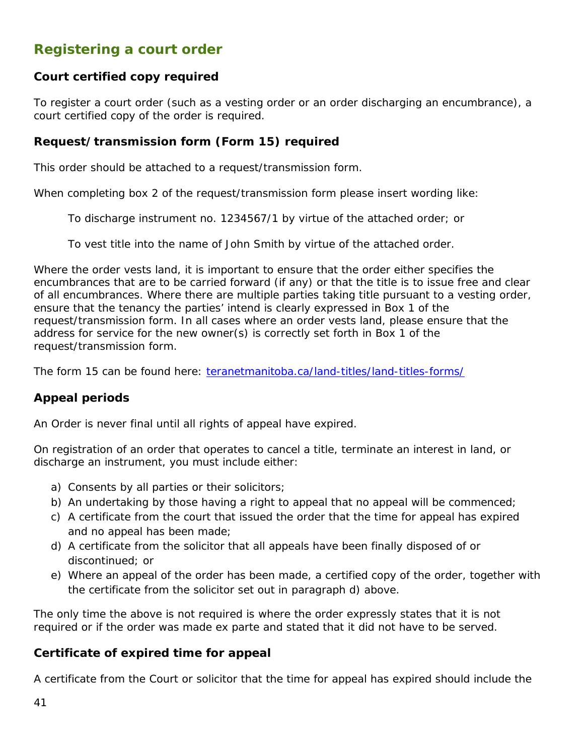## Registering a court order

### Court certified copy required

To register a court order (such as a vesting order or an order discharging an encumbrance), a court certified copy of the order is required.

### Request/transmission form (Form 15) required

This order should be attached to a request/transmission form.

When completing box 2 of the request/transmission form please insert wording like:

> To discharge instrument no. 1234567/1 by virtue of the attached order; or
>
> To vest title into the name of John Smith by virtue of the attached order.

Where the order vests land, it is important to ensure that the order either specifies the encumbrances that are to be carried forward (if any) or that the title is to issue free and clear of all encumbrances. Where there are multiple parties taking title pursuant to a vesting order, ensure that the tenancy the parties' intend is clearly expressed in Box 1 of the request/transmission form. In all cases where an order vests land, please ensure that the address for service for the new owner(s) is correctly set forth in Box 1 of the request/transmission form.

The form 15 can be found here: [teranetmanitoba.ca/land-titles/land-titles-forms/](teranetmanitoba.ca/land-titles/land-titles-forms/)

### Appeal periods

An Order is never final until all rights of appeal have expired.

On registration of an order that operates to cancel a title, terminate an interest in land, or discharge an instrument, you must include either:

a) Consents by all parties or their solicitors;
b) An undertaking by those having a right to appeal that no appeal will be commenced;
c) A certificate from the court that issued the order that the time for appeal has expired and no appeal has been made;
d) A certificate from the solicitor that all appeals have been finally disposed of or discontinued; or
e) Where an appeal of the order has been made, a certified copy of the order, together with the certificate from the solicitor set out in paragraph d) above.

The only time the above is not required is where the order expressly states that it is not required or if the order was made ex parte and stated that it did not have to be served.

### Certificate of expired time for appeal

A certificate from the Court or solicitor that the time for appeal has expired should include the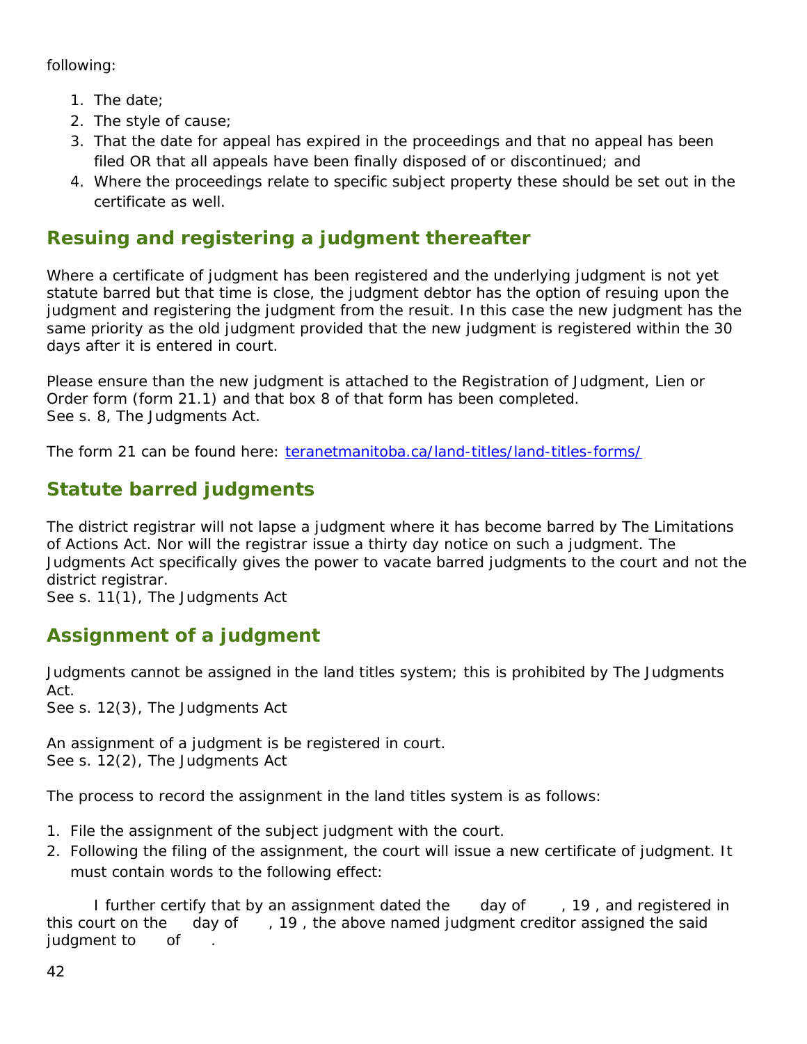following:

1. The date;
2. The style of cause;
3. That the date for appeal has expired in the proceedings and that no appeal has been filed OR that all appeals have been finally disposed of or discontinued; and
4. Where the proceedings relate to specific subject property these should be set out in the certificate as well.

## Resuing and registering a judgment thereafter

Where a certificate of judgment has been registered and the underlying judgment is not yet statute barred but that time is close, the judgment debtor has the option of resuing upon the judgment and registering the judgment from the resuit. In this case the new judgment has the same priority as the old judgment provided that the new judgment is registered within the 30 days after it is entered in court.

Please ensure than the new judgment is attached to the Registration of Judgment, Lien or Order form (form 21.1) and that box 8 of that form has been completed.
See s. 8, The Judgments Act.

The form 21 can be found here: [teranetmanitoba.ca/land-titles/land-titles-forms/](teranetmanitoba.ca/land-titles/land-titles-forms/)

## Statute barred judgments

The district registrar will not lapse a judgment where it has become barred by The Limitations of Actions Act. Nor will the registrar issue a thirty day notice on such a judgment. The Judgments Act specifically gives the power to vacate barred judgments to the court and not the district registrar.
See s. 11(1), The Judgments Act

## Assignment of a judgment

Judgments cannot be assigned in the land titles system; this is prohibited by The Judgments Act.
See s. 12(3), The Judgments Act

An assignment of a judgment is be registered in court.
See s. 12(2), The Judgments Act

The process to record the assignment in the land titles system is as follows:

1. File the assignment of the subject judgment with the court.
2. Following the filing of the assignment, the court will issue a new certificate of judgment. It must contain words to the following effect:

I further certify that by an assignment dated the      day of      , 19 , and registered in this court on the      day of      , 19 , the above named judgment creditor assigned the said judgment to      of      .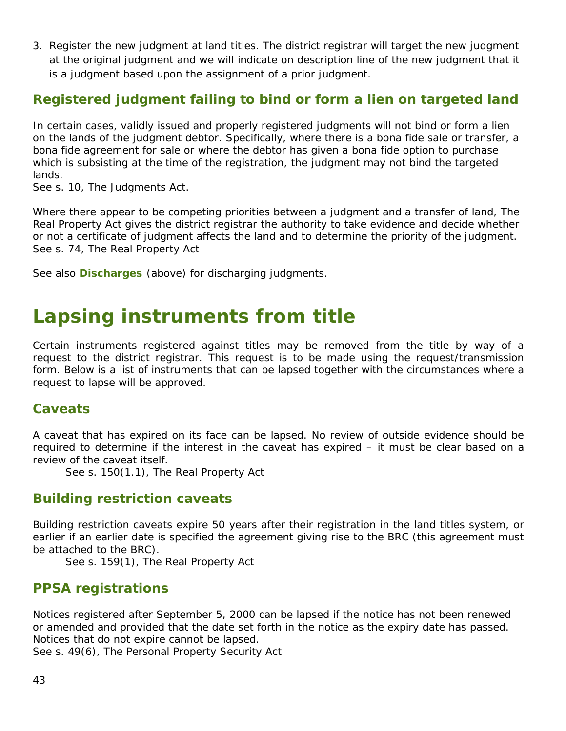3. Register the new judgment at land titles. The district registrar will target the new judgment at the original judgment and we will indicate on description line of the new judgment that it is a judgment based upon the assignment of a prior judgment.

### Registered judgment failing to bind or form a lien on targeted land

In certain cases, validly issued and properly registered judgments will not bind or form a lien on the lands of the judgment debtor. Specifically, where there is a bona fide sale or transfer, a bona fide agreement for sale or where the debtor has given a bona fide option to purchase which is subsisting at the time of the registration, the judgment may not bind the targeted lands.
See s. 10, The Judgments Act.

Where there appear to be competing priorities between a judgment and a transfer of land, The Real Property Act gives the district registrar the authority to take evidence and decide whether or not a certificate of judgment affects the land and to determine the priority of the judgment.
See s. 74, The Real Property Act

See also **Discharges** (above) for discharging judgments.

# Lapsing instruments from title

Certain instruments registered against titles may be removed from the title by way of a request to the district registrar. This request is to be made using the request/transmission form. Below is a list of instruments that can be lapsed together with the circumstances where a request to lapse will be approved.

### Caveats

A caveat that has expired on its face can be lapsed. No review of outside evidence should be required to determine if the interest in the caveat has expired – it must be clear based on a review of the caveat itself.

See s. 150(1.1), The Real Property Act

### Building restriction caveats

Building restriction caveats expire 50 years after their registration in the land titles system, or earlier if an earlier date is specified the agreement giving rise to the BRC (this agreement must be attached to the BRC).

See s. 159(1), The Real Property Act

### PPSA registrations

Notices registered after September 5, 2000 can be lapsed if the notice has not been renewed or amended and provided that the date set forth in the notice as the expiry date has passed. Notices that do not expire cannot be lapsed.
See s. 49(6), The Personal Property Security Act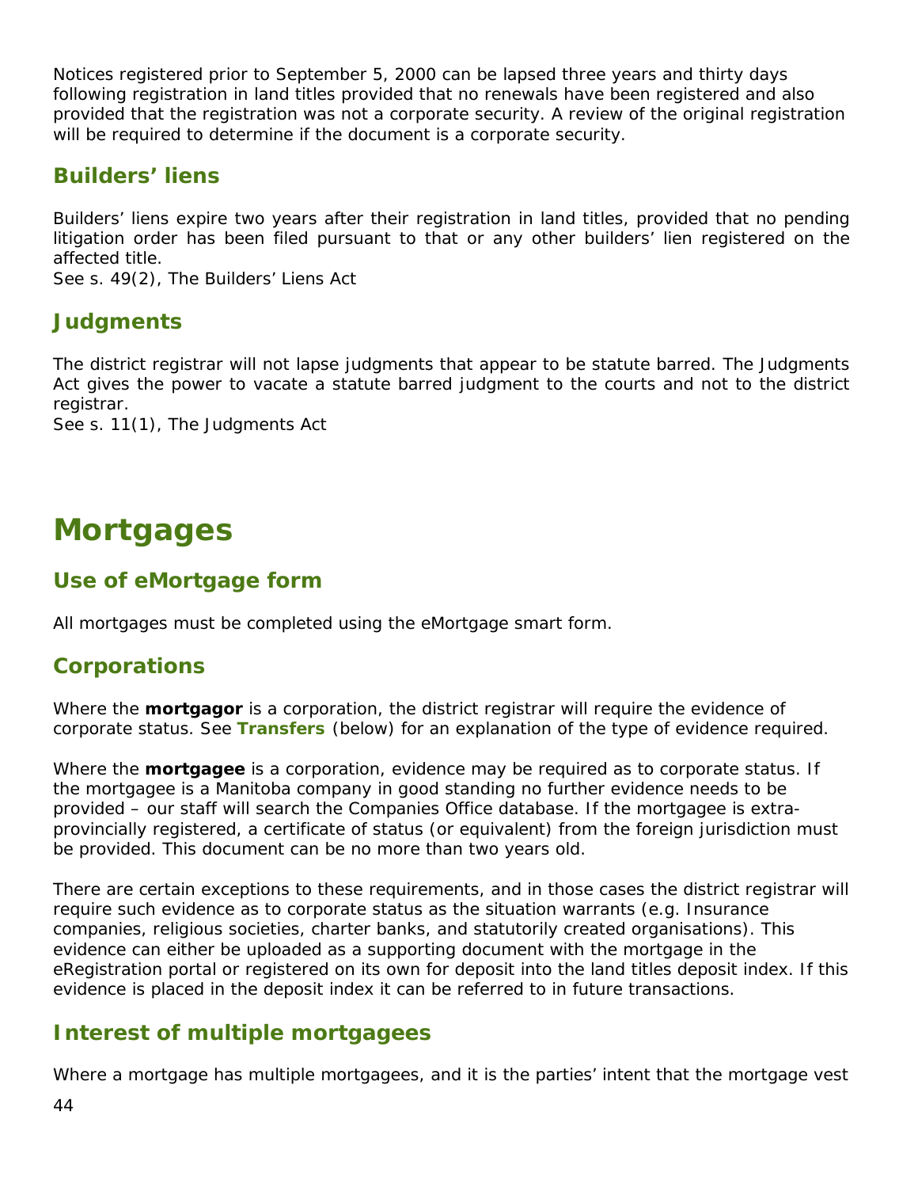Notices registered prior to September 5, 2000 can be lapsed three years and thirty days following registration in land titles provided that no renewals have been registered and also provided that the registration was not a corporate security. A review of the original registration will be required to determine if the document is a corporate security.

### Builders' liens

Builders' liens expire two years after their registration in land titles, provided that no pending litigation order has been filed pursuant to that or any other builders' lien registered on the affected title.
See s. 49(2), The Builders' Liens Act

### Judgments

The district registrar will not lapse judgments that appear to be statute barred. The Judgments Act gives the power to vacate a statute barred judgment to the courts and not to the district registrar.
See s. 11(1), The Judgments Act

# Mortgages

### Use of eMortgage form

All mortgages must be completed using the eMortgage smart form.

### Corporations

Where the **mortgagor** is a corporation, the district registrar will require the evidence of corporate status. See **Transfers** (below) for an explanation of the type of evidence required.

Where the **mortgagee** is a corporation, evidence may be required as to corporate status. If the mortgagee is a Manitoba company in good standing no further evidence needs to be provided – our staff will search the Companies Office database. If the mortgagee is extra-provincially registered, a certificate of status (or equivalent) from the foreign jurisdiction must be provided. This document can be no more than two years old.

There are certain exceptions to these requirements, and in those cases the district registrar will require such evidence as to corporate status as the situation warrants (e.g. Insurance companies, religious societies, charter banks, and statutorily created organisations). This evidence can either be uploaded as a supporting document with the mortgage in the eRegistration portal or registered on its own for deposit into the land titles deposit index. If this evidence is placed in the deposit index it can be referred to in future transactions.

### Interest of multiple mortgagees

Where a mortgage has multiple mortgagees, and it is the parties' intent that the mortgage vest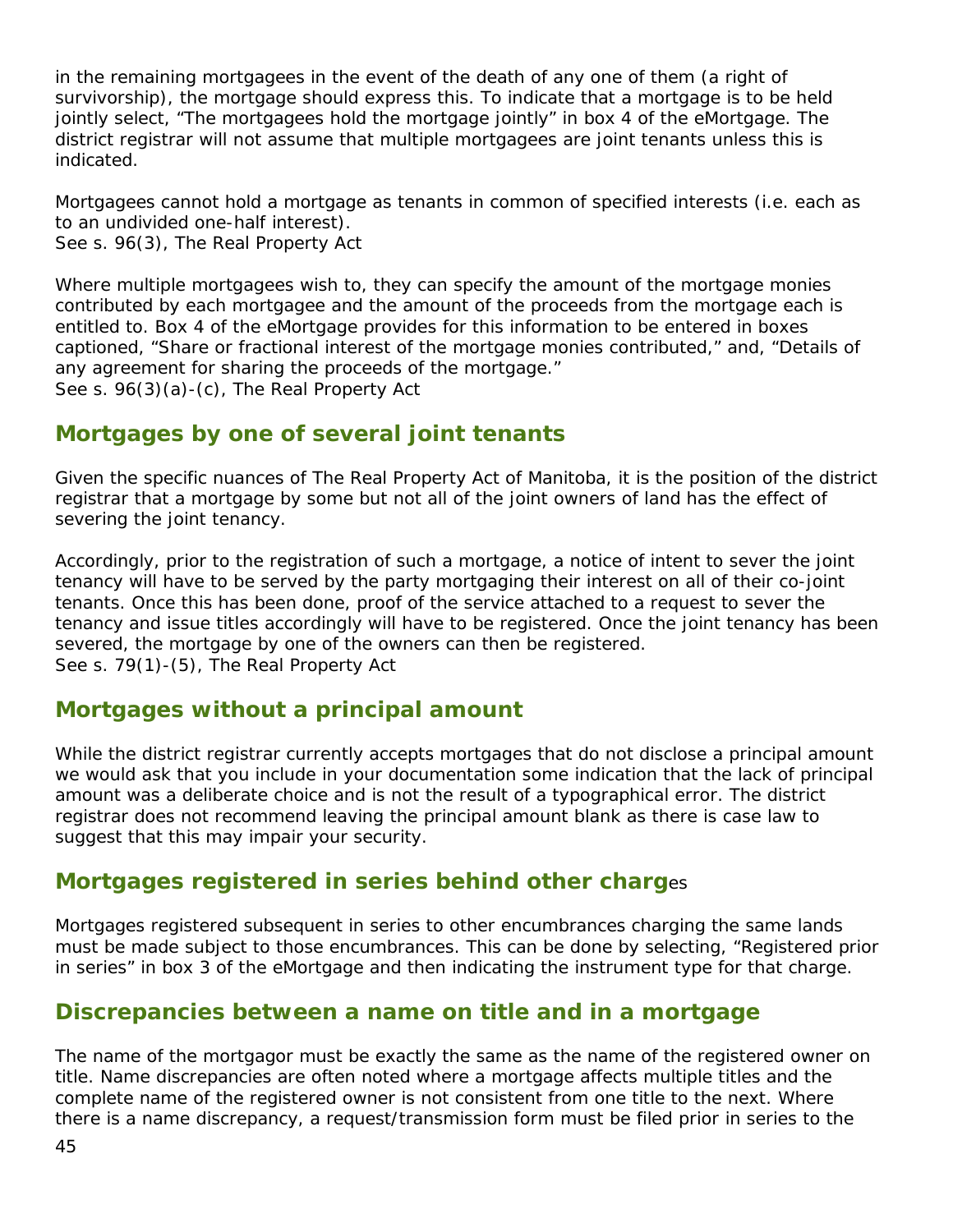in the remaining mortgagees in the event of the death of any one of them (a right of survivorship), the mortgage should express this. To indicate that a mortgage is to be held jointly select, “The mortgagees hold the mortgage jointly” in box 4 of the eMortgage. The district registrar will not assume that multiple mortgagees are joint tenants unless this is indicated.

Mortgagees cannot hold a mortgage as tenants in common of specified interests (i.e. each as to an undivided one-half interest).
See s. 96(3), The Real Property Act

Where multiple mortgagees wish to, they can specify the amount of the mortgage monies contributed by each mortgagee and the amount of the proceeds from the mortgage each is entitled to. Box 4 of the eMortgage provides for this information to be entered in boxes captioned, “Share or fractional interest of the mortgage monies contributed,” and, “Details of any agreement for sharing the proceeds of the mortgage.”
See s. 96(3)(a)-(c), The Real Property Act

## Mortgages by one of several joint tenants

Given the specific nuances of The Real Property Act of Manitoba, it is the position of the district registrar that a mortgage by some but not all of the joint owners of land has the effect of severing the joint tenancy.

Accordingly, prior to the registration of such a mortgage, a notice of intent to sever the joint tenancy will have to be served by the party mortgaging their interest on all of their co-joint tenants. Once this has been done, proof of the service attached to a request to sever the tenancy and issue titles accordingly will have to be registered. Once the joint tenancy has been severed, the mortgage by one of the owners can then be registered.
See s. 79(1)-(5), The Real Property Act

## Mortgages without a principal amount

While the district registrar currently accepts mortgages that do not disclose a principal amount we would ask that you include in your documentation some indication that the lack of principal amount was a deliberate choice and is not the result of a typographical error. The district registrar does not recommend leaving the principal amount blank as there is case law to suggest that this may impair your security.

## Mortgages registered in series behind other charges

Mortgages registered subsequent in series to other encumbrances charging the same lands must be made subject to those encumbrances. This can be done by selecting, “Registered prior in series” in box 3 of the eMortgage and then indicating the instrument type for that charge.

## Discrepancies between a name on title and in a mortgage

The name of the mortgagor must be exactly the same as the name of the registered owner on title. Name discrepancies are often noted where a mortgage affects multiple titles and the complete name of the registered owner is not consistent from one title to the next. Where there is a name discrepancy, a request/transmission form must be filed prior in series to the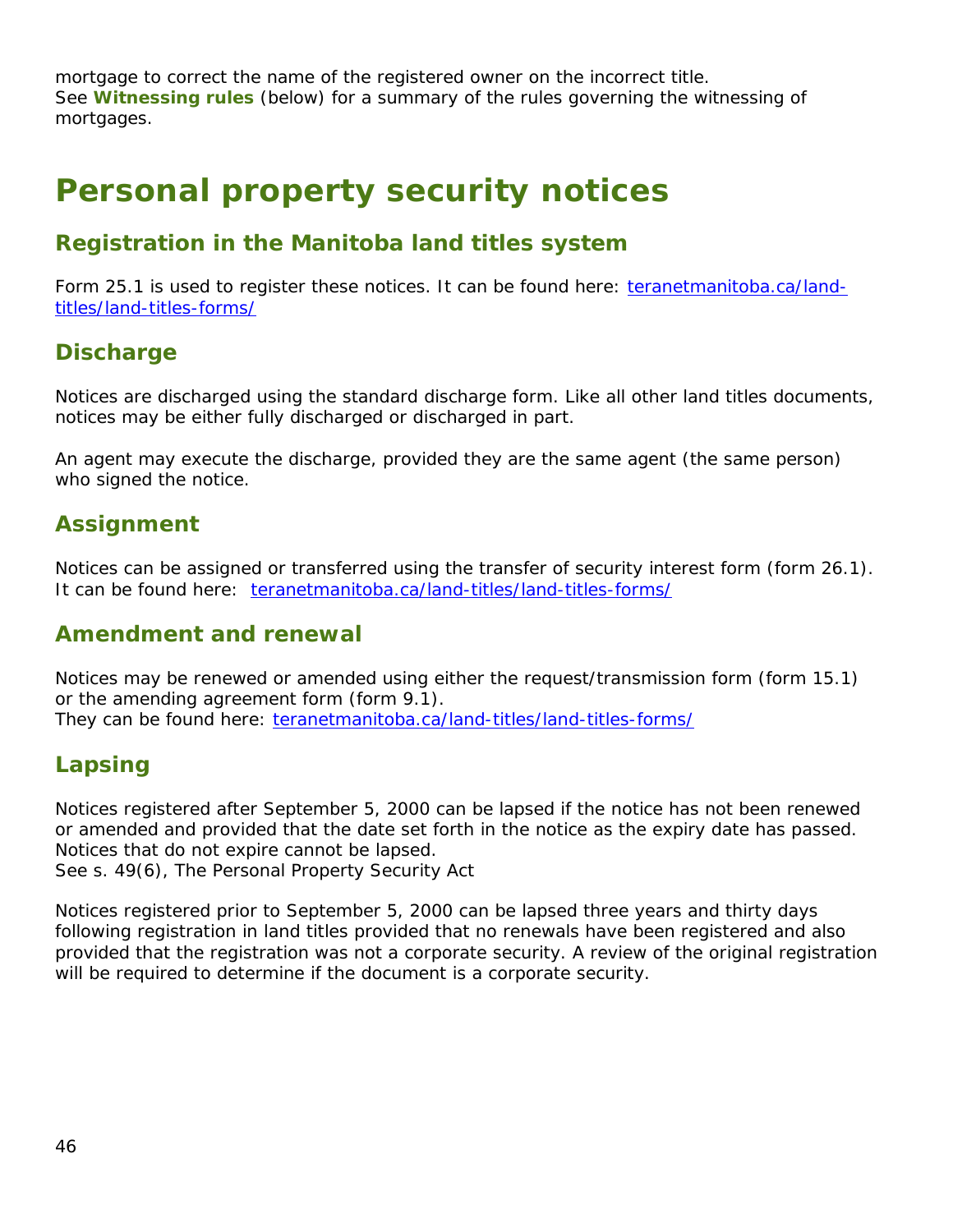mortgage to correct the name of the registered owner on the incorrect title.
See **Witnessing rules** (below) for a summary of the rules governing the witnessing of mortgages.

# Personal property security notices

## Registration in the Manitoba land titles system

Form 25.1 is used to register these notices. It can be found here: [teranetmanitoba.ca/land-titles/land-titles-forms/](teranetmanitoba.ca/land-titles/land-titles-forms/)

## Discharge

Notices are discharged using the standard discharge form. Like all other land titles documents, notices may be either fully discharged or discharged in part.

An agent may execute the discharge, provided they are the same agent (the same person) who signed the notice.

## Assignment

Notices can be assigned or transferred using the transfer of security interest form (form 26.1). It can be found here: [teranetmanitoba.ca/land-titles/land-titles-forms/](teranetmanitoba.ca/land-titles/land-titles-forms/)

## Amendment and renewal

Notices may be renewed or amended using either the request/transmission form (form 15.1) or the amending agreement form (form 9.1).
They can be found here: [teranetmanitoba.ca/land-titles/land-titles-forms/](teranetmanitoba.ca/land-titles/land-titles-forms/)

## Lapsing

Notices registered after September 5, 2000 can be lapsed if the notice has not been renewed or amended and provided that the date set forth in the notice as the expiry date has passed. Notices that do not expire cannot be lapsed.
See s. 49(6), The Personal Property Security Act

Notices registered prior to September 5, 2000 can be lapsed three years and thirty days following registration in land titles provided that no renewals have been registered and also provided that the registration was not a corporate security. A review of the original registration will be required to determine if the document is a corporate security.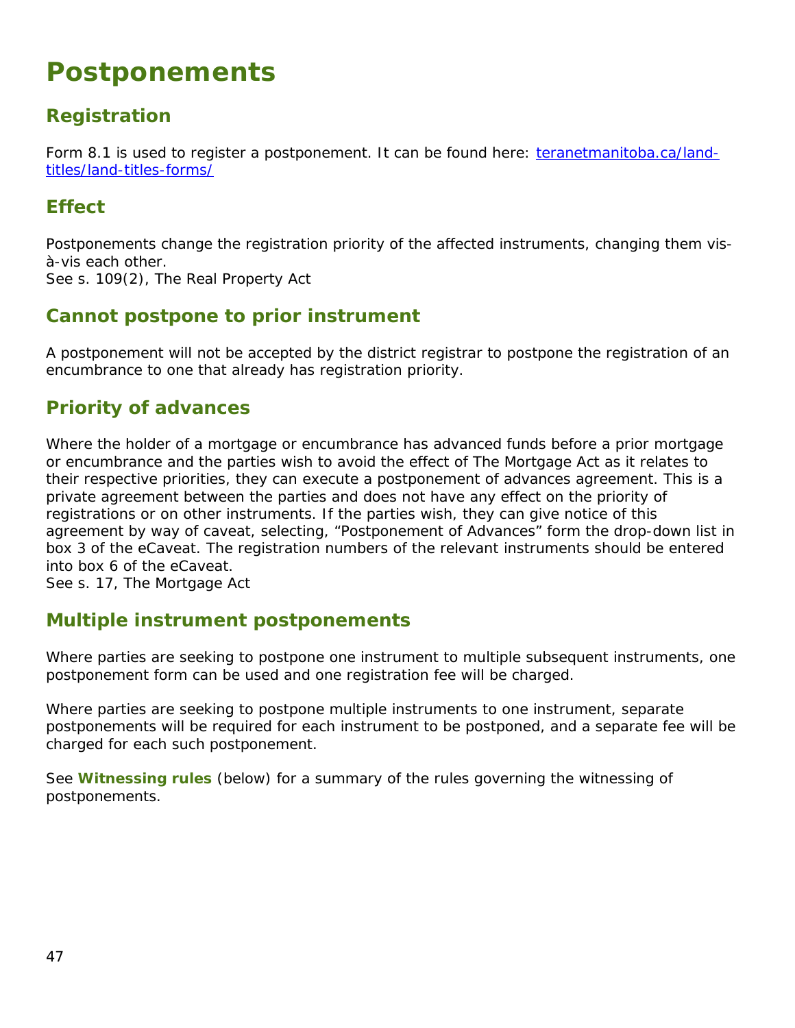# Postponements

## Registration

Form 8.1 is used to register a postponement. It can be found here: [teranetmanitoba.ca/land-titles/land-titles-forms/](teranetmanitoba.ca/land-titles/land-titles-forms/)

## Effect

Postponements change the registration priority of the affected instruments, changing them vis-à-vis each other.
See s. 109(2), The Real Property Act

## Cannot postpone to prior instrument

A postponement will not be accepted by the district registrar to postpone the registration of an encumbrance to one that already has registration priority.

## Priority of advances

Where the holder of a mortgage or encumbrance has advanced funds before a prior mortgage or encumbrance and the parties wish to avoid the effect of The Mortgage Act as it relates to their respective priorities, they can execute a postponement of advances agreement. This is a private agreement between the parties and does not have any effect on the priority of registrations or on other instruments. If the parties wish, they can give notice of this agreement by way of caveat, selecting, "Postponement of Advances" form the drop-down list in box 3 of the eCaveat. The registration numbers of the relevant instruments should be entered into box 6 of the eCaveat.
See s. 17, The Mortgage Act

## Multiple instrument postponements

Where parties are seeking to postpone one instrument to multiple subsequent instruments, one postponement form can be used and one registration fee will be charged.

Where parties are seeking to postpone multiple instruments to one instrument, separate postponements will be required for each instrument to be postponed, and a separate fee will be charged for each such postponement.

See **Witnessing rules** (below) for a summary of the rules governing the witnessing of postponements.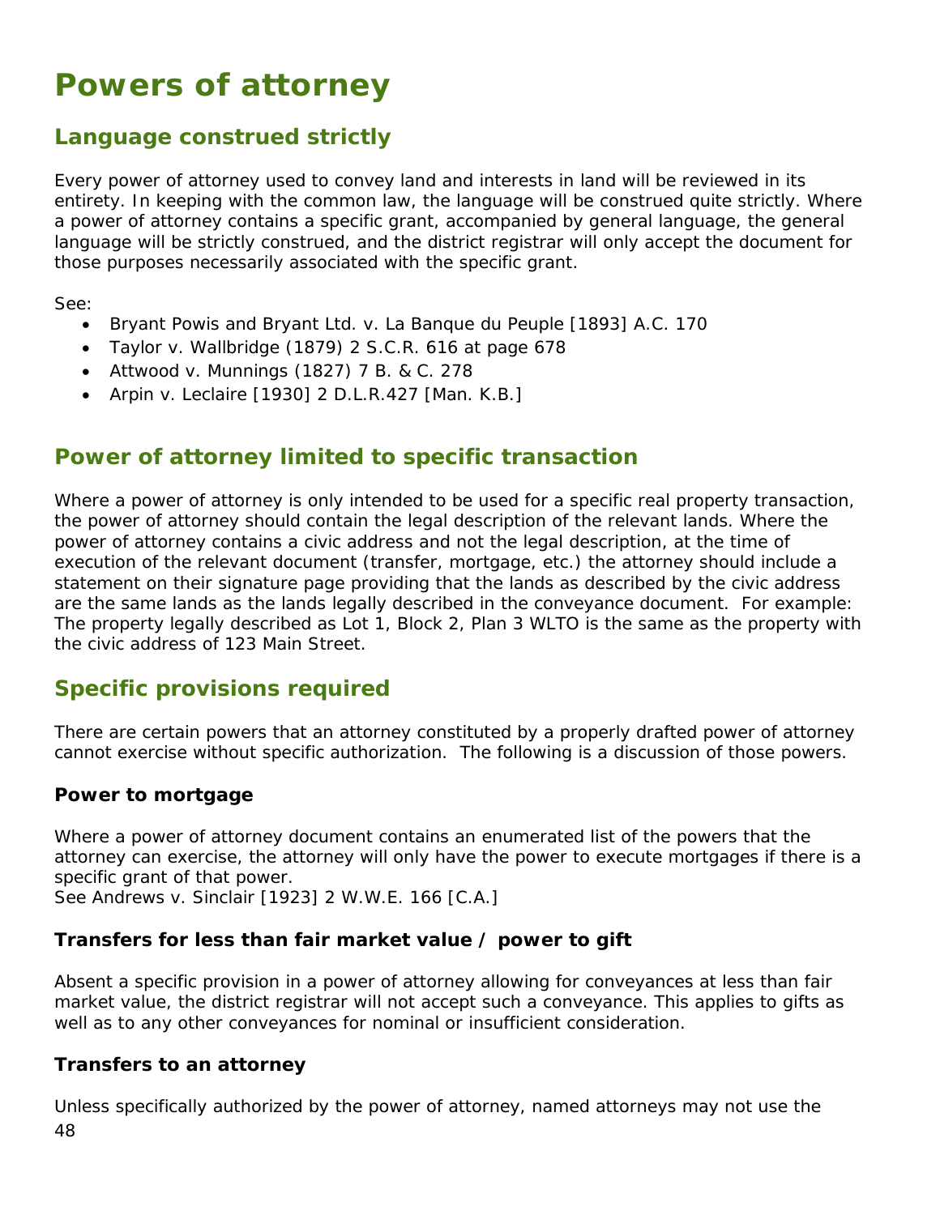# Powers of attorney

## Language construed strictly

Every power of attorney used to convey land and interests in land will be reviewed in its entirety. In keeping with the common law, the language will be construed quite strictly. Where a power of attorney contains a specific grant, accompanied by general language, the general language will be strictly construed, and the district registrar will only accept the document for those purposes necessarily associated with the specific grant.

See:

- Bryant Powis and Bryant Ltd. v. La Banque du Peuple [1893] A.C. 170
- Taylor v. Wallbridge (1879) 2 S.C.R. 616 at page 678
- Attwood v. Munnings (1827) 7 B. & C. 278
- Arpin v. Leclaire [1930] 2 D.L.R.427 [Man. K.B.]

## Power of attorney limited to specific transaction

Where a power of attorney is only intended to be used for a specific real property transaction, the power of attorney should contain the legal description of the relevant lands. Where the power of attorney contains a civic address and not the legal description, at the time of execution of the relevant document (transfer, mortgage, etc.) the attorney should include a statement on their signature page providing that the lands as described by the civic address are the same lands as the lands legally described in the conveyance document. For example: The property legally described as Lot 1, Block 2, Plan 3 WLTO is the same as the property with the civic address of 123 Main Street.

## Specific provisions required

There are certain powers that an attorney constituted by a properly drafted power of attorney cannot exercise without specific authorization. The following is a discussion of those powers.

### Power to mortgage

Where a power of attorney document contains an enumerated list of the powers that the attorney can exercise, the attorney will only have the power to execute mortgages if there is a specific grant of that power.
See Andrews v. Sinclair [1923] 2 W.W.E. 166 [C.A.]

### Transfers for less than fair market value / power to gift

Absent a specific provision in a power of attorney allowing for conveyances at less than fair market value, the district registrar will not accept such a conveyance. This applies to gifts as well as to any other conveyances for nominal or insufficient consideration.

### Transfers to an attorney

Unless specifically authorized by the power of attorney, named attorneys may not use the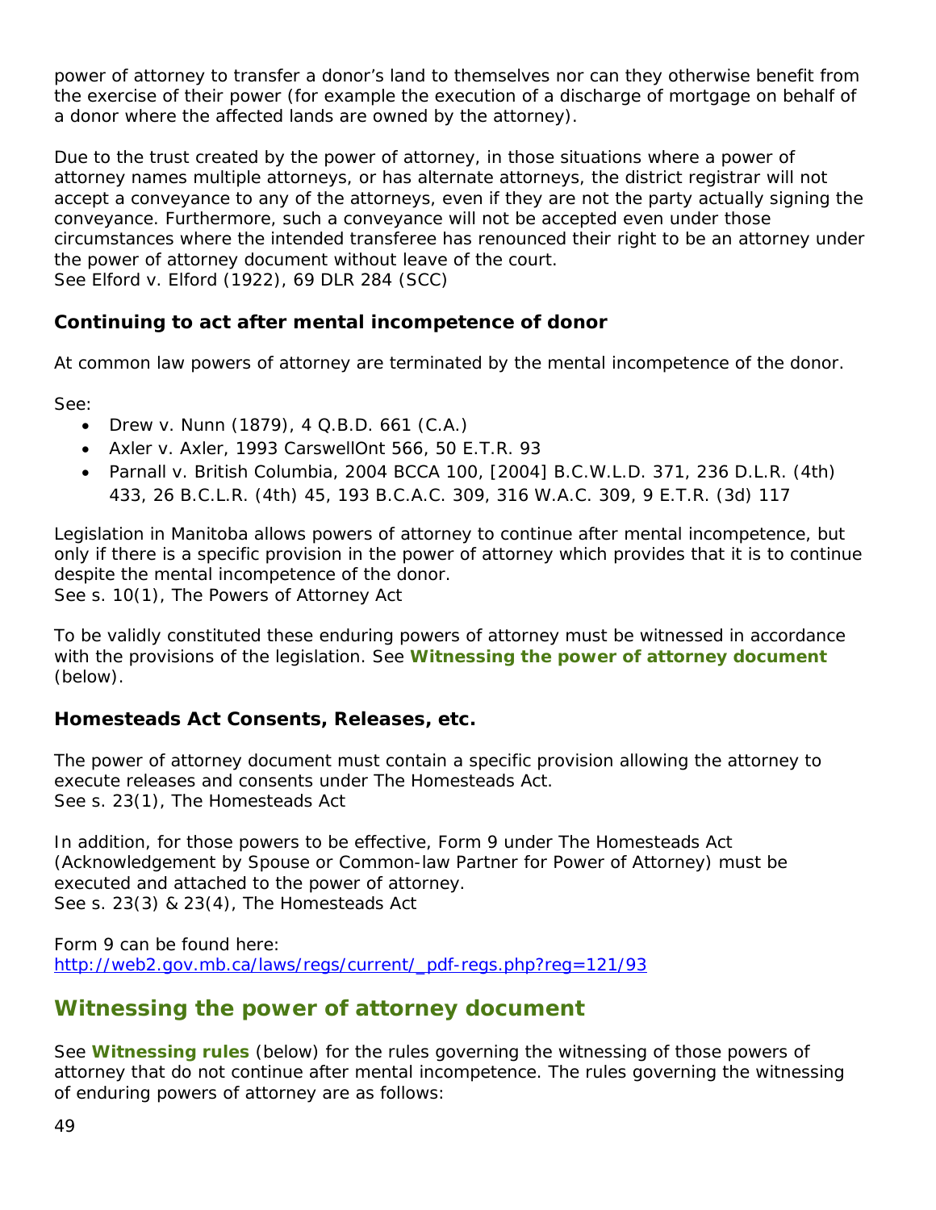power of attorney to transfer a donor's land to themselves nor can they otherwise benefit from the exercise of their power (for example the execution of a discharge of mortgage on behalf of a donor where the affected lands are owned by the attorney).

Due to the trust created by the power of attorney, in those situations where a power of attorney names multiple attorneys, or has alternate attorneys, the district registrar will not accept a conveyance to any of the attorneys, even if they are not the party actually signing the conveyance. Furthermore, such a conveyance will not be accepted even under those circumstances where the intended transferee has renounced their right to be an attorney under the power of attorney document without leave of the court.
See Elford v. Elford (1922), 69 DLR 284 (SCC)

### Continuing to act after mental incompetence of donor

At common law powers of attorney are terminated by the mental incompetence of the donor.

See:

- Drew v. Nunn (1879), 4 Q.B.D. 661 (C.A.)
- Axler v. Axler, 1993 CarswellOnt 566, 50 E.T.R. 93
- Parnall v. British Columbia, 2004 BCCA 100, [2004] B.C.W.L.D. 371, 236 D.L.R. (4th) 433, 26 B.C.L.R. (4th) 45, 193 B.C.A.C. 309, 316 W.A.C. 309, 9 E.T.R. (3d) 117

Legislation in Manitoba allows powers of attorney to continue after mental incompetence, but only if there is a specific provision in the power of attorney which provides that it is to continue despite the mental incompetence of the donor.
See s. 10(1), The Powers of Attorney Act

To be validly constituted these enduring powers of attorney must be witnessed in accordance with the provisions of the legislation. See **Witnessing the power of attorney document** (below).

### Homesteads Act Consents, Releases, etc.

The power of attorney document must contain a specific provision allowing the attorney to execute releases and consents under The Homesteads Act.
See s. 23(1), The Homesteads Act

In addition, for those powers to be effective, Form 9 under The Homesteads Act (Acknowledgement by Spouse or Common-law Partner for Power of Attorney) must be executed and attached to the power of attorney.
See s. 23(3) & 23(4), The Homesteads Act

Form 9 can be found here:
http://web2.gov.mb.ca/laws/regs/current/_pdf-regs.php?reg=121/93

## Witnessing the power of attorney document

See **Witnessing rules** (below) for the rules governing the witnessing of those powers of attorney that do not continue after mental incompetence. The rules governing the witnessing of enduring powers of attorney are as follows: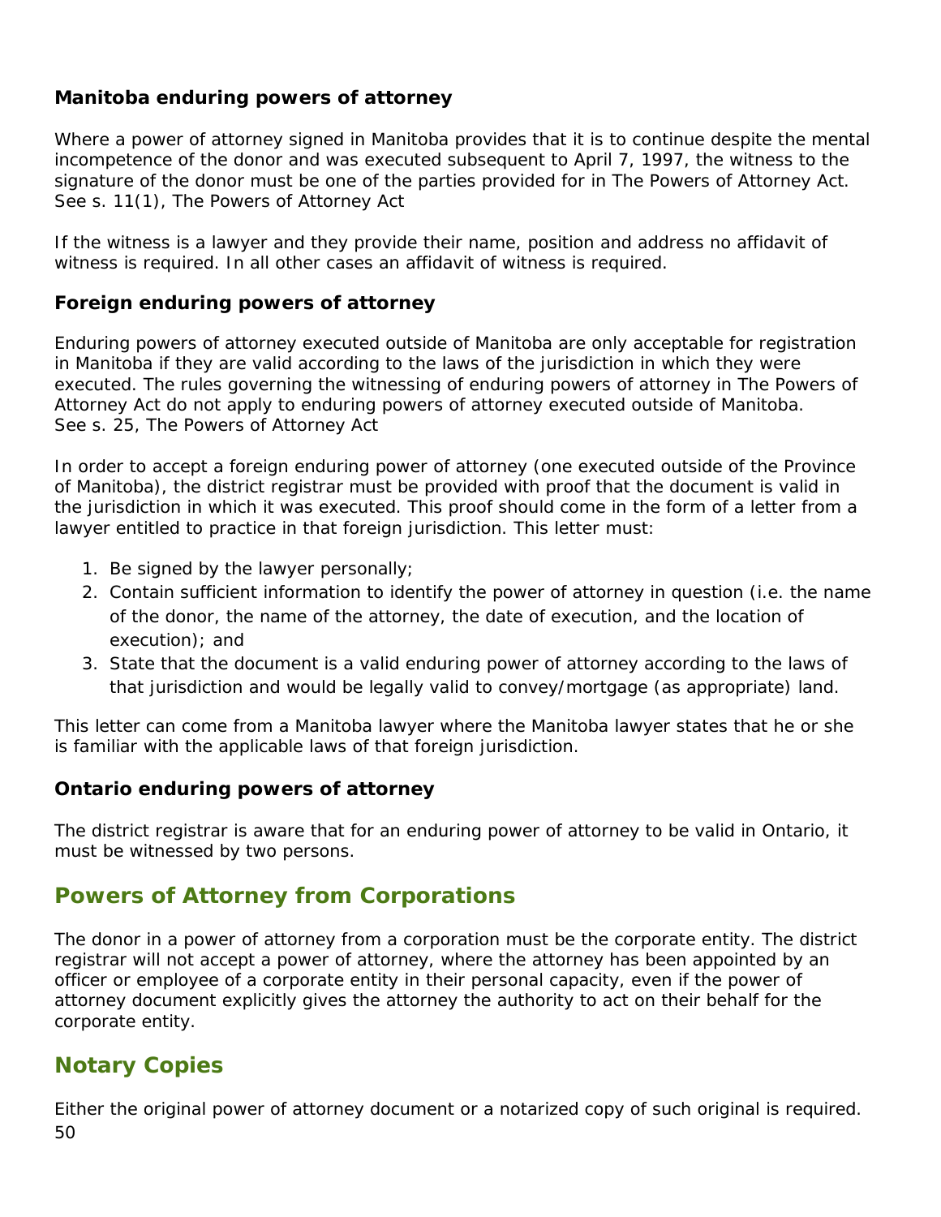### Manitoba enduring powers of attorney

Where a power of attorney signed in Manitoba provides that it is to continue despite the mental incompetence of the donor and was executed subsequent to April 7, 1997, the witness to the signature of the donor must be one of the parties provided for in The Powers of Attorney Act. See s. 11(1), The Powers of Attorney Act

If the witness is a lawyer and they provide their name, position and address no affidavit of witness is required. In all other cases an affidavit of witness is required.

### Foreign enduring powers of attorney

Enduring powers of attorney executed outside of Manitoba are only acceptable for registration in Manitoba if they are valid according to the laws of the jurisdiction in which they were executed. The rules governing the witnessing of enduring powers of attorney in The Powers of Attorney Act do not apply to enduring powers of attorney executed outside of Manitoba. See s. 25, The Powers of Attorney Act

In order to accept a foreign enduring power of attorney (one executed outside of the Province of Manitoba), the district registrar must be provided with proof that the document is valid in the jurisdiction in which it was executed. This proof should come in the form of a letter from a lawyer entitled to practice in that foreign jurisdiction. This letter must:

1. Be signed by the lawyer personally;
2. Contain sufficient information to identify the power of attorney in question (i.e. the name of the donor, the name of the attorney, the date of execution, and the location of execution); and
3. State that the document is a valid enduring power of attorney according to the laws of that jurisdiction and would be legally valid to convey/mortgage (as appropriate) land.

This letter can come from a Manitoba lawyer where the Manitoba lawyer states that he or she is familiar with the applicable laws of that foreign jurisdiction.

### Ontario enduring powers of attorney

The district registrar is aware that for an enduring power of attorney to be valid in Ontario, it must be witnessed by two persons.

## Powers of Attorney from Corporations

The donor in a power of attorney from a corporation must be the corporate entity. The district registrar will not accept a power of attorney, where the attorney has been appointed by an officer or employee of a corporate entity in their personal capacity, even if the power of attorney document explicitly gives the attorney the authority to act on their behalf for the corporate entity.

## Notary Copies

Either the original power of attorney document or a notarized copy of such original is required.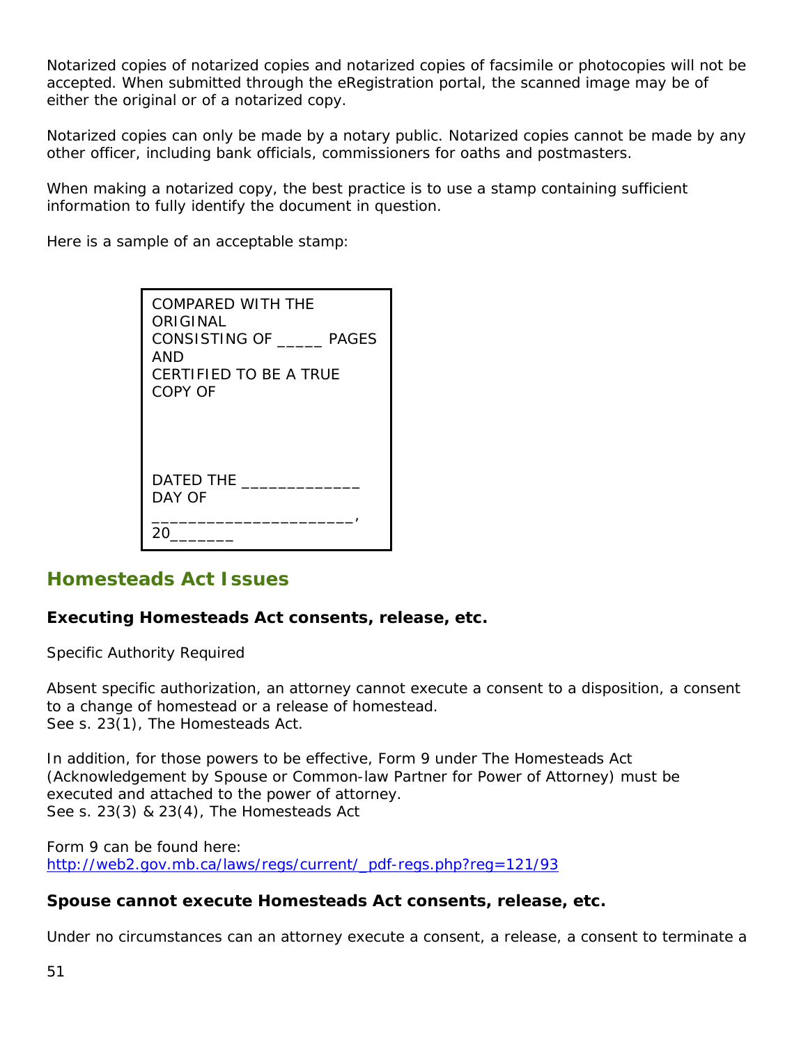Notarized copies of notarized copies and notarized copies of facsimile or photocopies will not be accepted. When submitted through the eRegistration portal, the scanned image may be of either the original or of a notarized copy.

Notarized copies can only be made by a notary public. Notarized copies cannot be made by any other officer, including bank officials, commissioners for oaths and postmasters.

When making a notarized copy, the best practice is to use a stamp containing sufficient information to fully identify the document in question.

Here is a sample of an acceptable stamp:

```
COMPARED WITH THE
ORIGINAL
CONSISTING OF _____ PAGES
AND
CERTIFIED TO BE A TRUE
COPY OF




DATED THE _____________
DAY OF
______________________,
20_______
```

## Homesteads Act Issues

### Executing Homesteads Act consents, release, etc.

Specific Authority Required

Absent specific authorization, an attorney cannot execute a consent to a disposition, a consent to a change of homestead or a release of homestead.
See s. 23(1), The Homesteads Act.

In addition, for those powers to be effective, Form 9 under The Homesteads Act (Acknowledgement by Spouse or Common-law Partner for Power of Attorney) must be executed and attached to the power of attorney.
See s. 23(3) & 23(4), The Homesteads Act

Form 9 can be found here:
[http://web2.gov.mb.ca/laws/regs/current/_pdf-regs.php?reg=121/93](http://web2.gov.mb.ca/laws/regs/current/_pdf-regs.php?reg=121/93)

### Spouse cannot execute Homesteads Act consents, release, etc.

Under no circumstances can an attorney execute a consent, a release, a consent to terminate a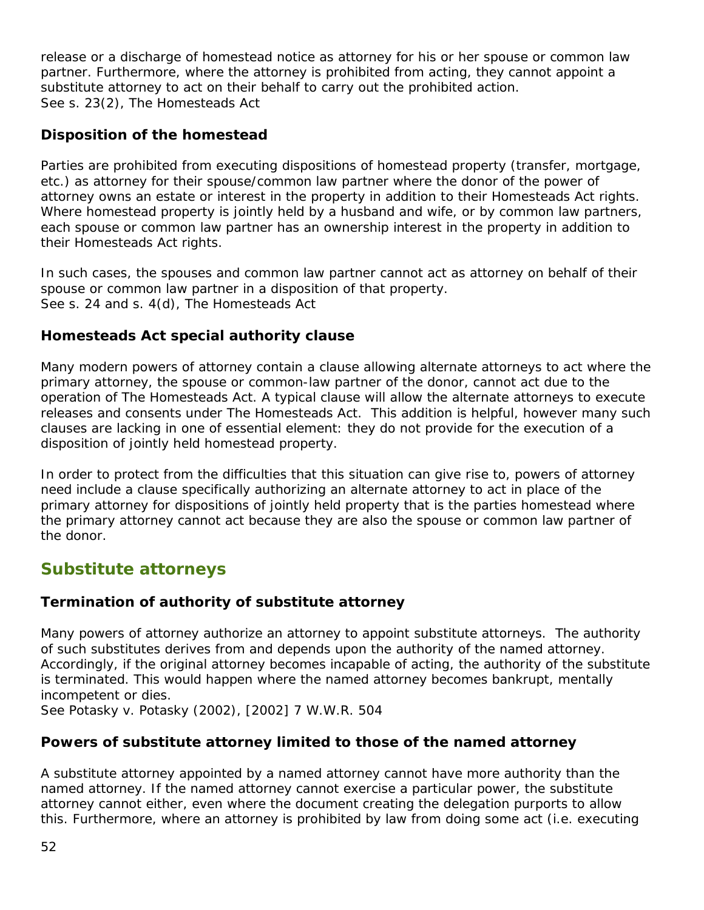release or a discharge of homestead notice as attorney for his or her spouse or common law partner. Furthermore, where the attorney is prohibited from acting, they cannot appoint a substitute attorney to act on their behalf to carry out the prohibited action.
See s. 23(2), The Homesteads Act

### Disposition of the homestead

Parties are prohibited from executing dispositions of homestead property (transfer, mortgage, etc.) as attorney for their spouse/common law partner where the donor of the power of attorney owns an estate or interest in the property in addition to their Homesteads Act rights. Where homestead property is jointly held by a husband and wife, or by common law partners, each spouse or common law partner has an ownership interest in the property in addition to their Homesteads Act rights.

In such cases, the spouses and common law partner cannot act as attorney on behalf of their spouse or common law partner in a disposition of that property.
See s. 24 and s. 4(d), The Homesteads Act

### Homesteads Act special authority clause

Many modern powers of attorney contain a clause allowing alternate attorneys to act where the primary attorney, the spouse or common-law partner of the donor, cannot act due to the operation of The Homesteads Act. A typical clause will allow the alternate attorneys to execute releases and consents under The Homesteads Act. This addition is helpful, however many such clauses are lacking in one of essential element: they do not provide for the execution of a disposition of jointly held homestead property.

In order to protect from the difficulties that this situation can give rise to, powers of attorney need include a clause specifically authorizing an alternate attorney to act in place of the primary attorney for dispositions of jointly held property that is the parties homestead where the primary attorney cannot act because they are also the spouse or common law partner of the donor.

## Substitute attorneys

### Termination of authority of substitute attorney

Many powers of attorney authorize an attorney to appoint substitute attorneys. The authority of such substitutes derives from and depends upon the authority of the named attorney. Accordingly, if the original attorney becomes incapable of acting, the authority of the substitute is terminated. This would happen where the named attorney becomes bankrupt, mentally incompetent or dies.
See Potasky v. Potasky (2002), [2002] 7 W.W.R. 504

### Powers of substitute attorney limited to those of the named attorney

A substitute attorney appointed by a named attorney cannot have more authority than the named attorney. If the named attorney cannot exercise a particular power, the substitute attorney cannot either, even where the document creating the delegation purports to allow this. Furthermore, where an attorney is prohibited by law from doing some act (i.e. executing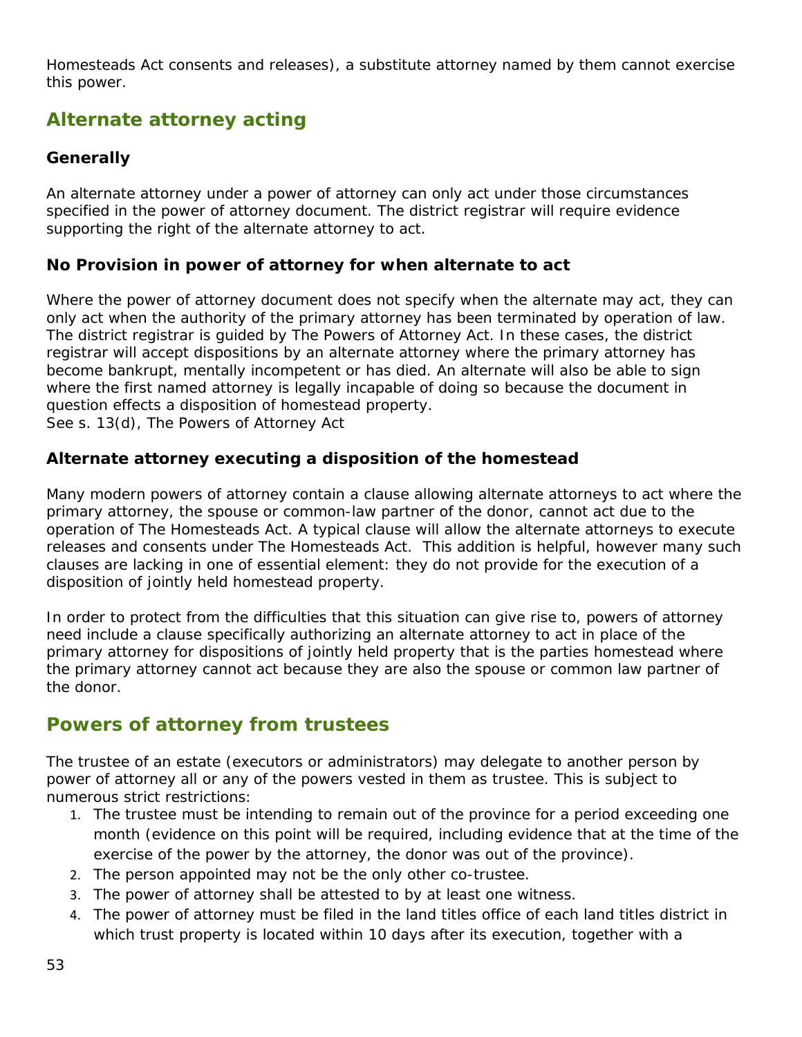Homesteads Act consents and releases), a substitute attorney named by them cannot exercise this power.

## Alternate attorney acting

### Generally

An alternate attorney under a power of attorney can only act under those circumstances specified in the power of attorney document. The district registrar will require evidence supporting the right of the alternate attorney to act.

### No Provision in power of attorney for when alternate to act

Where the power of attorney document does not specify when the alternate may act, they can only act when the authority of the primary attorney has been terminated by operation of law. The district registrar is guided by The Powers of Attorney Act. In these cases, the district registrar will accept dispositions by an alternate attorney where the primary attorney has become bankrupt, mentally incompetent or has died. An alternate will also be able to sign where the first named attorney is legally incapable of doing so because the document in question effects a disposition of homestead property.
See s. 13(d), The Powers of Attorney Act

### Alternate attorney executing a disposition of the homestead

Many modern powers of attorney contain a clause allowing alternate attorneys to act where the primary attorney, the spouse or common-law partner of the donor, cannot act due to the operation of The Homesteads Act. A typical clause will allow the alternate attorneys to execute releases and consents under The Homesteads Act.  This addition is helpful, however many such clauses are lacking in one of essential element: they do not provide for the execution of a disposition of jointly held homestead property.

In order to protect from the difficulties that this situation can give rise to, powers of attorney need include a clause specifically authorizing an alternate attorney to act in place of the primary attorney for dispositions of jointly held property that is the parties homestead where the primary attorney cannot act because they are also the spouse or common law partner of the donor.

## Powers of attorney from trustees

The trustee of an estate (executors or administrators) may delegate to another person by power of attorney all or any of the powers vested in them as trustee. This is subject to numerous strict restrictions:

1. The trustee must be intending to remain out of the province for a period exceeding one month (evidence on this point will be required, including evidence that at the time of the exercise of the power by the attorney, the donor was out of the province).
2. The person appointed may not be the only other co-trustee.
3. The power of attorney shall be attested to by at least one witness.
4. The power of attorney must be filed in the land titles office of each land titles district in which trust property is located within 10 days after its execution, together with a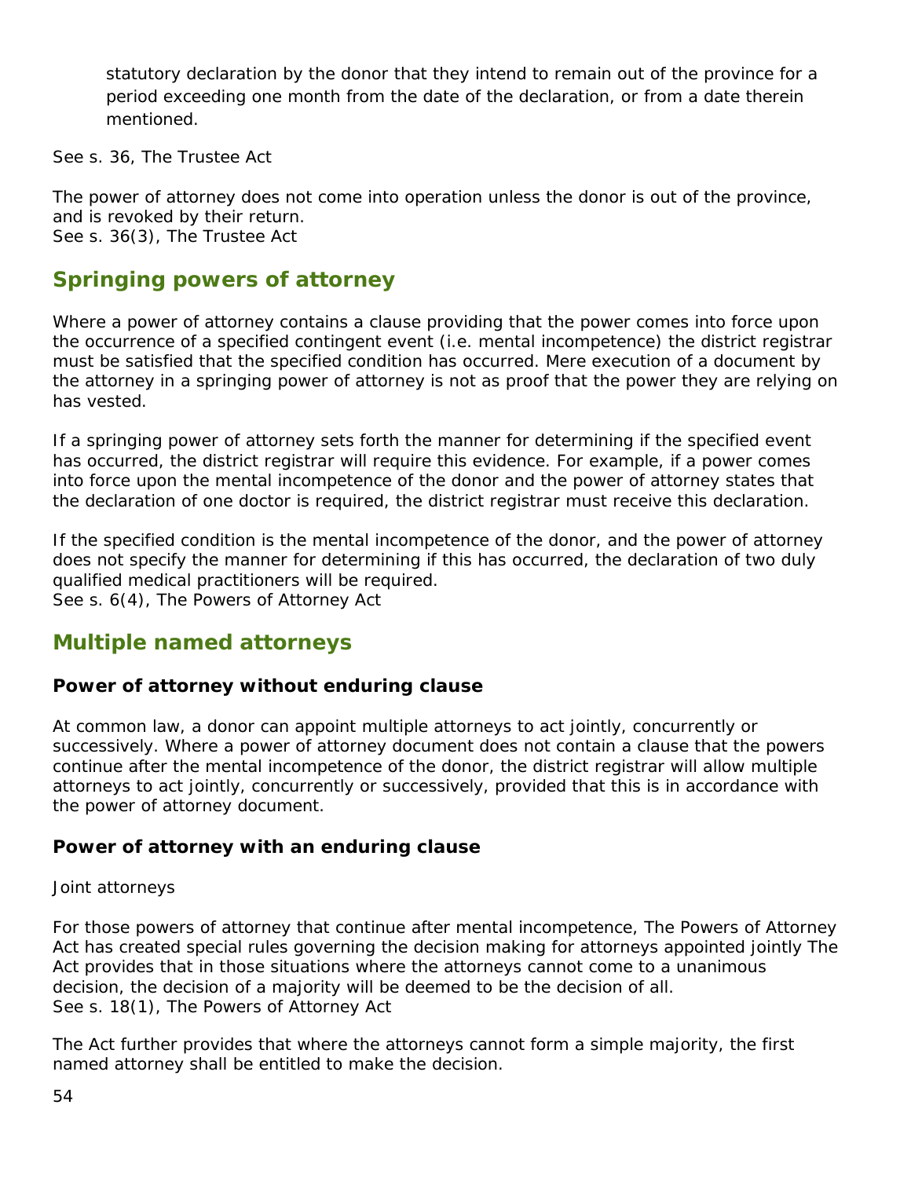statutory declaration by the donor that they intend to remain out of the province for a period exceeding one month from the date of the declaration, or from a date therein mentioned.

See s. 36, The Trustee Act

The power of attorney does not come into operation unless the donor is out of the province, and is revoked by their return.
See s. 36(3), The Trustee Act

## Springing powers of attorney

Where a power of attorney contains a clause providing that the power comes into force upon the occurrence of a specified contingent event (i.e. mental incompetence) the district registrar must be satisfied that the specified condition has occurred. Mere execution of a document by the attorney in a springing power of attorney is not as proof that the power they are relying on has vested.

If a springing power of attorney sets forth the manner for determining if the specified event has occurred, the district registrar will require this evidence. For example, if a power comes into force upon the mental incompetence of the donor and the power of attorney states that the declaration of one doctor is required, the district registrar must receive this declaration.

If the specified condition is the mental incompetence of the donor, and the power of attorney does not specify the manner for determining if this has occurred, the declaration of two duly qualified medical practitioners will be required.
See s. 6(4), The Powers of Attorney Act

## Multiple named attorneys

### Power of attorney without enduring clause

At common law, a donor can appoint multiple attorneys to act jointly, concurrently or successively. Where a power of attorney document does not contain a clause that the powers continue after the mental incompetence of the donor, the district registrar will allow multiple attorneys to act jointly, concurrently or successively, provided that this is in accordance with the power of attorney document.

### Power of attorney with an enduring clause

Joint attorneys

For those powers of attorney that continue after mental incompetence, The Powers of Attorney Act has created special rules governing the decision making for attorneys appointed jointly The Act provides that in those situations where the attorneys cannot come to a unanimous decision, the decision of a majority will be deemed to be the decision of all.
See s. 18(1), The Powers of Attorney Act

The Act further provides that where the attorneys cannot form a simple majority, the first named attorney shall be entitled to make the decision.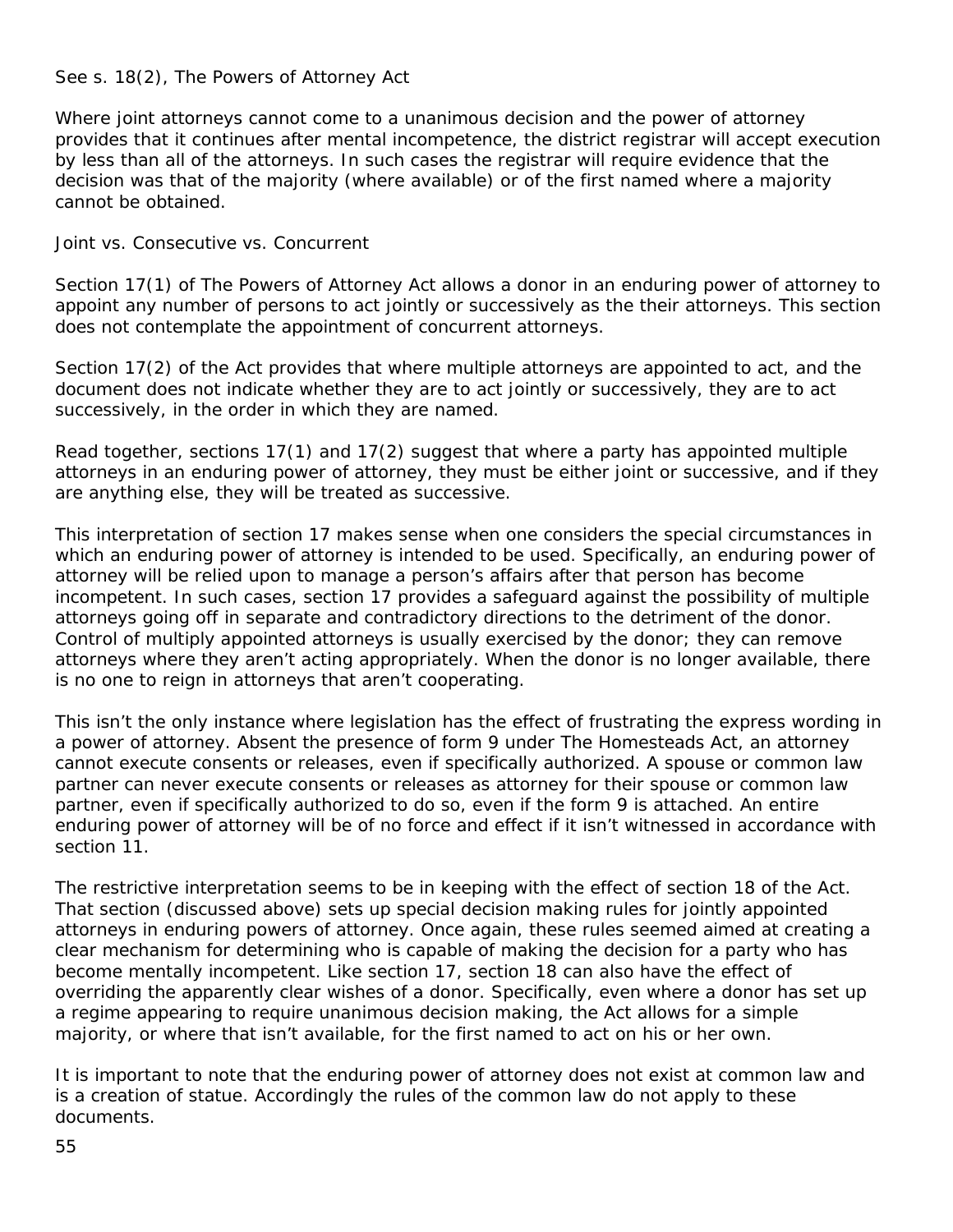See s. 18(2), The Powers of Attorney Act

Where joint attorneys cannot come to a unanimous decision and the power of attorney provides that it continues after mental incompetence, the district registrar will accept execution by less than all of the attorneys. In such cases the registrar will require evidence that the decision was that of the majority (where available) or of the first named where a majority cannot be obtained.

Joint vs. Consecutive vs. Concurrent

Section 17(1) of The Powers of Attorney Act allows a donor in an enduring power of attorney to appoint any number of persons to act jointly or successively as the their attorneys. This section does not contemplate the appointment of concurrent attorneys.

Section 17(2) of the Act provides that where multiple attorneys are appointed to act, and the document does not indicate whether they are to act jointly or successively, they are to act successively, in the order in which they are named.

Read together, sections 17(1) and 17(2) suggest that where a party has appointed multiple attorneys in an enduring power of attorney, they must be either joint or successive, and if they are anything else, they will be treated as successive.

This interpretation of section 17 makes sense when one considers the special circumstances in which an enduring power of attorney is intended to be used. Specifically, an enduring power of attorney will be relied upon to manage a person's affairs after that person has become incompetent. In such cases, section 17 provides a safeguard against the possibility of multiple attorneys going off in separate and contradictory directions to the detriment of the donor. Control of multiply appointed attorneys is usually exercised by the donor; they can remove attorneys where they aren't acting appropriately. When the donor is no longer available, there is no one to reign in attorneys that aren't cooperating.

This isn't the only instance where legislation has the effect of frustrating the express wording in a power of attorney. Absent the presence of form 9 under The Homesteads Act, an attorney cannot execute consents or releases, even if specifically authorized. A spouse or common law partner can never execute consents or releases as attorney for their spouse or common law partner, even if specifically authorized to do so, even if the form 9 is attached. An entire enduring power of attorney will be of no force and effect if it isn't witnessed in accordance with section 11.

The restrictive interpretation seems to be in keeping with the effect of section 18 of the Act. That section (discussed above) sets up special decision making rules for jointly appointed attorneys in enduring powers of attorney. Once again, these rules seemed aimed at creating a clear mechanism for determining who is capable of making the decision for a party who has become mentally incompetent. Like section 17, section 18 can also have the effect of overriding the apparently clear wishes of a donor. Specifically, even where a donor has set up a regime appearing to require unanimous decision making, the Act allows for a simple majority, or where that isn't available, for the first named to act on his or her own.

It is important to note that the enduring power of attorney does not exist at common law and is a creation of statue. Accordingly the rules of the common law do not apply to these documents.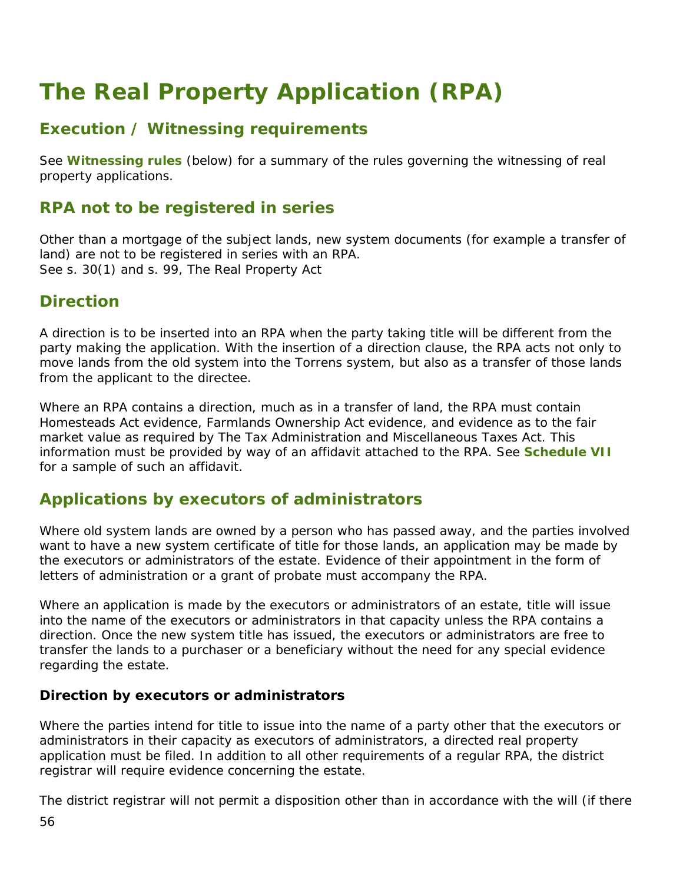# The Real Property Application (RPA)

## Execution / Witnessing requirements

See **Witnessing rules** (below) for a summary of the rules governing the witnessing of real property applications.

## RPA not to be registered in series

Other than a mortgage of the subject lands, new system documents (for example a transfer of land) are not to be registered in series with an RPA.
See s. 30(1) and s. 99, The Real Property Act

## Direction

A direction is to be inserted into an RPA when the party taking title will be different from the party making the application. With the insertion of a direction clause, the RPA acts not only to move lands from the old system into the Torrens system, but also as a transfer of those lands from the applicant to the directee.

Where an RPA contains a direction, much as in a transfer of land, the RPA must contain Homesteads Act evidence, Farmlands Ownership Act evidence, and evidence as to the fair market value as required by The Tax Administration and Miscellaneous Taxes Act. This information must be provided by way of an affidavit attached to the RPA. See **Schedule VII** for a sample of such an affidavit.

## Applications by executors of administrators

Where old system lands are owned by a person who has passed away, and the parties involved want to have a new system certificate of title for those lands, an application may be made by the executors or administrators of the estate. Evidence of their appointment in the form of letters of administration or a grant of probate must accompany the RPA.

Where an application is made by the executors or administrators of an estate, title will issue into the name of the executors or administrators in that capacity unless the RPA contains a direction. Once the new system title has issued, the executors or administrators are free to transfer the lands to a purchaser or a beneficiary without the need for any special evidence regarding the estate.

### Direction by executors or administrators

Where the parties intend for title to issue into the name of a party other that the executors or administrators in their capacity as executors of administrators, a directed real property application must be filed. In addition to all other requirements of a regular RPA, the district registrar will require evidence concerning the estate.

The district registrar will not permit a disposition other than in accordance with the will (if there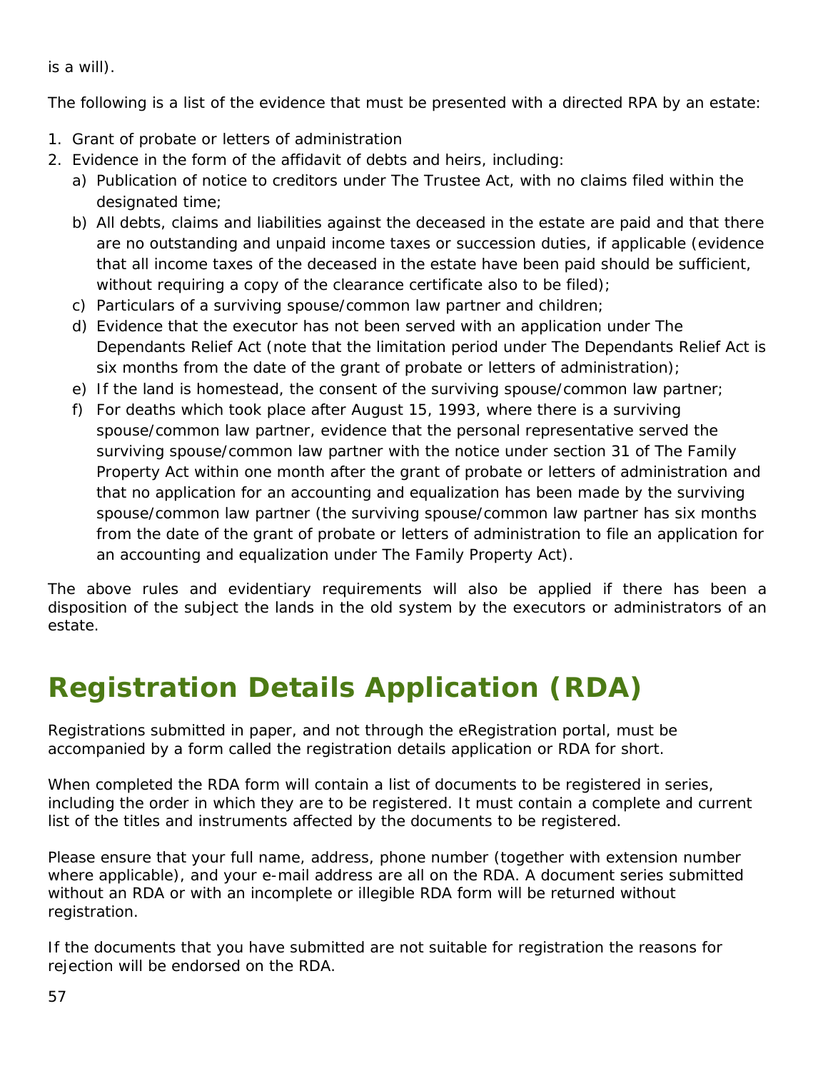is a will).

The following is a list of the evidence that must be presented with a directed RPA by an estate:

1. Grant of probate or letters of administration
2. Evidence in the form of the affidavit of debts and heirs, including:
   a) Publication of notice to creditors under The Trustee Act, with no claims filed within the designated time;
   b) All debts, claims and liabilities against the deceased in the estate are paid and that there are no outstanding and unpaid income taxes or succession duties, if applicable (evidence that all income taxes of the deceased in the estate have been paid should be sufficient, without requiring a copy of the clearance certificate also to be filed);
   c) Particulars of a surviving spouse/common law partner and children;
   d) Evidence that the executor has not been served with an application under The Dependants Relief Act (note that the limitation period under The Dependants Relief Act is six months from the date of the grant of probate or letters of administration);
   e) If the land is homestead, the consent of the surviving spouse/common law partner;
   f) For deaths which took place after August 15, 1993, where there is a surviving spouse/common law partner, evidence that the personal representative served the surviving spouse/common law partner with the notice under section 31 of The Family Property Act within one month after the grant of probate or letters of administration and that no application for an accounting and equalization has been made by the surviving spouse/common law partner (the surviving spouse/common law partner has six months from the date of the grant of probate or letters of administration to file an application for an accounting and equalization under The Family Property Act).

The above rules and evidentiary requirements will also be applied if there has been a disposition of the subject the lands in the old system by the executors or administrators of an estate.

# Registration Details Application (RDA)

Registrations submitted in paper, and not through the eRegistration portal, must be accompanied by a form called the registration details application or RDA for short.

When completed the RDA form will contain a list of documents to be registered in series, including the order in which they are to be registered. It must contain a complete and current list of the titles and instruments affected by the documents to be registered.

Please ensure that your full name, address, phone number (together with extension number where applicable), and your e-mail address are all on the RDA. A document series submitted without an RDA or with an incomplete or illegible RDA form will be returned without registration.

If the documents that you have submitted are not suitable for registration the reasons for rejection will be endorsed on the RDA.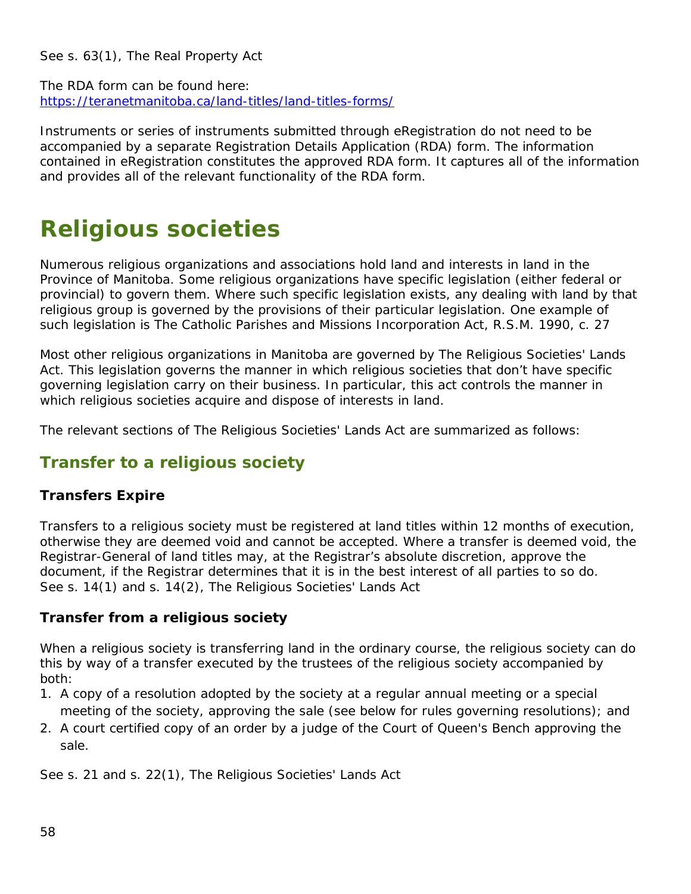See s. 63(1), The Real Property Act

The RDA form can be found here:
https://teranetmanitoba.ca/land-titles/land-titles-forms/

Instruments or series of instruments submitted through eRegistration do not need to be accompanied by a separate Registration Details Application (RDA) form. The information contained in eRegistration constitutes the approved RDA form. It captures all of the information and provides all of the relevant functionality of the RDA form.

# Religious societies

Numerous religious organizations and associations hold land and interests in land in the Province of Manitoba. Some religious organizations have specific legislation (either federal or provincial) to govern them. Where such specific legislation exists, any dealing with land by that religious group is governed by the provisions of their particular legislation. One example of such legislation is The Catholic Parishes and Missions Incorporation Act, R.S.M. 1990, c. 27

Most other religious organizations in Manitoba are governed by The Religious Societies' Lands Act. This legislation governs the manner in which religious societies that don't have specific governing legislation carry on their business. In particular, this act controls the manner in which religious societies acquire and dispose of interests in land.

The relevant sections of The Religious Societies' Lands Act are summarized as follows:

## Transfer to a religious society

### Transfers Expire

Transfers to a religious society must be registered at land titles within 12 months of execution, otherwise they are deemed void and cannot be accepted. Where a transfer is deemed void, the Registrar-General of land titles may, at the Registrar's absolute discretion, approve the document, if the Registrar determines that it is in the best interest of all parties to so do. See s. 14(1) and s. 14(2), The Religious Societies' Lands Act

### Transfer from a religious society

When a religious society is transferring land in the ordinary course, the religious society can do this by way of a transfer executed by the trustees of the religious society accompanied by both:

1. A copy of a resolution adopted by the society at a regular annual meeting or a special meeting of the society, approving the sale (see below for rules governing resolutions); and
2. A court certified copy of an order by a judge of the Court of Queen's Bench approving the sale.

See s. 21 and s. 22(1), The Religious Societies' Lands Act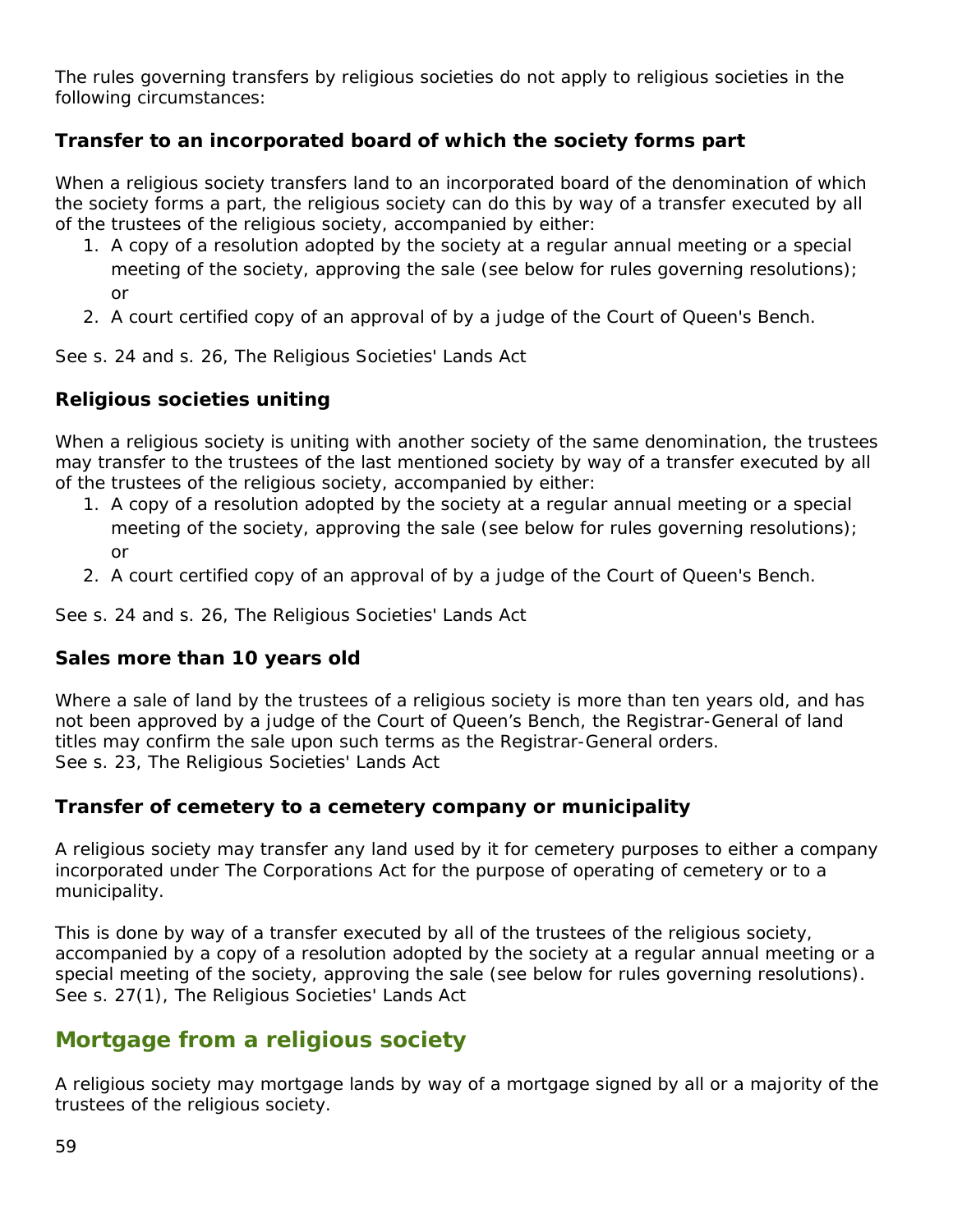The rules governing transfers by religious societies do not apply to religious societies in the following circumstances:

### Transfer to an incorporated board of which the society forms part

When a religious society transfers land to an incorporated board of the denomination of which the society forms a part, the religious society can do this by way of a transfer executed by all of the trustees of the religious society, accompanied by either:

1. A copy of a resolution adopted by the society at a regular annual meeting or a special meeting of the society, approving the sale (see below for rules governing resolutions); or
2. A court certified copy of an approval of by a judge of the Court of Queen's Bench.

See s. 24 and s. 26, The Religious Societies' Lands Act

### Religious societies uniting

When a religious society is uniting with another society of the same denomination, the trustees may transfer to the trustees of the last mentioned society by way of a transfer executed by all of the trustees of the religious society, accompanied by either:

1. A copy of a resolution adopted by the society at a regular annual meeting or a special meeting of the society, approving the sale (see below for rules governing resolutions); or
2. A court certified copy of an approval of by a judge of the Court of Queen's Bench.

See s. 24 and s. 26, The Religious Societies' Lands Act

### Sales more than 10 years old

Where a sale of land by the trustees of a religious society is more than ten years old, and has not been approved by a judge of the Court of Queen's Bench, the Registrar-General of land titles may confirm the sale upon such terms as the Registrar-General orders.
See s. 23, The Religious Societies' Lands Act

### Transfer of cemetery to a cemetery company or municipality

A religious society may transfer any land used by it for cemetery purposes to either a company incorporated under The Corporations Act for the purpose of operating of cemetery or to a municipality.

This is done by way of a transfer executed by all of the trustees of the religious society, accompanied by a copy of a resolution adopted by the society at a regular annual meeting or a special meeting of the society, approving the sale (see below for rules governing resolutions).
See s. 27(1), The Religious Societies' Lands Act

## Mortgage from a religious society

A religious society may mortgage lands by way of a mortgage signed by all or a majority of the trustees of the religious society.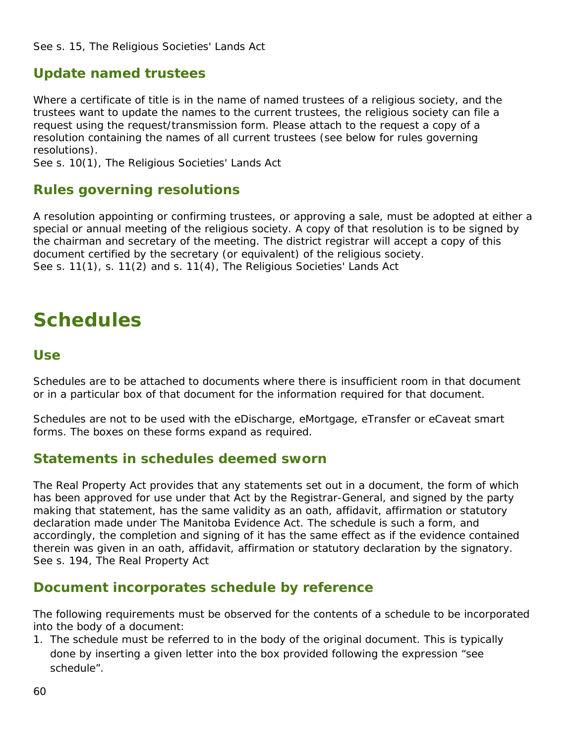See s. 15, The Religious Societies' Lands Act

## Update named trustees

Where a certificate of title is in the name of named trustees of a religious society, and the trustees want to update the names to the current trustees, the religious society can file a request using the request/transmission form. Please attach to the request a copy of a resolution containing the names of all current trustees (see below for rules governing resolutions).
See s. 10(1), The Religious Societies' Lands Act

## Rules governing resolutions

A resolution appointing or confirming trustees, or approving a sale, must be adopted at either a special or annual meeting of the religious society. A copy of that resolution is to be signed by the chairman and secretary of the meeting. The district registrar will accept a copy of this document certified by the secretary (or equivalent) of the religious society.
See s. 11(1), s. 11(2) and s. 11(4), The Religious Societies' Lands Act

# Schedules

## Use

Schedules are to be attached to documents where there is insufficient room in that document or in a particular box of that document for the information required for that document.

Schedules are not to be used with the eDischarge, eMortgage, eTransfer or eCaveat smart forms. The boxes on these forms expand as required.

## Statements in schedules deemed sworn

The Real Property Act provides that any statements set out in a document, the form of which has been approved for use under that Act by the Registrar-General, and signed by the party making that statement, has the same validity as an oath, affidavit, affirmation or statutory declaration made under The Manitoba Evidence Act. The schedule is such a form, and accordingly, the completion and signing of it has the same effect as if the evidence contained therein was given in an oath, affidavit, affirmation or statutory declaration by the signatory.
See s. 194, The Real Property Act

## Document incorporates schedule by reference

The following requirements must be observed for the contents of a schedule to be incorporated into the body of a document:

1. The schedule must be referred to in the body of the original document. This is typically done by inserting a given letter into the box provided following the expression "see schedule".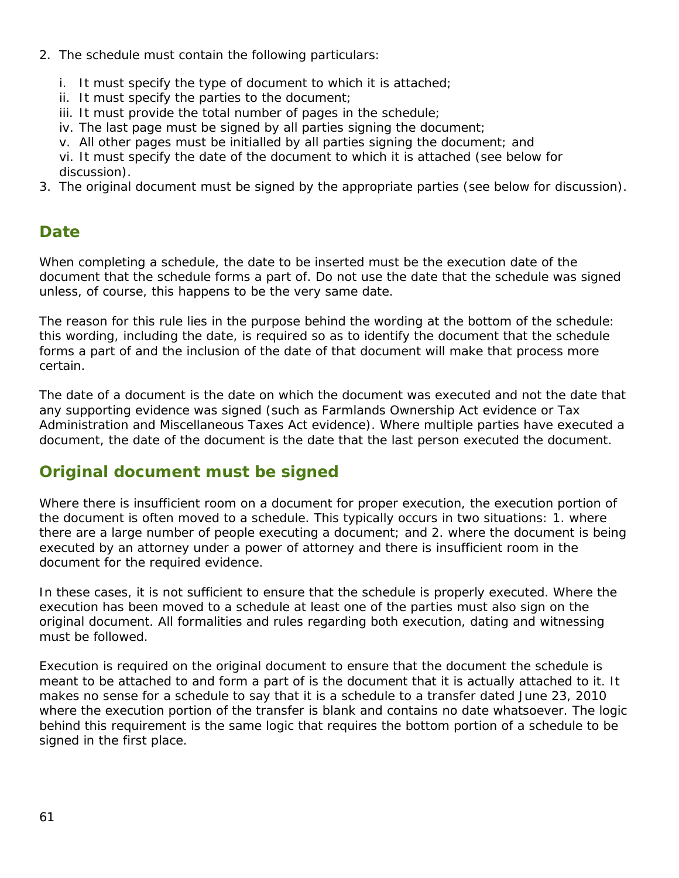2. The schedule must contain the following particulars:
    i. It must specify the type of document to which it is attached;
    ii. It must specify the parties to the document;
    iii. It must provide the total number of pages in the schedule;
    iv. The last page must be signed by all parties signing the document;
    v. All other pages must be initialled by all parties signing the document; and
    vi. It must specify the date of the document to which it is attached (see below for discussion).
3. The original document must be signed by the appropriate parties (see below for discussion).

## Date

When completing a schedule, the date to be inserted must be the execution date of the document that the schedule forms a part of. Do not use the date that the schedule was signed unless, of course, this happens to be the very same date.

The reason for this rule lies in the purpose behind the wording at the bottom of the schedule: this wording, including the date, is required so as to identify the document that the schedule forms a part of and the inclusion of the date of that document will make that process more certain.

The date of a document is the date on which the document was executed and not the date that any supporting evidence was signed (such as Farmlands Ownership Act evidence or Tax Administration and Miscellaneous Taxes Act evidence). Where multiple parties have executed a document, the date of the document is the date that the last person executed the document.

## Original document must be signed

Where there is insufficient room on a document for proper execution, the execution portion of the document is often moved to a schedule. This typically occurs in two situations: 1. where there are a large number of people executing a document; and 2. where the document is being executed by an attorney under a power of attorney and there is insufficient room in the document for the required evidence.

In these cases, it is not sufficient to ensure that the schedule is properly executed. Where the execution has been moved to a schedule at least one of the parties must also sign on the original document. All formalities and rules regarding both execution, dating and witnessing must be followed.

Execution is required on the original document to ensure that the document the schedule is meant to be attached to and form a part of is the document that it is actually attached to it. It makes no sense for a schedule to say that it is a schedule to a transfer dated June 23, 2010 where the execution portion of the transfer is blank and contains no date whatsoever. The logic behind this requirement is the same logic that requires the bottom portion of a schedule to be signed in the first place.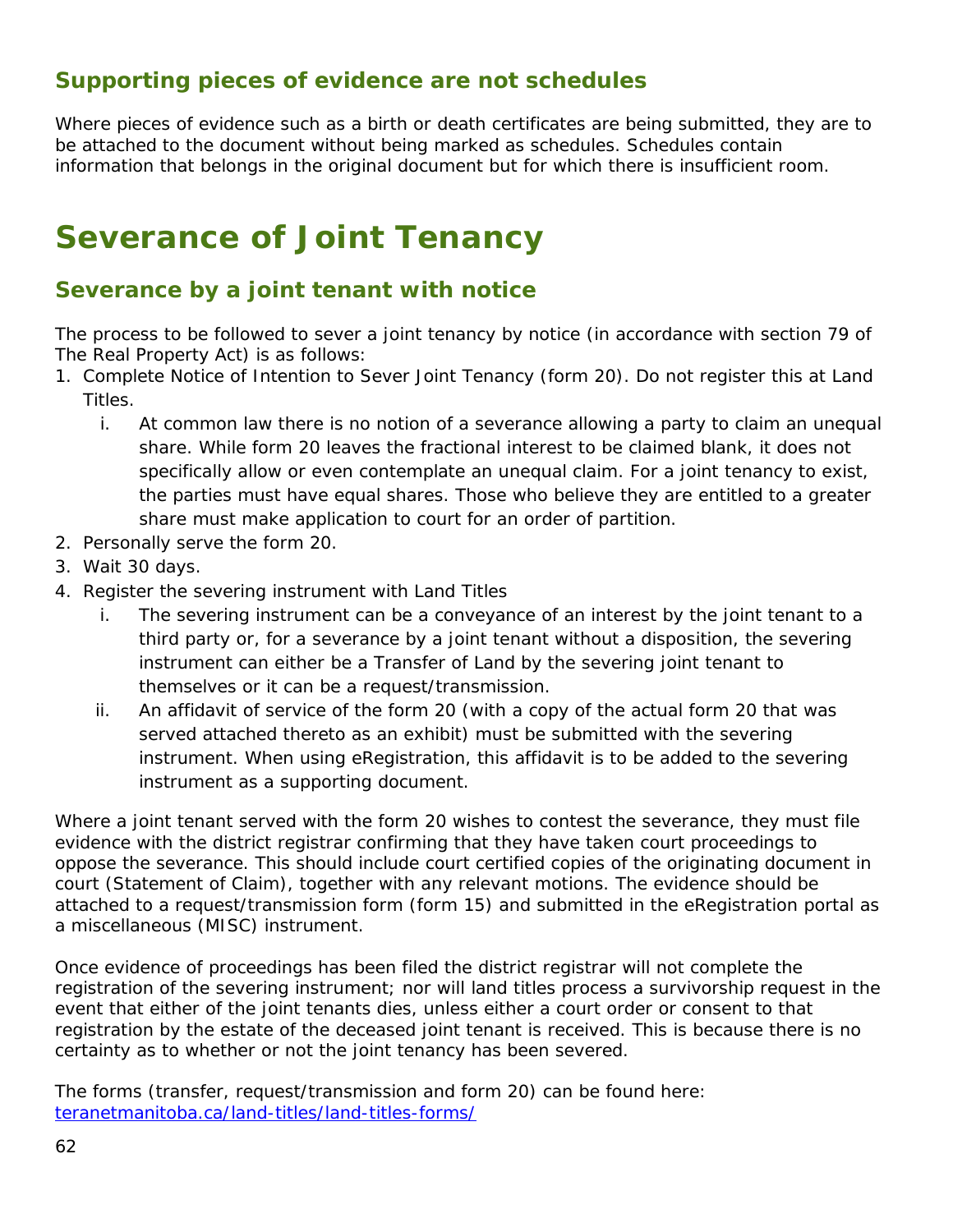### Supporting pieces of evidence are not schedules

Where pieces of evidence such as a birth or death certificates are being submitted, they are to be attached to the document without being marked as schedules. Schedules contain information that belongs in the original document but for which there is insufficient room.

# Severance of Joint Tenancy

### Severance by a joint tenant with notice

The process to be followed to sever a joint tenancy by notice (in accordance with section 79 of The Real Property Act) is as follows:

1. Complete Notice of Intention to Sever Joint Tenancy (form 20). Do not register this at Land Titles.
   i. At common law there is no notion of a severance allowing a party to claim an unequal share. While form 20 leaves the fractional interest to be claimed blank, it does not specifically allow or even contemplate an unequal claim. For a joint tenancy to exist, the parties must have equal shares. Those who believe they are entitled to a greater share must make application to court for an order of partition.
2. Personally serve the form 20.
3. Wait 30 days.
4. Register the severing instrument with Land Titles
   i. The severing instrument can be a conveyance of an interest by the joint tenant to a third party or, for a severance by a joint tenant without a disposition, the severing instrument can either be a Transfer of Land by the severing joint tenant to themselves or it can be a request/transmission.
   ii. An affidavit of service of the form 20 (with a copy of the actual form 20 that was served attached thereto as an exhibit) must be submitted with the severing instrument. When using eRegistration, this affidavit is to be added to the severing instrument as a supporting document.

Where a joint tenant served with the form 20 wishes to contest the severance, they must file evidence with the district registrar confirming that they have taken court proceedings to oppose the severance. This should include court certified copies of the originating document in court (Statement of Claim), together with any relevant motions. The evidence should be attached to a request/transmission form (form 15) and submitted in the eRegistration portal as a miscellaneous (MISC) instrument.

Once evidence of proceedings has been filed the district registrar will not complete the registration of the severing instrument; nor will land titles process a survivorship request in the event that either of the joint tenants dies, unless either a court order or consent to that registration by the estate of the deceased joint tenant is received. This is because there is no certainty as to whether or not the joint tenancy has been severed.

The forms (transfer, request/transmission and form 20) can be found here: [teranetmanitoba.ca/land-titles/land-titles-forms/](teranetmanitoba.ca/land-titles/land-titles-forms/)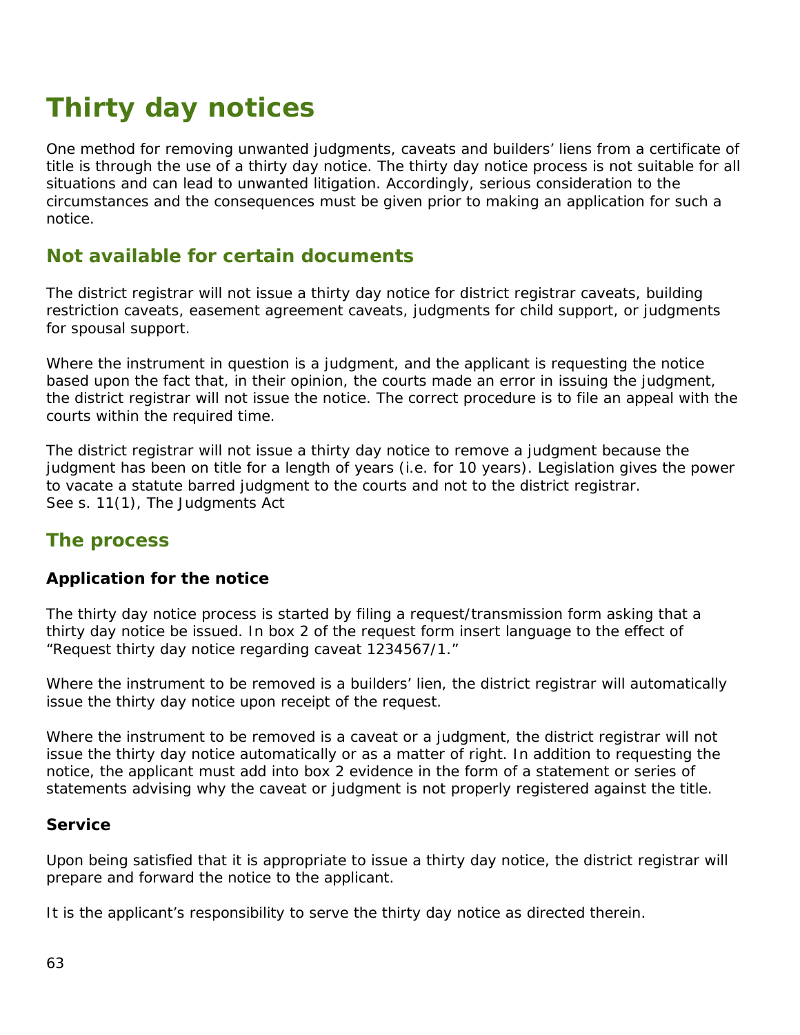# Thirty day notices

One method for removing unwanted judgments, caveats and builders' liens from a certificate of title is through the use of a thirty day notice. The thirty day notice process is not suitable for all situations and can lead to unwanted litigation. Accordingly, serious consideration to the circumstances and the consequences must be given prior to making an application for such a notice.

## Not available for certain documents

The district registrar will not issue a thirty day notice for district registrar caveats, building restriction caveats, easement agreement caveats, judgments for child support, or judgments for spousal support.

Where the instrument in question is a judgment, and the applicant is requesting the notice based upon the fact that, in their opinion, the courts made an error in issuing the judgment, the district registrar will not issue the notice. The correct procedure is to file an appeal with the courts within the required time.

The district registrar will not issue a thirty day notice to remove a judgment because the judgment has been on title for a length of years (i.e. for 10 years). Legislation gives the power to vacate a statute barred judgment to the courts and not to the district registrar.
See s. 11(1), The Judgments Act

## The process

### Application for the notice

The thirty day notice process is started by filing a request/transmission form asking that a thirty day notice be issued. In box 2 of the request form insert language to the effect of "Request thirty day notice regarding caveat 1234567/1."

Where the instrument to be removed is a builders' lien, the district registrar will automatically issue the thirty day notice upon receipt of the request.

Where the instrument to be removed is a caveat or a judgment, the district registrar will not issue the thirty day notice automatically or as a matter of right. In addition to requesting the notice, the applicant must add into box 2 evidence in the form of a statement or series of statements advising why the caveat or judgment is not properly registered against the title.

### Service

Upon being satisfied that it is appropriate to issue a thirty day notice, the district registrar will prepare and forward the notice to the applicant.

It is the applicant's responsibility to serve the thirty day notice as directed therein.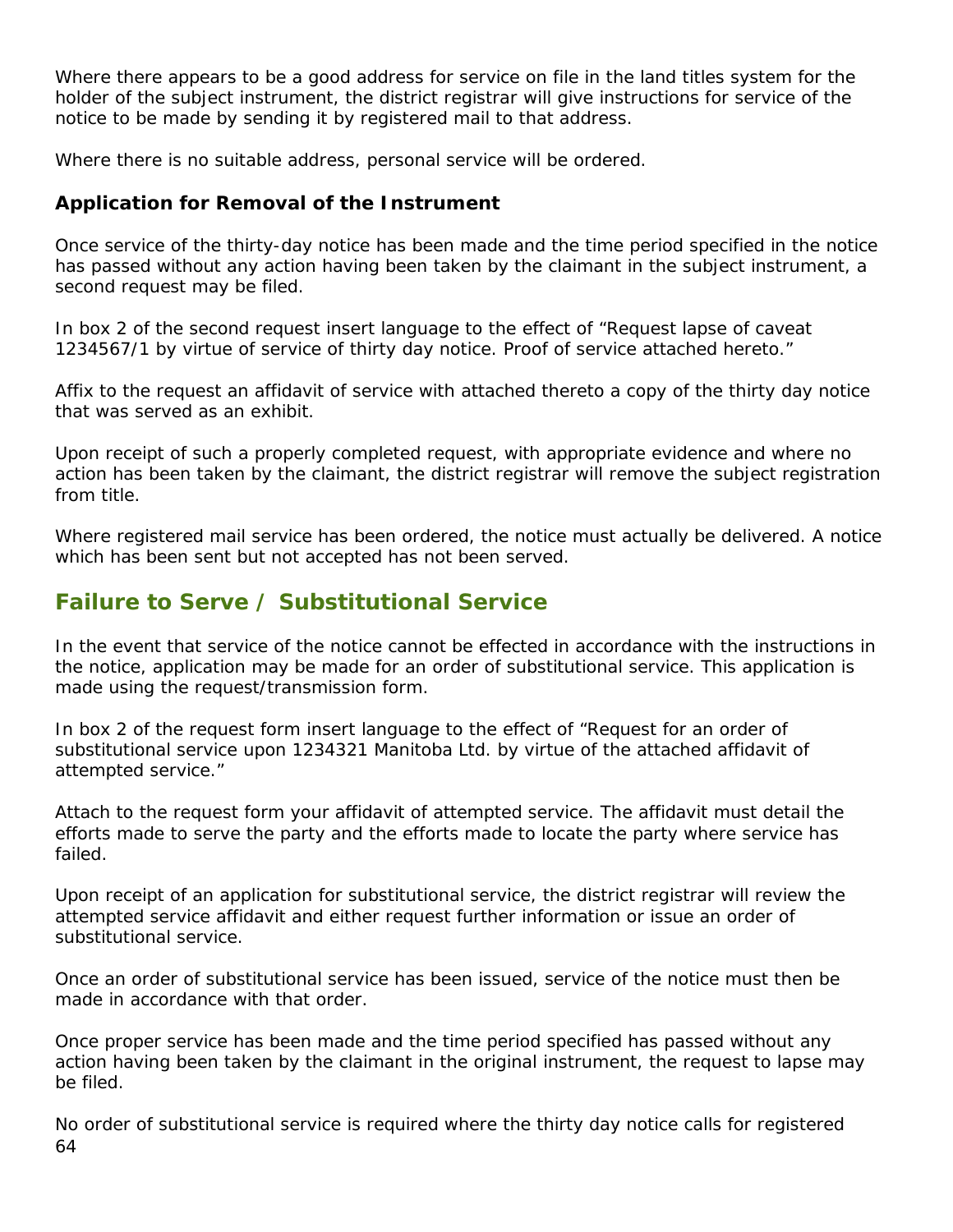Where there appears to be a good address for service on file in the land titles system for the holder of the subject instrument, the district registrar will give instructions for service of the notice to be made by sending it by registered mail to that address.

Where there is no suitable address, personal service will be ordered.

**Application for Removal of the Instrument**

Once service of the thirty-day notice has been made and the time period specified in the notice has passed without any action having been taken by the claimant in the subject instrument, a second request may be filed.

In box 2 of the second request insert language to the effect of "Request lapse of caveat 1234567/1 by virtue of service of thirty day notice. Proof of service attached hereto."

Affix to the request an affidavit of service with attached thereto a copy of the thirty day notice that was served as an exhibit.

Upon receipt of such a properly completed request, with appropriate evidence and where no action has been taken by the claimant, the district registrar will remove the subject registration from title.

Where registered mail service has been ordered, the notice must actually be delivered. A notice which has been sent but not accepted has not been served.

## Failure to Serve / Substitutional Service

In the event that service of the notice cannot be effected in accordance with the instructions in the notice, application may be made for an order of substitutional service. This application is made using the request/transmission form.

In box 2 of the request form insert language to the effect of "Request for an order of substitutional service upon 1234321 Manitoba Ltd. by virtue of the attached affidavit of attempted service."

Attach to the request form your affidavit of attempted service. The affidavit must detail the efforts made to serve the party and the efforts made to locate the party where service has failed.

Upon receipt of an application for substitutional service, the district registrar will review the attempted service affidavit and either request further information or issue an order of substitutional service.

Once an order of substitutional service has been issued, service of the notice must then be made in accordance with that order.

Once proper service has been made and the time period specified has passed without any action having been taken by the claimant in the original instrument, the request to lapse may be filed.

No order of substitutional service is required where the thirty day notice calls for registered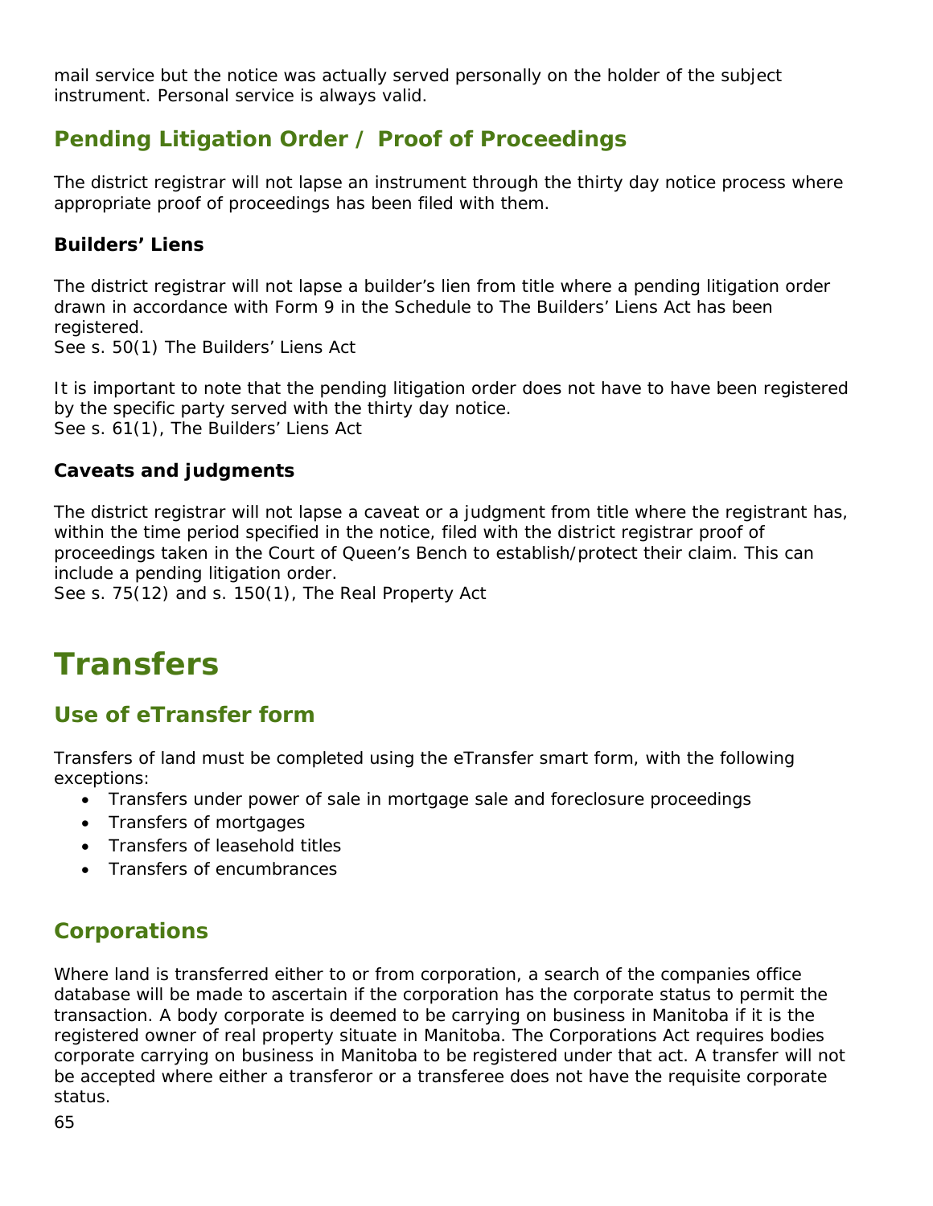mail service but the notice was actually served personally on the holder of the subject instrument. Personal service is always valid.

## Pending Litigation Order / Proof of Proceedings

The district registrar will not lapse an instrument through the thirty day notice process where appropriate proof of proceedings has been filed with them.

### Builders' Liens

The district registrar will not lapse a builder's lien from title where a pending litigation order drawn in accordance with Form 9 in the Schedule to The Builders' Liens Act has been registered.
See s. 50(1) The Builders' Liens Act

It is important to note that the pending litigation order does not have to have been registered by the specific party served with the thirty day notice.
See s. 61(1), The Builders' Liens Act

### Caveats and judgments

The district registrar will not lapse a caveat or a judgment from title where the registrant has, within the time period specified in the notice, filed with the district registrar proof of proceedings taken in the Court of Queen's Bench to establish/protect their claim. This can include a pending litigation order.
See s. 75(12) and s. 150(1), The Real Property Act

# Transfers

## Use of eTransfer form

Transfers of land must be completed using the eTransfer smart form, with the following exceptions:

- Transfers under power of sale in mortgage sale and foreclosure proceedings
- Transfers of mortgages
- Transfers of leasehold titles
- Transfers of encumbrances

## Corporations

Where land is transferred either to or from corporation, a search of the companies office database will be made to ascertain if the corporation has the corporate status to permit the transaction. A body corporate is deemed to be carrying on business in Manitoba if it is the registered owner of real property situate in Manitoba. The Corporations Act requires bodies corporate carrying on business in Manitoba to be registered under that act. A transfer will not be accepted where either a transferor or a transferee does not have the requisite corporate status.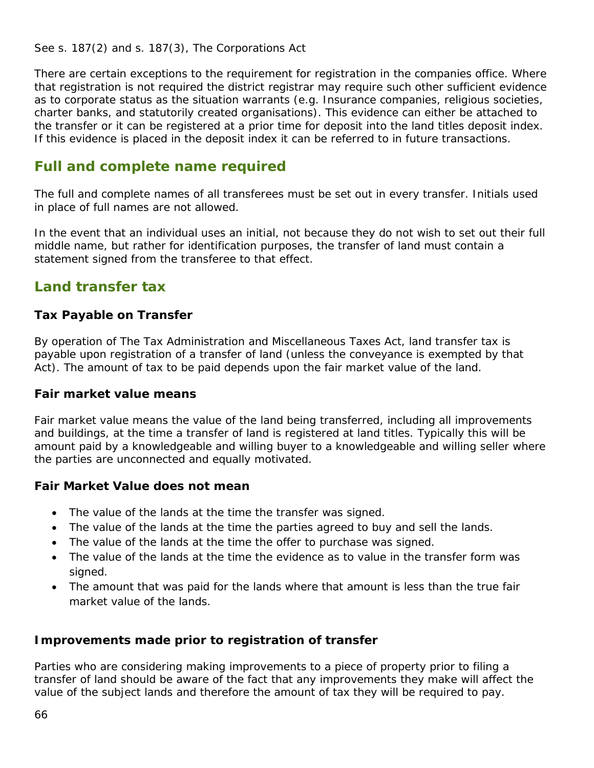See s. 187(2) and s. 187(3), The Corporations Act

There are certain exceptions to the requirement for registration in the companies office. Where that registration is not required the district registrar may require such other sufficient evidence as to corporate status as the situation warrants (e.g. Insurance companies, religious societies, charter banks, and statutorily created organisations). This evidence can either be attached to the transfer or it can be registered at a prior time for deposit into the land titles deposit index. If this evidence is placed in the deposit index it can be referred to in future transactions.

## Full and complete name required

The full and complete names of all transferees must be set out in every transfer. Initials used in place of full names are not allowed.

In the event that an individual uses an initial, not because they do not wish to set out their full middle name, but rather for identification purposes, the transfer of land must contain a statement signed from the transferee to that effect.

## Land transfer tax

### Tax Payable on Transfer

By operation of The Tax Administration and Miscellaneous Taxes Act, land transfer tax is payable upon registration of a transfer of land (unless the conveyance is exempted by that Act). The amount of tax to be paid depends upon the fair market value of the land.

### Fair market value means

Fair market value means the value of the land being transferred, including all improvements and buildings, at the time a transfer of land is registered at land titles. Typically this will be amount paid by a knowledgeable and willing buyer to a knowledgeable and willing seller where the parties are unconnected and equally motivated.

### Fair Market Value does not mean

- The value of the lands at the time the transfer was signed.
- The value of the lands at the time the parties agreed to buy and sell the lands.
- The value of the lands at the time the offer to purchase was signed.
- The value of the lands at the time the evidence as to value in the transfer form was signed.
- The amount that was paid for the lands where that amount is less than the true fair market value of the lands.

### Improvements made prior to registration of transfer

Parties who are considering making improvements to a piece of property prior to filing a transfer of land should be aware of the fact that any improvements they make will affect the value of the subject lands and therefore the amount of tax they will be required to pay.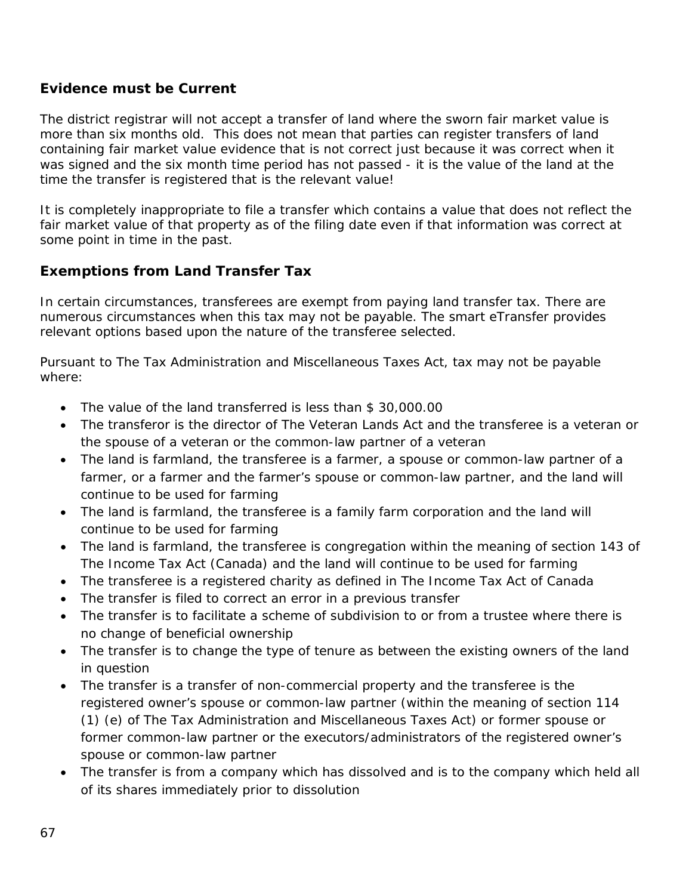## Evidence must be Current

The district registrar will not accept a transfer of land where the sworn fair market value is more than six months old. This does not mean that parties can register transfers of land containing fair market value evidence that is not correct just because it was correct when it was signed and the six month time period has not passed - it is the value of the land at the time the transfer is registered that is the relevant value!

It is completely inappropriate to file a transfer which contains a value that does not reflect the fair market value of that property as of the filing date even if that information was correct at some point in time in the past.

## Exemptions from Land Transfer Tax

In certain circumstances, transferees are exempt from paying land transfer tax. There are numerous circumstances when this tax may not be payable. The smart eTransfer provides relevant options based upon the nature of the transferee selected.

Pursuant to The Tax Administration and Miscellaneous Taxes Act, tax may not be payable where:

- The value of the land transferred is less than $ 30,000.00
- The transferor is the director of The Veteran Lands Act and the transferee is a veteran or the spouse of a veteran or the common-law partner of a veteran
- The land is farmland, the transferee is a farmer, a spouse or common-law partner of a farmer, or a farmer and the farmer's spouse or common-law partner, and the land will continue to be used for farming
- The land is farmland, the transferee is a family farm corporation and the land will continue to be used for farming
- The land is farmland, the transferee is congregation within the meaning of section 143 of The Income Tax Act (Canada) and the land will continue to be used for farming
- The transferee is a registered charity as defined in The Income Tax Act of Canada
- The transfer is filed to correct an error in a previous transfer
- The transfer is to facilitate a scheme of subdivision to or from a trustee where there is no change of beneficial ownership
- The transfer is to change the type of tenure as between the existing owners of the land in question
- The transfer is a transfer of non-commercial property and the transferee is the registered owner's spouse or common-law partner (within the meaning of section 114 (1) (e) of The Tax Administration and Miscellaneous Taxes Act) or former spouse or former common-law partner or the executors/administrators of the registered owner's spouse or common-law partner
- The transfer is from a company which has dissolved and is to the company which held all of its shares immediately prior to dissolution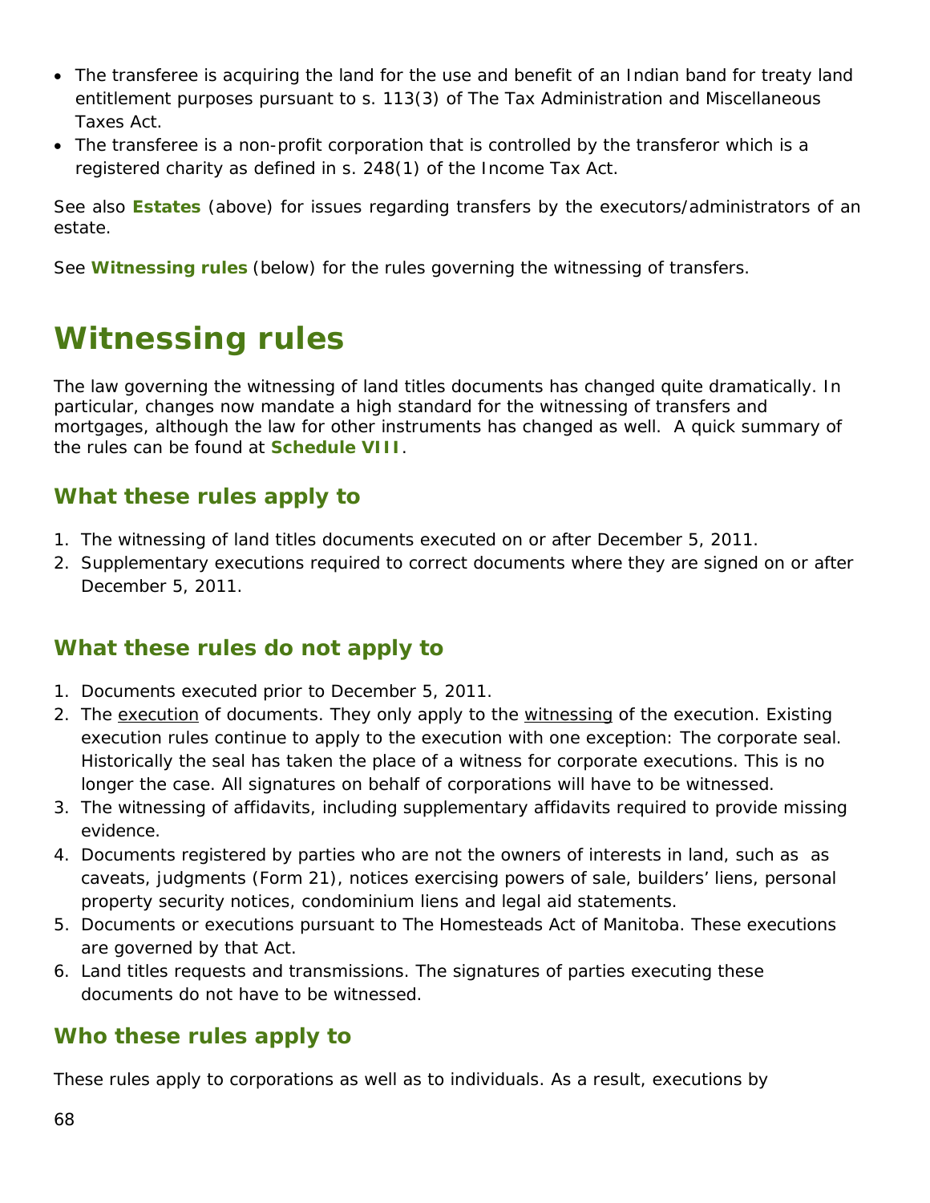- The transferee is acquiring the land for the use and benefit of an Indian band for treaty land entitlement purposes pursuant to s. 113(3) of The Tax Administration and Miscellaneous Taxes Act.
- The transferee is a non-profit corporation that is controlled by the transferor which is a registered charity as defined in s. 248(1) of the Income Tax Act.

See also **Estates** (above) for issues regarding transfers by the executors/administrators of an estate.

See **Witnessing rules** (below) for the rules governing the witnessing of transfers.

# Witnessing rules

The law governing the witnessing of land titles documents has changed quite dramatically. In particular, changes now mandate a high standard for the witnessing of transfers and mortgages, although the law for other instruments has changed as well. A quick summary of the rules can be found at **Schedule VIII**.

## What these rules apply to

1. The witnessing of land titles documents executed on or after December 5, 2011.
2. Supplementary executions required to correct documents where they are signed on or after December 5, 2011.

## What these rules do not apply to

1. Documents executed prior to December 5, 2011.
2. The execution of documents. They only apply to the witnessing of the execution. Existing execution rules continue to apply to the execution with one exception: The corporate seal. Historically the seal has taken the place of a witness for corporate executions. This is no longer the case. All signatures on behalf of corporations will have to be witnessed.
3. The witnessing of affidavits, including supplementary affidavits required to provide missing evidence.
4. Documents registered by parties who are not the owners of interests in land, such as as caveats, judgments (Form 21), notices exercising powers of sale, builders' liens, personal property security notices, condominium liens and legal aid statements.
5. Documents or executions pursuant to The Homesteads Act of Manitoba. These executions are governed by that Act.
6. Land titles requests and transmissions. The signatures of parties executing these documents do not have to be witnessed.

## Who these rules apply to

These rules apply to corporations as well as to individuals. As a result, executions by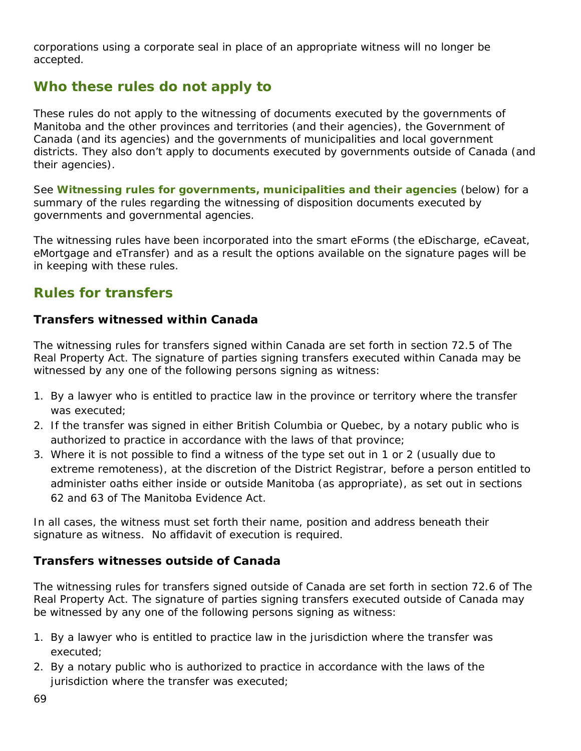corporations using a corporate seal in place of an appropriate witness will no longer be accepted.

## Who these rules do not apply to

These rules do not apply to the witnessing of documents executed by the governments of Manitoba and the other provinces and territories (and their agencies), the Government of Canada (and its agencies) and the governments of municipalities and local government districts. They also don't apply to documents executed by governments outside of Canada (and their agencies).

See **Witnessing rules for governments, municipalities and their agencies** (below) for a summary of the rules regarding the witnessing of disposition documents executed by governments and governmental agencies.

The witnessing rules have been incorporated into the smart eForms (the eDischarge, eCaveat, eMortgage and eTransfer) and as a result the options available on the signature pages will be in keeping with these rules.

## Rules for transfers

### Transfers witnessed within Canada

The witnessing rules for transfers signed within Canada are set forth in section 72.5 of The Real Property Act. The signature of parties signing transfers executed within Canada may be witnessed by any one of the following persons signing as witness:

1. By a lawyer who is entitled to practice law in the province or territory where the transfer was executed;
2. If the transfer was signed in either British Columbia or Quebec, by a notary public who is authorized to practice in accordance with the laws of that province;
3. Where it is not possible to find a witness of the type set out in 1 or 2 (usually due to extreme remoteness), at the discretion of the District Registrar, before a person entitled to administer oaths either inside or outside Manitoba (as appropriate), as set out in sections 62 and 63 of The Manitoba Evidence Act.

In all cases, the witness must set forth their name, position and address beneath their signature as witness. No affidavit of execution is required.

### Transfers witnesses outside of Canada

The witnessing rules for transfers signed outside of Canada are set forth in section 72.6 of The Real Property Act. The signature of parties signing transfers executed outside of Canada may be witnessed by any one of the following persons signing as witness:

1. By a lawyer who is entitled to practice law in the jurisdiction where the transfer was executed;
2. By a notary public who is authorized to practice in accordance with the laws of the jurisdiction where the transfer was executed;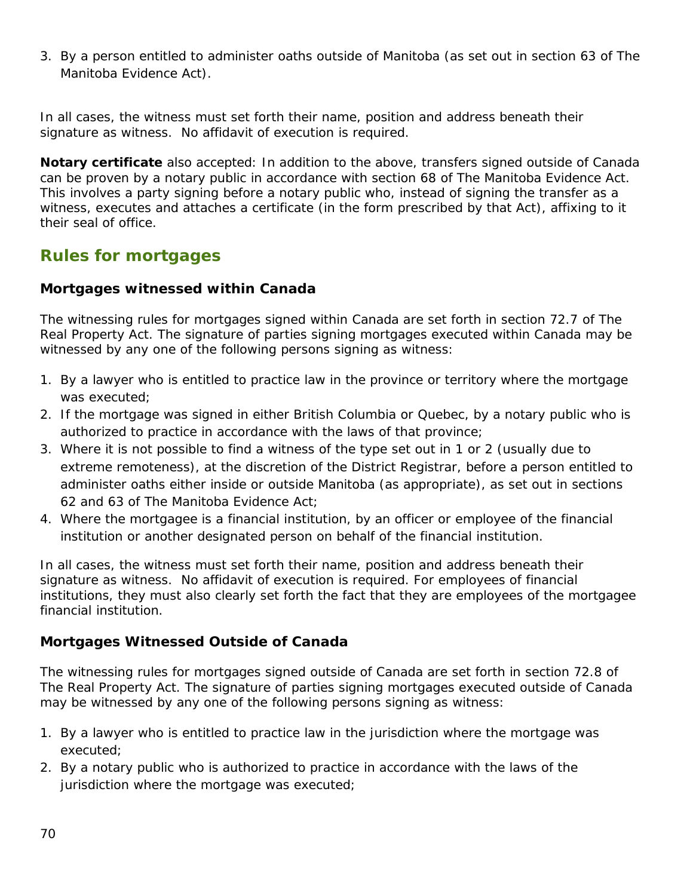3. By a person entitled to administer oaths outside of Manitoba (as set out in section 63 of The Manitoba Evidence Act).

In all cases, the witness must set forth their name, position and address beneath their signature as witness. No affidavit of execution is required.

**Notary certificate** also accepted: In addition to the above, transfers signed outside of Canada can be proven by a notary public in accordance with section 68 of The Manitoba Evidence Act. This involves a party signing before a notary public who, instead of signing the transfer as a witness, executes and attaches a certificate (in the form prescribed by that Act), affixing to it their seal of office.

## Rules for mortgages

### Mortgages witnessed within Canada

The witnessing rules for mortgages signed within Canada are set forth in section 72.7 of The Real Property Act. The signature of parties signing mortgages executed within Canada may be witnessed by any one of the following persons signing as witness:

1. By a lawyer who is entitled to practice law in the province or territory where the mortgage was executed;
2. If the mortgage was signed in either British Columbia or Quebec, by a notary public who is authorized to practice in accordance with the laws of that province;
3. Where it is not possible to find a witness of the type set out in 1 or 2 (usually due to extreme remoteness), at the discretion of the District Registrar, before a person entitled to administer oaths either inside or outside Manitoba (as appropriate), as set out in sections 62 and 63 of The Manitoba Evidence Act;
4. Where the mortgagee is a financial institution, by an officer or employee of the financial institution or another designated person on behalf of the financial institution.

In all cases, the witness must set forth their name, position and address beneath their signature as witness. No affidavit of execution is required. For employees of financial institutions, they must also clearly set forth the fact that they are employees of the mortgagee financial institution.

### Mortgages Witnessed Outside of Canada

The witnessing rules for mortgages signed outside of Canada are set forth in section 72.8 of The Real Property Act. The signature of parties signing mortgages executed outside of Canada may be witnessed by any one of the following persons signing as witness:

1. By a lawyer who is entitled to practice law in the jurisdiction where the mortgage was executed;
2. By a notary public who is authorized to practice in accordance with the laws of the jurisdiction where the mortgage was executed;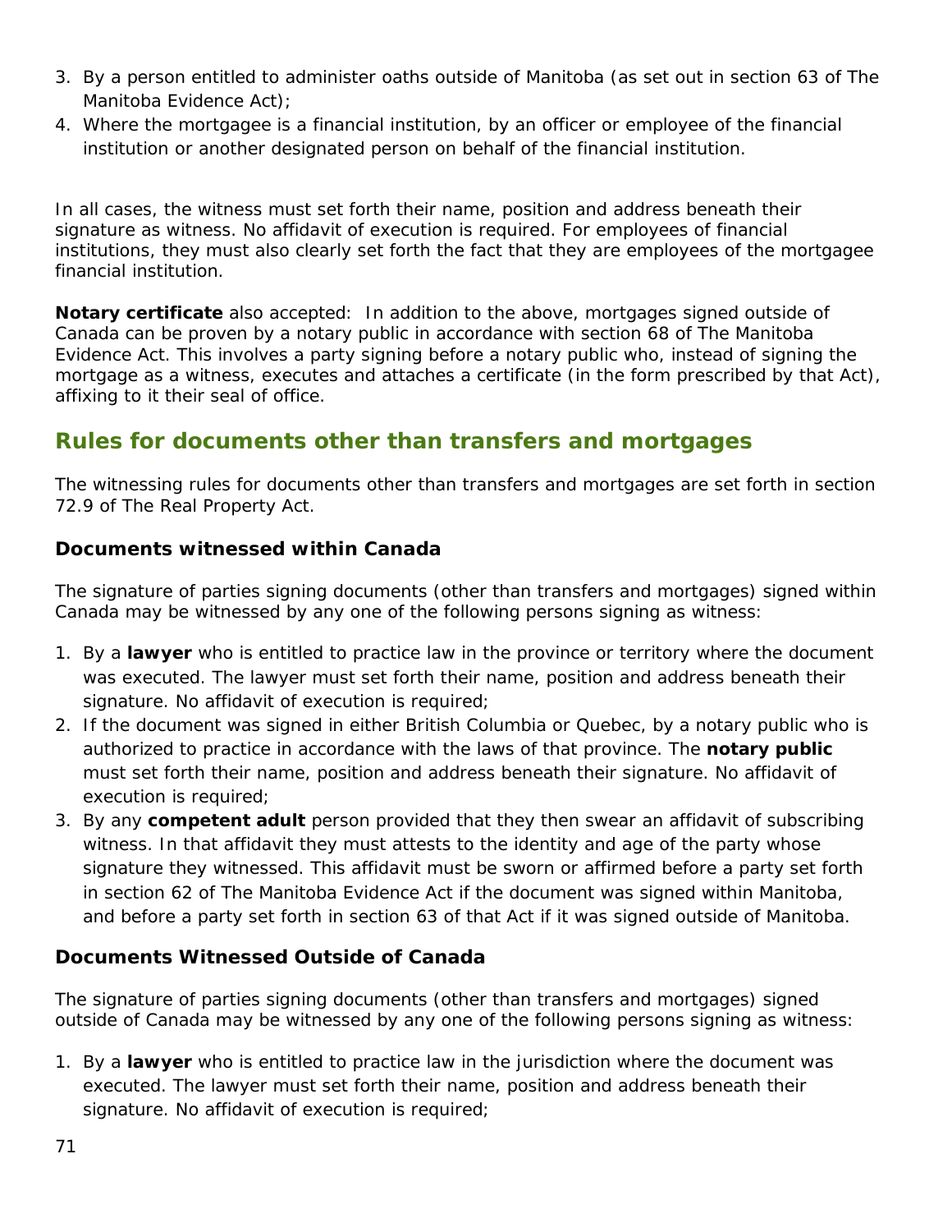3. By a person entitled to administer oaths outside of Manitoba (as set out in section 63 of The Manitoba Evidence Act);
4. Where the mortgagee is a financial institution, by an officer or employee of the financial institution or another designated person on behalf of the financial institution.

In all cases, the witness must set forth their name, position and address beneath their signature as witness. No affidavit of execution is required. For employees of financial institutions, they must also clearly set forth the fact that they are employees of the mortgagee financial institution.

**Notary certificate** also accepted: In addition to the above, mortgages signed outside of Canada can be proven by a notary public in accordance with section 68 of The Manitoba Evidence Act. This involves a party signing before a notary public who, instead of signing the mortgage as a witness, executes and attaches a certificate (in the form prescribed by that Act), affixing to it their seal of office.

## Rules for documents other than transfers and mortgages

The witnessing rules for documents other than transfers and mortgages are set forth in section 72.9 of The Real Property Act.

### Documents witnessed within Canada

The signature of parties signing documents (other than transfers and mortgages) signed within Canada may be witnessed by any one of the following persons signing as witness:

1. By a **lawyer** who is entitled to practice law in the province or territory where the document was executed. The lawyer must set forth their name, position and address beneath their signature. No affidavit of execution is required;
2. If the document was signed in either British Columbia or Quebec, by a notary public who is authorized to practice in accordance with the laws of that province. The **notary public** must set forth their name, position and address beneath their signature. No affidavit of execution is required;
3. By any **competent adult** person provided that they then swear an affidavit of subscribing witness. In that affidavit they must attests to the identity and age of the party whose signature they witnessed. This affidavit must be sworn or affirmed before a party set forth in section 62 of The Manitoba Evidence Act if the document was signed within Manitoba, and before a party set forth in section 63 of that Act if it was signed outside of Manitoba.

### Documents Witnessed Outside of Canada

The signature of parties signing documents (other than transfers and mortgages) signed outside of Canada may be witnessed by any one of the following persons signing as witness:

1. By a **lawyer** who is entitled to practice law in the jurisdiction where the document was executed. The lawyer must set forth their name, position and address beneath their signature. No affidavit of execution is required;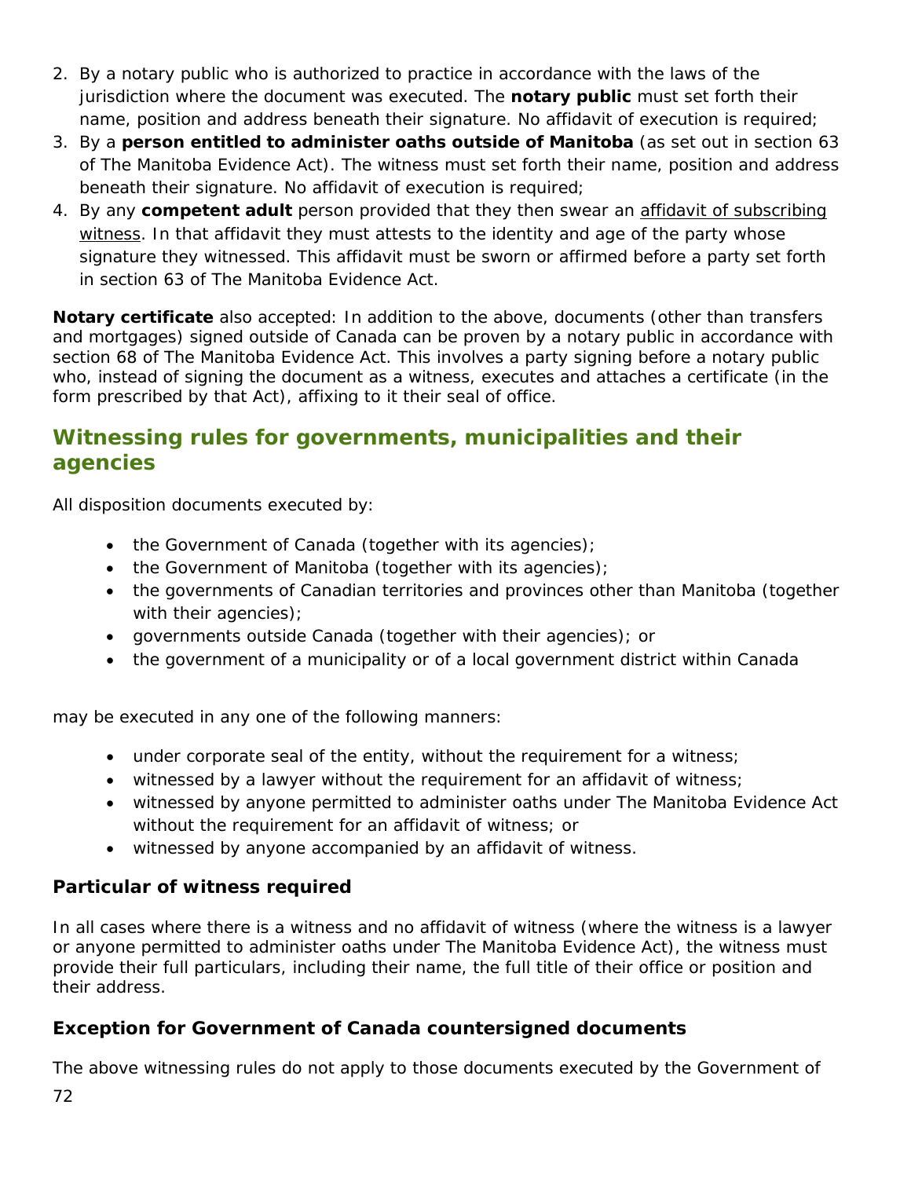2. By a notary public who is authorized to practice in accordance with the laws of the jurisdiction where the document was executed. The **notary public** must set forth their name, position and address beneath their signature. No affidavit of execution is required;
3. By a **person entitled to administer oaths outside of Manitoba** (as set out in section 63 of The Manitoba Evidence Act). The witness must set forth their name, position and address beneath their signature. No affidavit of execution is required;
4. By any **competent adult** person provided that they then swear an affidavit of subscribing witness. In that affidavit they must attests to the identity and age of the party whose signature they witnessed. This affidavit must be sworn or affirmed before a party set forth in section 63 of The Manitoba Evidence Act.

**Notary certificate** also accepted: In addition to the above, documents (other than transfers and mortgages) signed outside of Canada can be proven by a notary public in accordance with section 68 of The Manitoba Evidence Act. This involves a party signing before a notary public who, instead of signing the document as a witness, executes and attaches a certificate (in the form prescribed by that Act), affixing to it their seal of office.

## Witnessing rules for governments, municipalities and their agencies

All disposition documents executed by:

- the Government of Canada (together with its agencies);
- the Government of Manitoba (together with its agencies);
- the governments of Canadian territories and provinces other than Manitoba (together with their agencies);
- governments outside Canada (together with their agencies); or
- the government of a municipality or of a local government district within Canada

may be executed in any one of the following manners:

- under corporate seal of the entity, without the requirement for a witness;
- witnessed by a lawyer without the requirement for an affidavit of witness;
- witnessed by anyone permitted to administer oaths under The Manitoba Evidence Act without the requirement for an affidavit of witness; or
- witnessed by anyone accompanied by an affidavit of witness.

### Particular of witness required

In all cases where there is a witness and no affidavit of witness (where the witness is a lawyer or anyone permitted to administer oaths under The Manitoba Evidence Act), the witness must provide their full particulars, including their name, the full title of their office or position and their address.

### Exception for Government of Canada countersigned documents

The above witnessing rules do not apply to those documents executed by the Government of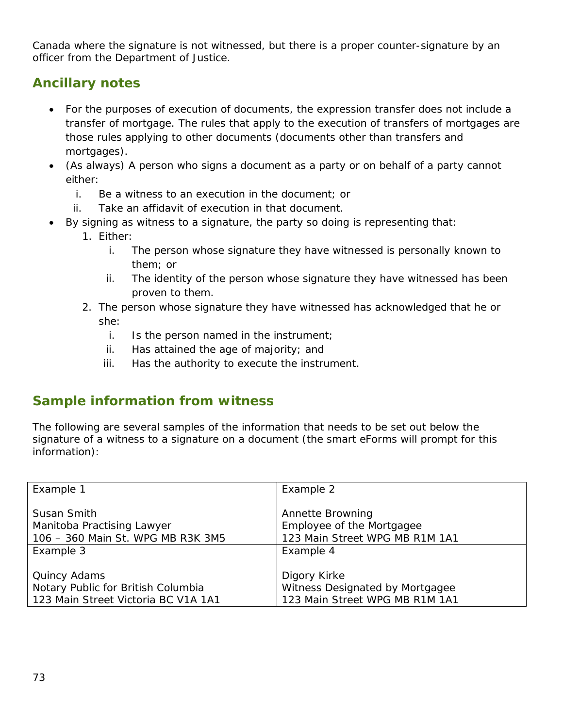Canada where the signature is not witnessed, but there is a proper counter-signature by an officer from the Department of Justice.

## Ancillary notes

- For the purposes of execution of documents, the expression transfer does not include a transfer of mortgage. The rules that apply to the execution of transfers of mortgages are those rules applying to other documents (documents other than transfers and mortgages).
- (As always) A person who signs a document as a party or on behalf of a party cannot either:
  - i. Be a witness to an execution in the document; or
  - ii. Take an affidavit of execution in that document.
- By signing as witness to a signature, the party so doing is representing that:
  1. Either:
     - i. The person whose signature they have witnessed is personally known to them; or
     - ii. The identity of the person whose signature they have witnessed has been proven to them.
  2. The person whose signature they have witnessed has acknowledged that he or she:
     - i. Is the person named in the instrument;
     - ii. Has attained the age of majority; and
     - iii. Has the authority to execute the instrument.

## Sample information from witness

The following are several samples of the information that needs to be set out below the signature of a witness to a signature on a document (the smart eForms will prompt for this information):

| Example 1 | Example 2 |
|---|---|
| Susan Smith<br>Manitoba Practising Lawyer<br>106 – 360 Main St. WPG MB R3K 3M5 | Annette Browning<br>Employee of the Mortgagee<br>123 Main Street WPG MB R1M 1A1 |
| **Example 3** | **Example 4** |
| Quincy Adams<br>Notary Public for British Columbia<br>123 Main Street Victoria BC V1A 1A1 | Digory Kirke<br>Witness Designated by Mortgagee<br>123 Main Street WPG MB R1M 1A1 |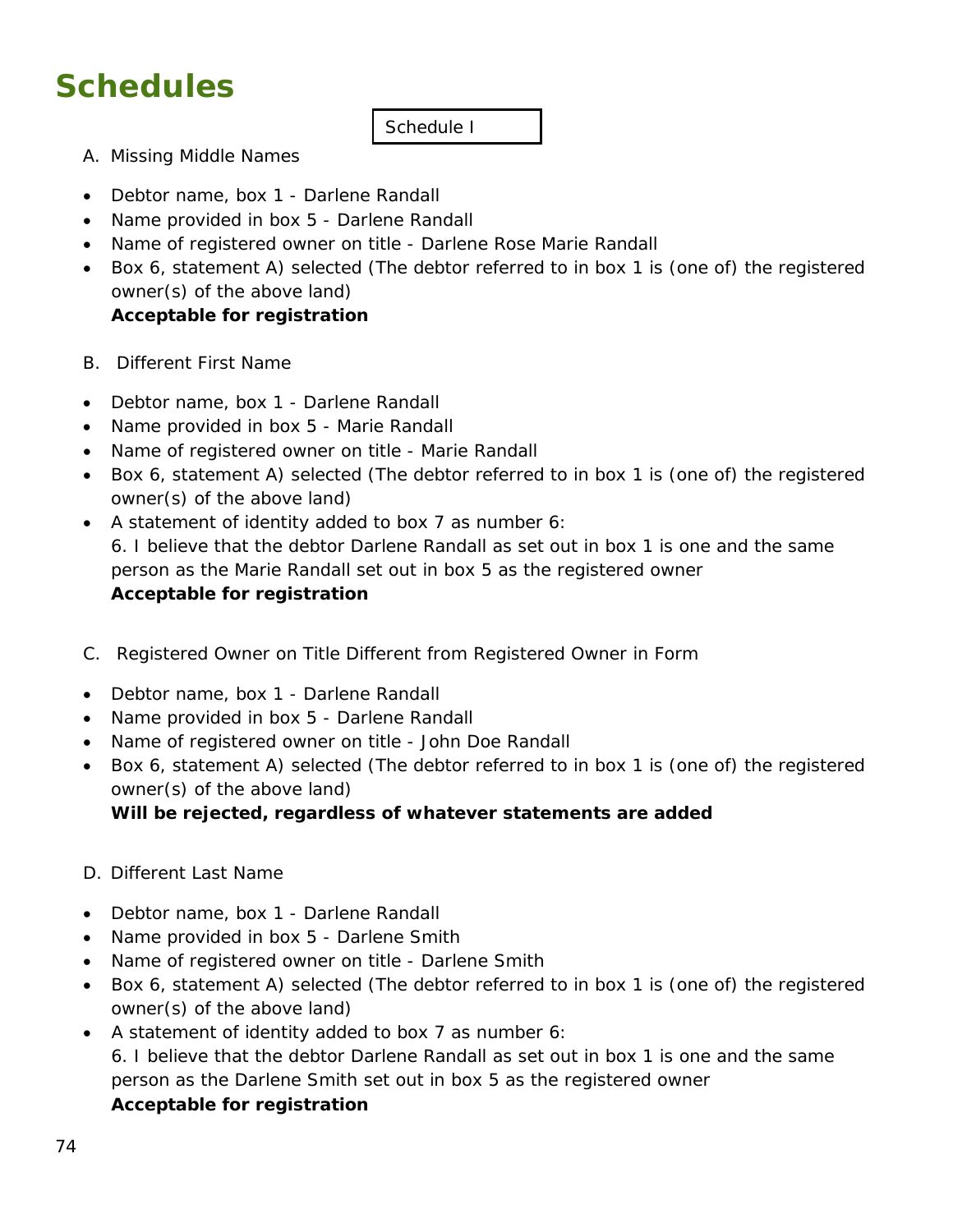# Schedules

Schedule I

A. Missing Middle Names

- Debtor name, box 1 - Darlene Randall
- Name provided in box 5 - Darlene Randall
- Name of registered owner on title - Darlene Rose Marie Randall
- Box 6, statement A) selected (The debtor referred to in box 1 is (one of) the registered owner(s) of the above land)
  **Acceptable for registration**

B. Different First Name

- Debtor name, box 1 - Darlene Randall
- Name provided in box 5 - Marie Randall
- Name of registered owner on title - Marie Randall
- Box 6, statement A) selected (The debtor referred to in box 1 is (one of) the registered owner(s) of the above land)
- A statement of identity added to box 7 as number 6:
  6. I believe that the debtor Darlene Randall as set out in box 1 is one and the same person as the Marie Randall set out in box 5 as the registered owner
  **Acceptable for registration**

C. Registered Owner on Title Different from Registered Owner in Form

- Debtor name, box 1 - Darlene Randall
- Name provided in box 5 - Darlene Randall
- Name of registered owner on title - John Doe Randall
- Box 6, statement A) selected (The debtor referred to in box 1 is (one of) the registered owner(s) of the above land)
  **Will be rejected, regardless of whatever statements are added**

D. Different Last Name

- Debtor name, box 1 - Darlene Randall
- Name provided in box 5 - Darlene Smith
- Name of registered owner on title - Darlene Smith
- Box 6, statement A) selected (The debtor referred to in box 1 is (one of) the registered owner(s) of the above land)
- A statement of identity added to box 7 as number 6:
  6. I believe that the debtor Darlene Randall as set out in box 1 is one and the same person as the Darlene Smith set out in box 5 as the registered owner
  **Acceptable for registration**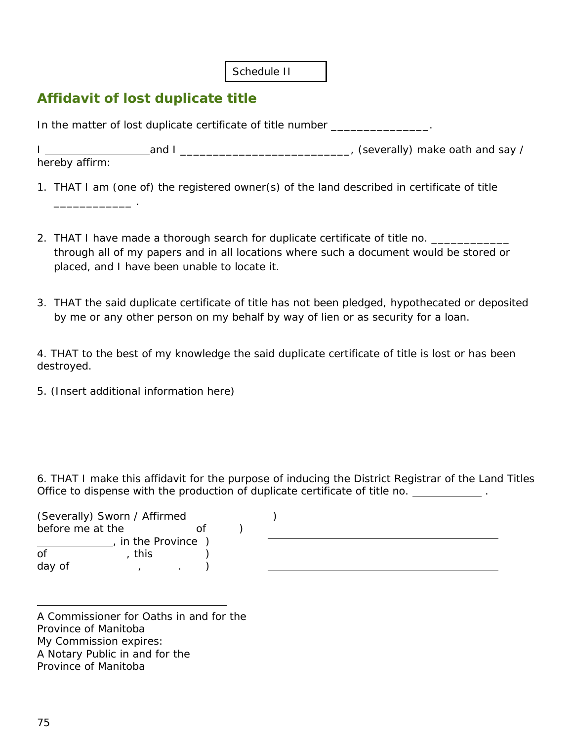Schedule II

## Affidavit of lost duplicate title

In the matter of lost duplicate certificate of title number _______________.

I __________________ and I __________________________, (severally) make oath and say / hereby affirm:

1. THAT I am (one of) the registered owner(s) of the land described in certificate of title ____________ .

2. THAT I have made a thorough search for duplicate certificate of title no. ____________ through all of my papers and in all locations where such a document would be stored or placed, and I have been unable to locate it.

3. THAT the said duplicate certificate of title has not been pledged, hypothecated or deposited by me or any other person on my behalf by way of lien or as security for a loan.

4. THAT to the best of my knowledge the said duplicate certificate of title is lost or has been destroyed.

5. (Insert additional information here)

6. THAT I make this affidavit for the purpose of inducing the District Registrar of the Land Titles Office to dispense with the production of duplicate certificate of title no. ____________ .

(Severally) Sworn / Affirmed )
before me at the &nbsp;&nbsp;&nbsp;&nbsp; of )  ________________________________________
____________, in the Province )
of &nbsp;&nbsp;&nbsp;&nbsp; , this )
day of &nbsp;&nbsp;&nbsp;&nbsp; , &nbsp;&nbsp; . )  ________________________________________

________________________________

A Commissioner for Oaths in and for the
Province of Manitoba
My Commission expires:
A Notary Public in and for the
Province of Manitoba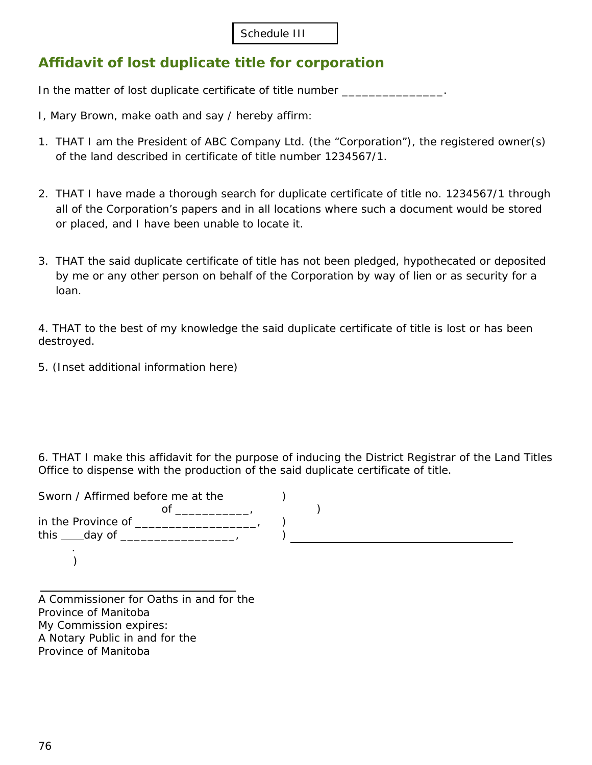Schedule III

## Affidavit of lost duplicate title for corporation

In the matter of lost duplicate certificate of title number _______________.

I, Mary Brown, make oath and say / hereby affirm:

1. THAT I am the President of ABC Company Ltd. (the "Corporation"), the registered owner(s) of the land described in certificate of title number 1234567/1.

2. THAT I have made a thorough search for duplicate certificate of title no. 1234567/1 through all of the Corporation's papers and in all locations where such a document would be stored or placed, and I have been unable to locate it.

3. THAT the said duplicate certificate of title has not been pledged, hypothecated or deposited by me or any other person on behalf of the Corporation by way of lien or as security for a loan.

4. THAT to the best of my knowledge the said duplicate certificate of title is lost or has been destroyed.

5. (Inset additional information here)

6. THAT I make this affidavit for the purpose of inducing the District Registrar of the Land Titles Office to dispense with the production of the said duplicate certificate of title.

Sworn / Affirmed before me at the )
of ___________, )
in the Province of __________________, )
this ____day of _________________, ) ______________________________
. )

______________________________
A Commissioner for Oaths in and for the
Province of Manitoba
My Commission expires:
A Notary Public in and for the
Province of Manitoba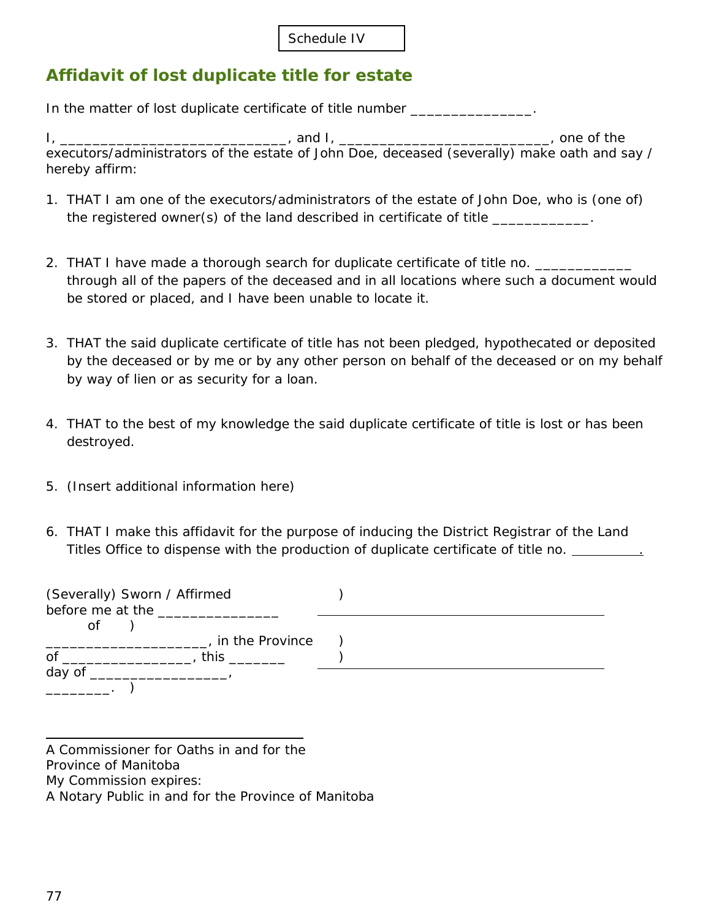Schedule IV

## Affidavit of lost duplicate title for estate

In the matter of lost duplicate certificate of title number _______________.

I, ____________________________, and I, __________________________, one of the executors/administrators of the estate of John Doe, deceased (severally) make oath and say / hereby affirm:

1. THAT I am one of the executors/administrators of the estate of John Doe, who is (one of) the registered owner(s) of the land described in certificate of title ____________.

2. THAT I have made a thorough search for duplicate certificate of title no. ____________ through all of the papers of the deceased and in all locations where such a document would be stored or placed, and I have been unable to locate it.

3. THAT the said duplicate certificate of title has not been pledged, hypothecated or deposited by the deceased or by me or by any other person on behalf of the deceased or on my behalf by way of lien or as security for a loan.

4. THAT to the best of my knowledge the said duplicate certificate of title is lost or has been destroyed.

5. (Insert additional information here)

6. THAT I make this affidavit for the purpose of inducing the District Registrar of the Land Titles Office to dispense with the production of duplicate certificate of title no. __________.

(Severally) Sworn / Affirmed )
before me at the _______________ of )
____________________, in the Province )
of ________________, this _______ )
day of _________________, ________. )

_______________________________________

_______________________________________

_______________________________________
A Commissioner for Oaths in and for the Province of Manitoba
My Commission expires:
A Notary Public in and for the Province of Manitoba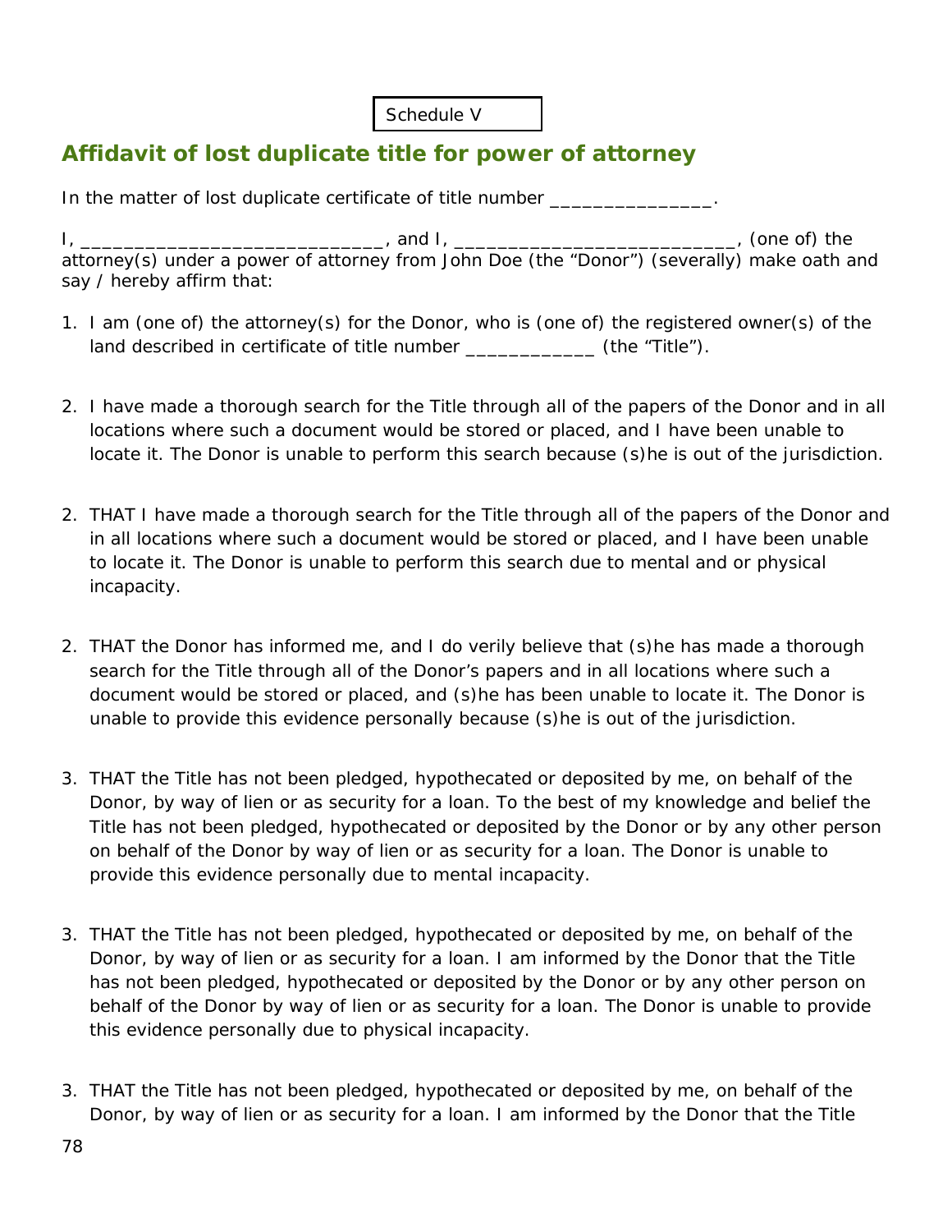Schedule V

## Affidavit of lost duplicate title for power of attorney

In the matter of lost duplicate certificate of title number _______________.

I, ____________________________, and I, __________________________, (one of) the attorney(s) under a power of attorney from John Doe (the "Donor") (severally) make oath and say / hereby affirm that:

1. I am (one of) the attorney(s) for the Donor, who is (one of) the registered owner(s) of the land described in certificate of title number ____________ (the "Title").

2. I have made a thorough search for the Title through all of the papers of the Donor and in all locations where such a document would be stored or placed, and I have been unable to locate it. The Donor is unable to perform this search because (s)he is out of the jurisdiction.

2. THAT I have made a thorough search for the Title through all of the papers of the Donor and in all locations where such a document would be stored or placed, and I have been unable to locate it. The Donor is unable to perform this search due to mental and or physical incapacity.

2. THAT the Donor has informed me, and I do verily believe that (s)he has made a thorough search for the Title through all of the Donor's papers and in all locations where such a document would be stored or placed, and (s)he has been unable to locate it. The Donor is unable to provide this evidence personally because (s)he is out of the jurisdiction.

3. THAT the Title has not been pledged, hypothecated or deposited by me, on behalf of the Donor, by way of lien or as security for a loan. To the best of my knowledge and belief the Title has not been pledged, hypothecated or deposited by the Donor or by any other person on behalf of the Donor by way of lien or as security for a loan. The Donor is unable to provide this evidence personally due to mental incapacity.

3. THAT the Title has not been pledged, hypothecated or deposited by me, on behalf of the Donor, by way of lien or as security for a loan. I am informed by the Donor that the Title has not been pledged, hypothecated or deposited by the Donor or by any other person on behalf of the Donor by way of lien or as security for a loan. The Donor is unable to provide this evidence personally due to physical incapacity.

3. THAT the Title has not been pledged, hypothecated or deposited by me, on behalf of the Donor, by way of lien or as security for a loan. I am informed by the Donor that the Title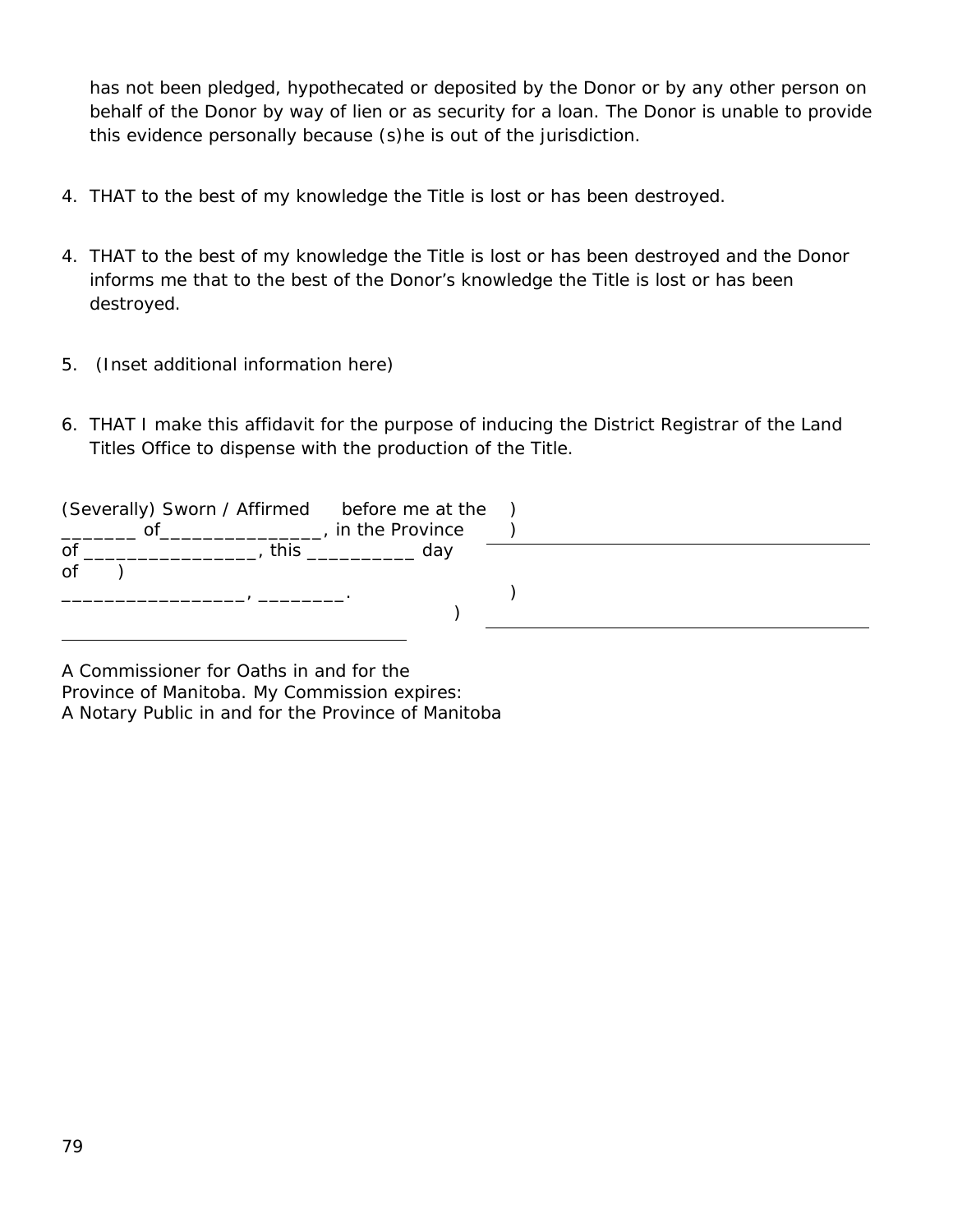has not been pledged, hypothecated or deposited by the Donor or by any other person on behalf of the Donor by way of lien or as security for a loan. The Donor is unable to provide this evidence personally because (s)he is out of the jurisdiction.

4. THAT to the best of my knowledge the Title is lost or has been destroyed.

4. THAT to the best of my knowledge the Title is lost or has been destroyed and the Donor informs me that to the best of the Donor's knowledge the Title is lost or has been destroyed.

5. (Inset additional information here)

6. THAT I make this affidavit for the purpose of inducing the District Registrar of the Land Titles Office to dispense with the production of the Title.

(Severally) Sworn / Affirmed before me at the )
_______ of_______________, in the Province )
of ________________, this __________ day
of )
_________________, ________. )
)

______________________________________ ______________________________________

______________________________________

A Commissioner for Oaths in and for the
Province of Manitoba. My Commission expires:
A Notary Public in and for the Province of Manitoba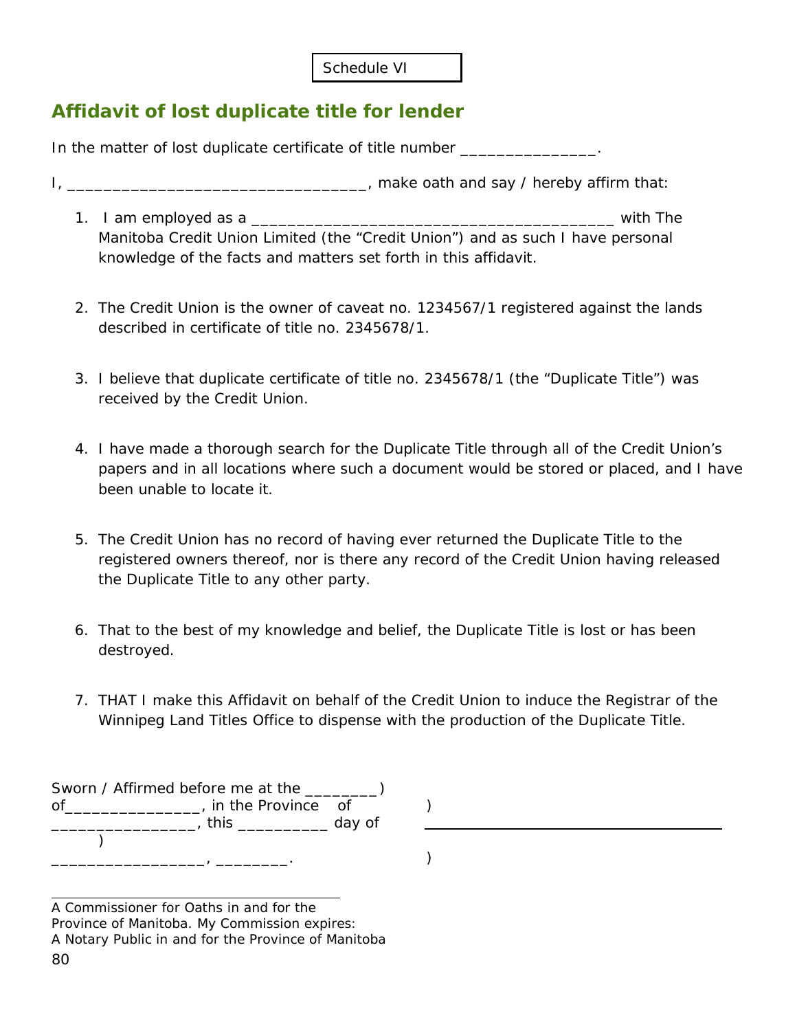Schedule VI

## Affidavit of lost duplicate title for lender

In the matter of lost duplicate certificate of title number _______________.

I, _________________________________, make oath and say / hereby affirm that:

1. I am employed as a ________________________________________ with The Manitoba Credit Union Limited (the "Credit Union") and as such I have personal knowledge of the facts and matters set forth in this affidavit.

2. The Credit Union is the owner of caveat no. 1234567/1 registered against the lands described in certificate of title no. 2345678/1.

3. I believe that duplicate certificate of title no. 2345678/1 (the "Duplicate Title") was received by the Credit Union.

4. I have made a thorough search for the Duplicate Title through all of the Credit Union's papers and in all locations where such a document would be stored or placed, and I have been unable to locate it.

5. The Credit Union has no record of having ever returned the Duplicate Title to the registered owners thereof, nor is there any record of the Credit Union having released the Duplicate Title to any other party.

6. That to the best of my knowledge and belief, the Duplicate Title is lost or has been destroyed.

7. THAT I make this Affidavit on behalf of the Credit Union to induce the Registrar of the Winnipeg Land Titles Office to dispense with the production of the Duplicate Title.

Sworn / Affirmed before me at the ________)
of_______________, in the Province of )
________________, this __________ day of )
________________, ________. )

______________________________________

______________________________________
A Commissioner for Oaths in and for the Province of Manitoba. My Commission expires:
A Notary Public in and for the Province of Manitoba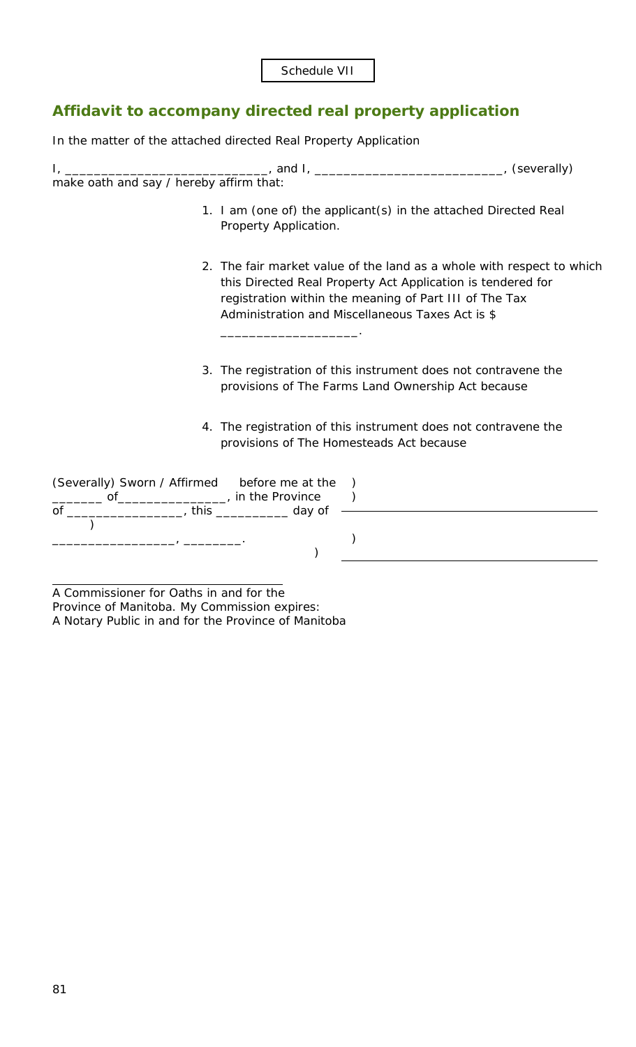Schedule VII

## Affidavit to accompany directed real property application

In the matter of the attached directed Real Property Application

I, ___________________________, and I, _________________________, (severally) make oath and say / hereby affirm that:

1. I am (one of) the applicant(s) in the attached Directed Real Property Application.

2. The fair market value of the land as a whole with respect to which this Directed Real Property Act Application is tendered for registration within the meaning of Part III of The Tax Administration and Miscellaneous Taxes Act is $ __________________.

3. The registration of this instrument does not contravene the provisions of The Farms Land Ownership Act because

4. The registration of this instrument does not contravene the provisions of The Homesteads Act because

(Severally) Sworn / Affirmed before me at the )
_______ of_______________, in the Province )
of ________________, this __________ day of ) ______________________________
)
________________, ________. ) ______________________________

______________________________
A Commissioner for Oaths in and for the Province of Manitoba. My Commission expires:
A Notary Public in and for the Province of Manitoba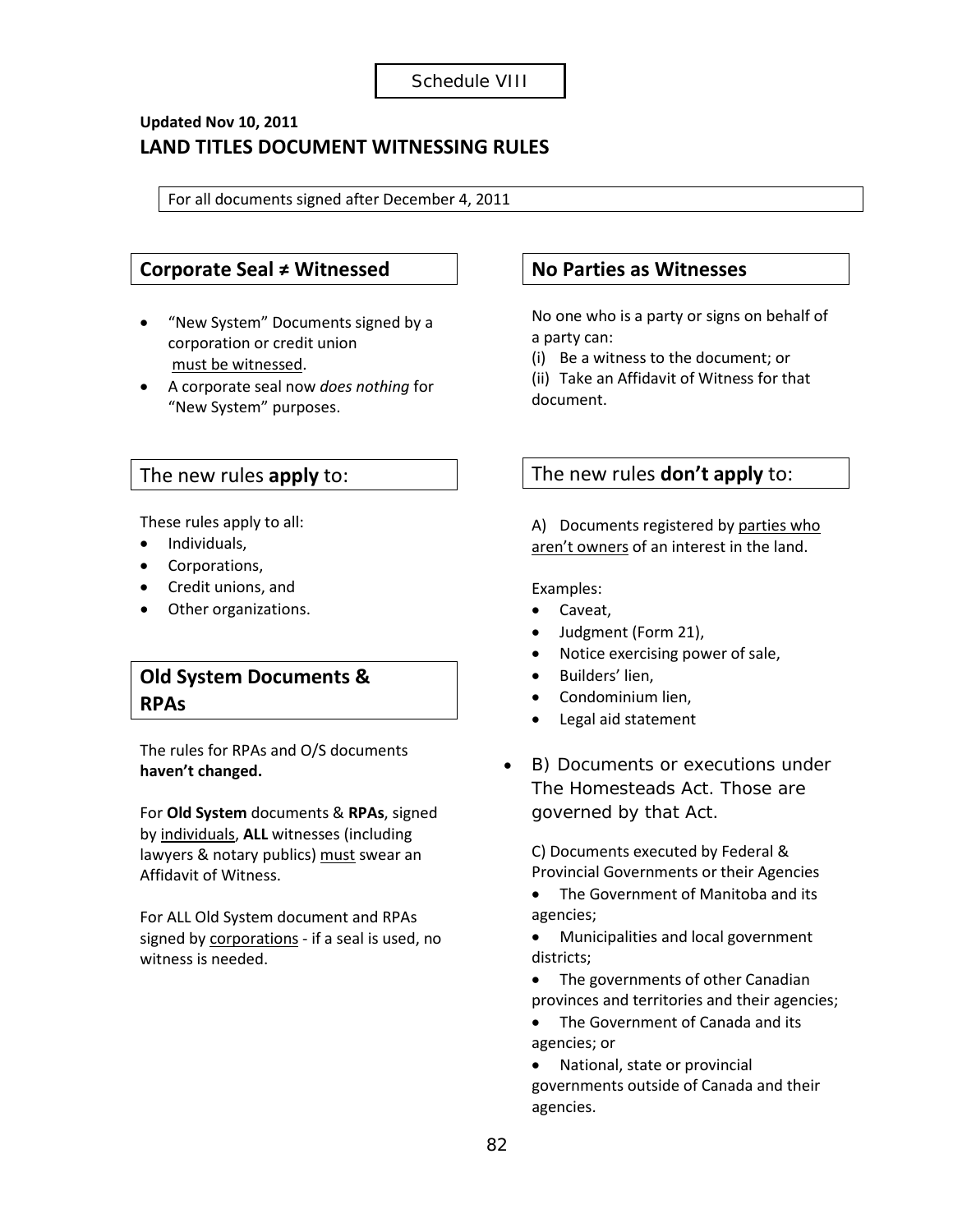Schedule VIII

**Updated Nov 10, 2011**

## LAND TITLES DOCUMENT WITNESSING RULES

For all documents signed after December 4, 2011

### Corporate Seal ≠ Witnessed

- "New System" Documents signed by a corporation or credit union must be witnessed.
- A corporate seal now *does nothing* for "New System" purposes.

### The new rules **apply** to:

These rules apply to all:

- Individuals,
- Corporations,
- Credit unions, and
- Other organizations.

### Old System Documents & RPAs

The rules for RPAs and O/S documents **haven't changed.**

For **Old System** documents & **RPAs**, signed by individuals, **ALL** witnesses (including lawyers & notary publics) must swear an Affidavit of Witness.

For ALL Old System document and RPAs signed by corporations - if a seal is used, no witness is needed.

### No Parties as Witnesses

No one who is a party or signs on behalf of a party can:

(i) Be a witness to the document; or

(ii) Take an Affidavit of Witness for that document.

### The new rules **don't apply** to:

A) Documents registered by parties who aren't owners of an interest in the land.

Examples:

- Caveat,
- Judgment (Form 21),
- Notice exercising power of sale,
- Builders' lien,
- Condominium lien,
- Legal aid statement

- B) Documents or executions under The Homesteads Act. Those are governed by that Act.

C) Documents executed by Federal & Provincial Governments or their Agencies

- The Government of Manitoba and its agencies;
- Municipalities and local government districts;
- The governments of other Canadian provinces and territories and their agencies;
- The Government of Canada and its agencies; or
- National, state or provincial governments outside of Canada and their agencies.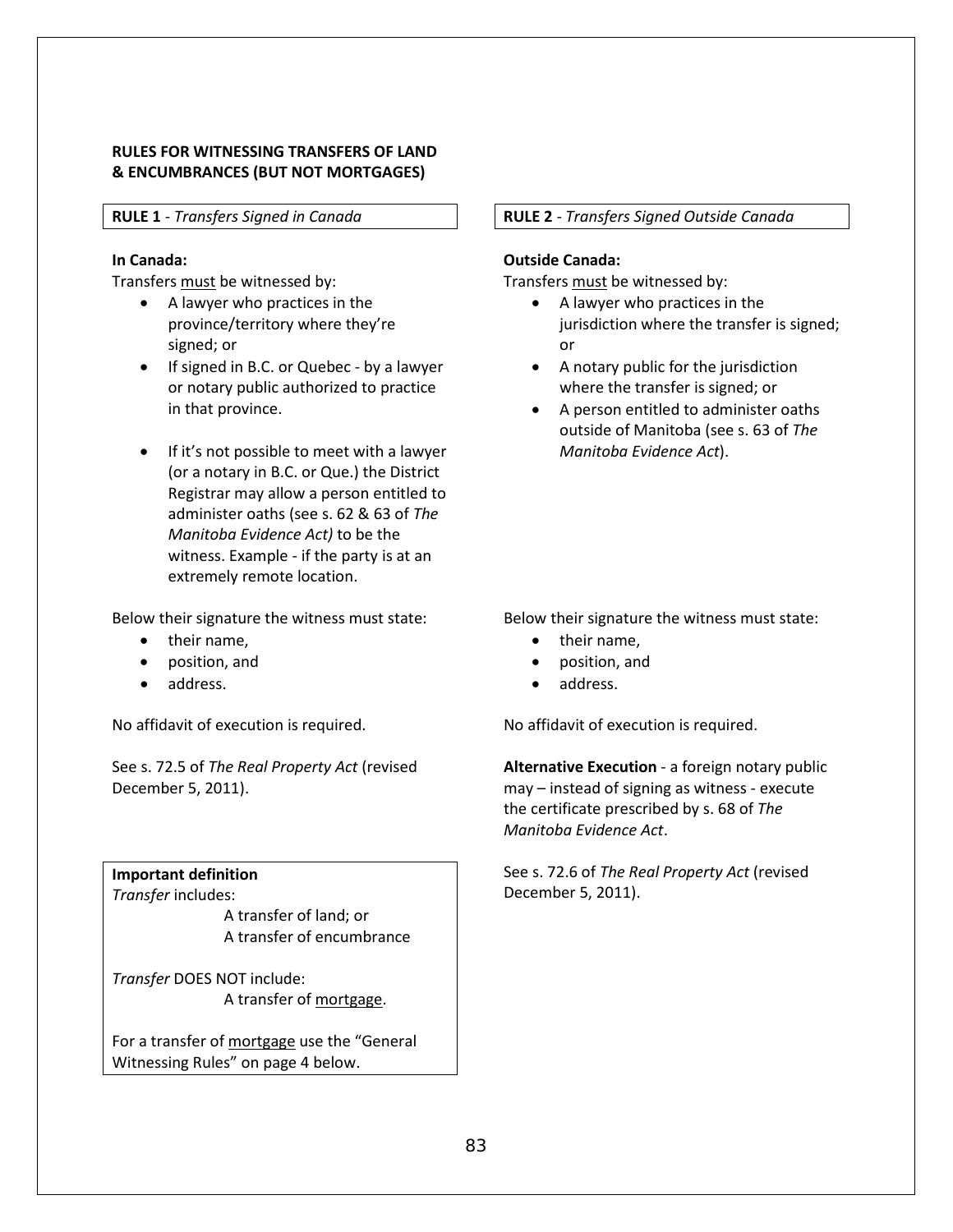## RULES FOR WITNESSING TRANSFERS OF LAND & ENCUMBRANCES (BUT NOT MORTGAGES)

**RULE 1** - *Transfers Signed in Canada*

**In Canada:**

Transfers <u>must</u> be witnessed by:

- A lawyer who practices in the province/territory where they're signed; or
- If signed in B.C. or Quebec - by a lawyer or notary public authorized to practice in that province.
- If it's not possible to meet with a lawyer (or a notary in B.C. or Que.) the District Registrar may allow a person entitled to administer oaths (see s. 62 & 63 of *The Manitoba Evidence Act)* to be the witness. Example - if the party is at an extremely remote location.

Below their signature the witness must state:

- their name,
- position, and
- address.

No affidavit of execution is required.

See s. 72.5 of *The Real Property Act* (revised December 5, 2011).

**Important definition**

*Transfer* includes:

A transfer of land; or
A transfer of encumbrance

*Transfer* DOES NOT include:

A transfer of <u>mortgage</u>.

For a transfer of <u>mortgage</u> use the "General Witnessing Rules" on page 4 below.

**RULE 2** - *Transfers Signed Outside Canada*

**Outside Canada:**

Transfers <u>must</u> be witnessed by:

- A lawyer who practices in the jurisdiction where the transfer is signed; or
- A notary public for the jurisdiction where the transfer is signed; or
- A person entitled to administer oaths outside of Manitoba (see s. 63 of *The Manitoba Evidence Act*).

Below their signature the witness must state:

- their name,
- position, and
- address.

No affidavit of execution is required.

**Alternative Execution** - a foreign notary public may – instead of signing as witness - execute the certificate prescribed by s. 68 of *The Manitoba Evidence Act*.

See s. 72.6 of *The Real Property Act* (revised December 5, 2011).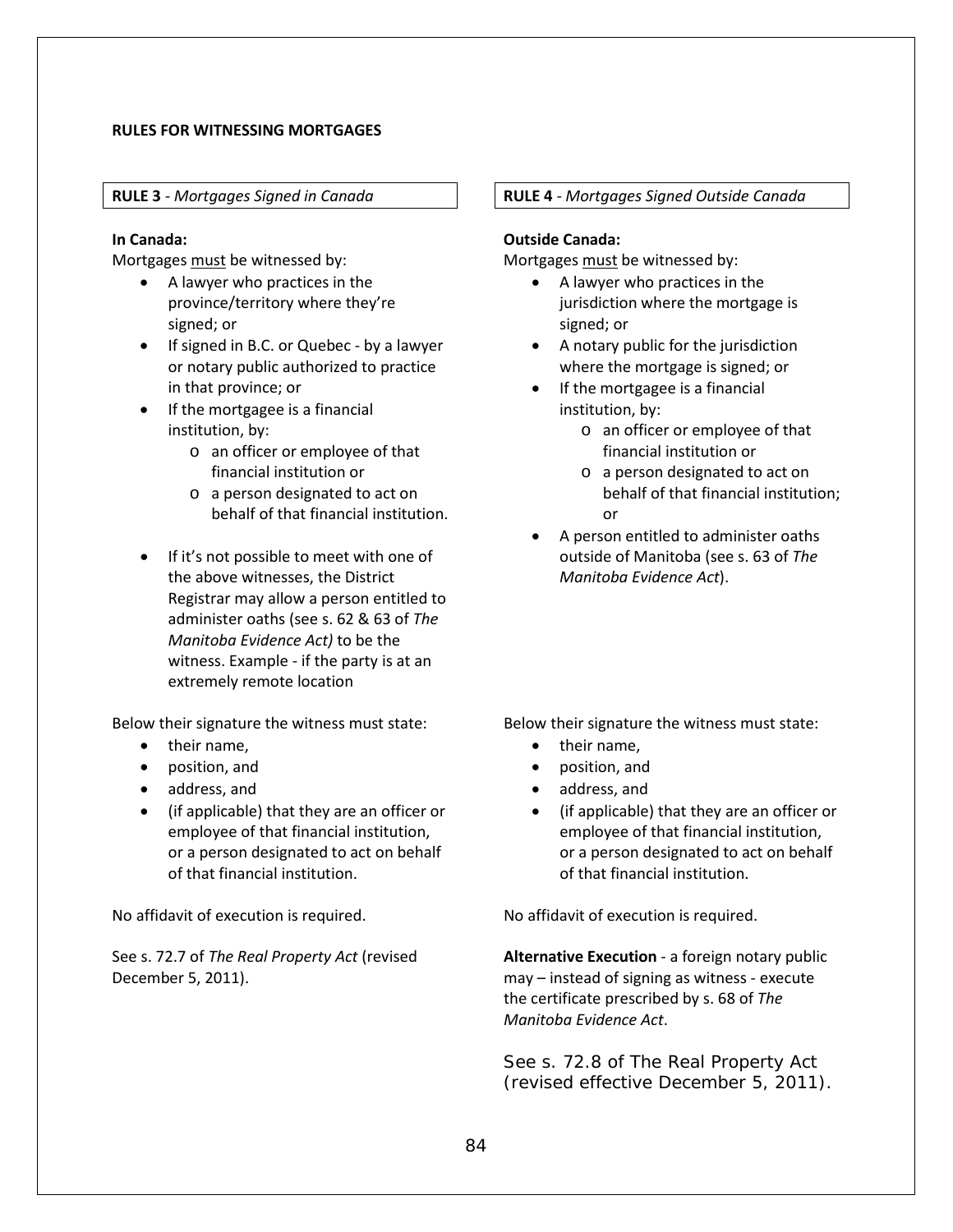## RULES FOR WITNESSING MORTGAGES

### RULE 3 - *Mortgages Signed in Canada*

**In Canada:**

Mortgages must be witnessed by:

- A lawyer who practices in the province/territory where they're signed; or
- If signed in B.C. or Quebec - by a lawyer or notary public authorized to practice in that province; or
- If the mortgagee is a financial institution, by:
  - an officer or employee of that financial institution or
  - a person designated to act on behalf of that financial institution.
- If it's not possible to meet with one of the above witnesses, the District Registrar may allow a person entitled to administer oaths (see s. 62 & 63 of *The Manitoba Evidence Act)* to be the witness. Example - if the party is at an extremely remote location

Below their signature the witness must state:

- their name,
- position, and
- address, and
- (if applicable) that they are an officer or employee of that financial institution, or a person designated to act on behalf of that financial institution.

No affidavit of execution is required.

See s. 72.7 of *The Real Property Act* (revised December 5, 2011).

### RULE 4 - *Mortgages Signed Outside Canada*

**Outside Canada:**

Mortgages must be witnessed by:

- A lawyer who practices in the jurisdiction where the mortgage is signed; or
- A notary public for the jurisdiction where the mortgage is signed; or
- If the mortgagee is a financial institution, by:
  - an officer or employee of that financial institution or
  - a person designated to act on behalf of that financial institution; or
- A person entitled to administer oaths outside of Manitoba (see s. 63 of *The Manitoba Evidence Act*).

Below their signature the witness must state:

- their name,
- position, and
- address, and
- (if applicable) that they are an officer or employee of that financial institution, or a person designated to act on behalf of that financial institution.

No affidavit of execution is required.

**Alternative Execution** - a foreign notary public may – instead of signing as witness - execute the certificate prescribed by s. 68 of *The Manitoba Evidence Act*.

See s. 72.8 of The Real Property Act (revised effective December 5, 2011).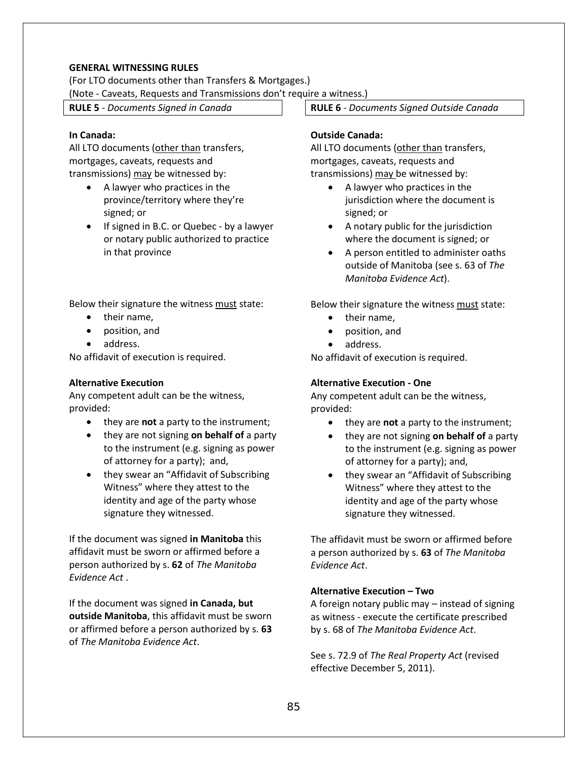**GENERAL WITNESSING RULES**

(For LTO documents other than Transfers & Mortgages.)

(Note - Caveats, Requests and Transmissions don't require a witness.)

**RULE 5** - *Documents Signed in Canada*

**In Canada:**

All LTO documents (<u>other than</u> transfers, mortgages, caveats, requests and transmissions) <u>may</u> be witnessed by:

- A lawyer who practices in the province/territory where they're signed; or
- If signed in B.C. or Quebec - by a lawyer or notary public authorized to practice in that province

Below their signature the witness <u>must</u> state:

- their name,
- position, and
- address.

No affidavit of execution is required.

**Alternative Execution**

Any competent adult can be the witness, provided:

- they are **not** a party to the instrument;
- they are not signing **on behalf of** a party to the instrument (e.g. signing as power of attorney for a party); and,
- they swear an "Affidavit of Subscribing Witness" where they attest to the identity and age of the party whose signature they witnessed.

If the document was signed **in Manitoba** this affidavit must be sworn or affirmed before a person authorized by s. **62** of *The Manitoba Evidence Act* .

If the document was signed **in Canada, but outside Manitoba**, this affidavit must be sworn or affirmed before a person authorized by s. **63** of *The Manitoba Evidence Act*.

**RULE 6** - *Documents Signed Outside Canada*

**Outside Canada:**

All LTO documents (<u>other than</u> transfers, mortgages, caveats, requests and transmissions) <u>may</u> be witnessed by:

- A lawyer who practices in the jurisdiction where the document is signed; or
- A notary public for the jurisdiction where the document is signed; or
- A person entitled to administer oaths outside of Manitoba (see s. 63 of *The Manitoba Evidence Act*).

Below their signature the witness <u>must</u> state:

- their name,
- position, and
- address.

No affidavit of execution is required.

**Alternative Execution - One**

Any competent adult can be the witness, provided:

- they are **not** a party to the instrument;
- they are not signing **on behalf of** a party to the instrument (e.g. signing as power of attorney for a party); and,
- they swear an "Affidavit of Subscribing Witness" where they attest to the identity and age of the party whose signature they witnessed.

The affidavit must be sworn or affirmed before a person authorized by s. **63** of *The Manitoba Evidence Act*.

**Alternative Execution – Two**

A foreign notary public may – instead of signing as witness - execute the certificate prescribed by s. 68 of *The Manitoba Evidence Act*.

See s. 72.9 of *The Real Property Act* (revised effective December 5, 2011).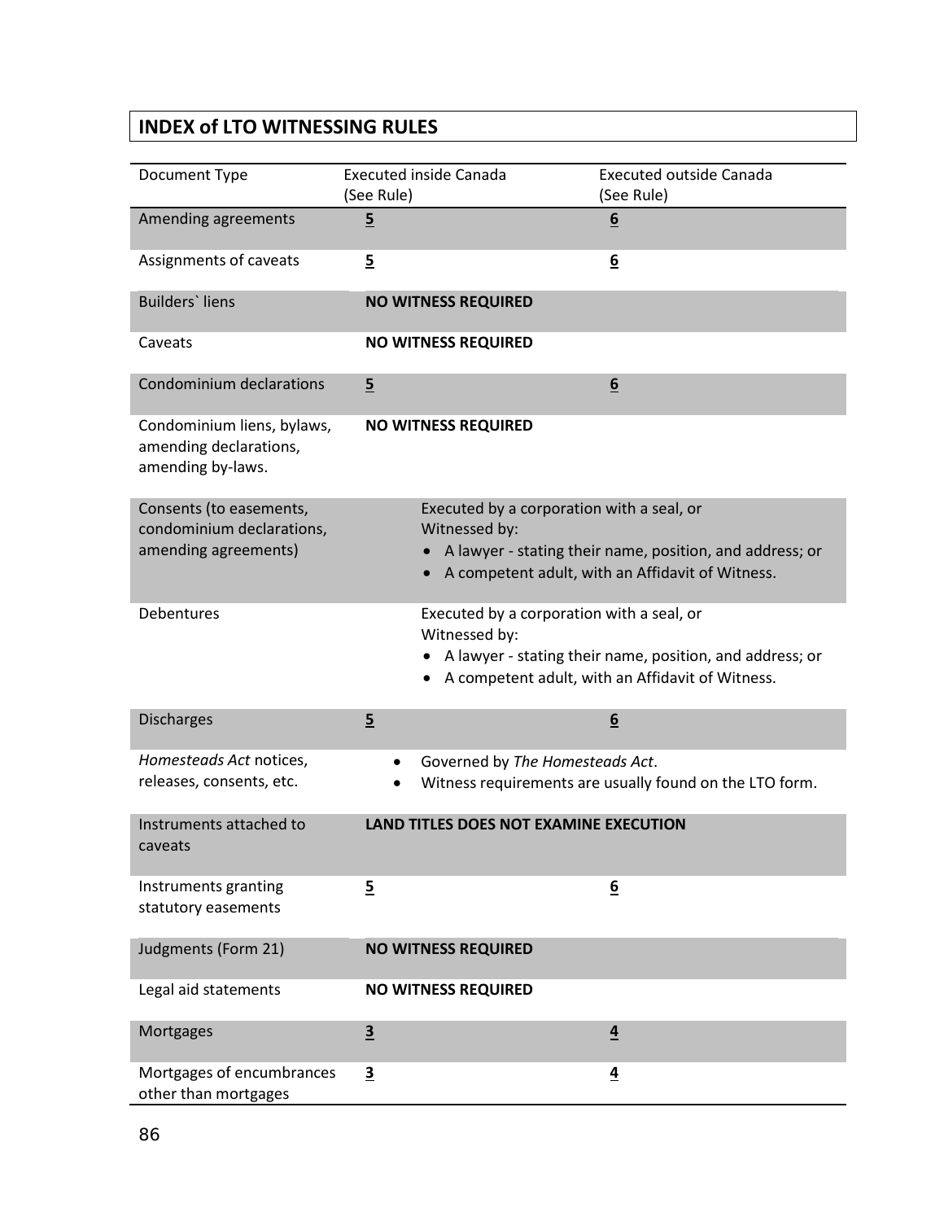## INDEX of LTO WITNESSING RULES

| Document Type | Executed inside Canada (See Rule) | Executed outside Canada (See Rule) |
|---|---|---|
| Amending agreements | **5** | **6** |
| Assignments of caveats | **5** | **6** |
| Builders` liens | **NO WITNESS REQUIRED** | |
| Caveats | **NO WITNESS REQUIRED** | |
| Condominium declarations | **5** | **6** |
| Condominium liens, bylaws, amending declarations, amending by-laws. | **NO WITNESS REQUIRED** | |
| Consents (to easements, condominium declarations, amending agreements) | Executed by a corporation with a seal, or Witnessed by: <br>• A lawyer - stating their name, position, and address; or <br>• A competent adult, with an Affidavit of Witness. | |
| Debentures | Executed by a corporation with a seal, or Witnessed by: <br>• A lawyer - stating their name, position, and address; or <br>• A competent adult, with an Affidavit of Witness. | |
| Discharges | **5** | **6** |
| *Homesteads Act* notices, releases, consents, etc. | • Governed by *The Homesteads Act*. <br>• Witness requirements are usually found on the LTO form. | |
| Instruments attached to caveats | **LAND TITLES DOES NOT EXAMINE EXECUTION** | |
| Instruments granting statutory easements | **5** | **6** |
| Judgments (Form 21) | **NO WITNESS REQUIRED** | |
| Legal aid statements | **NO WITNESS REQUIRED** | |
| Mortgages | **3** | **4** |
| Mortgages of encumbrances other than mortgages | **3** | **4** |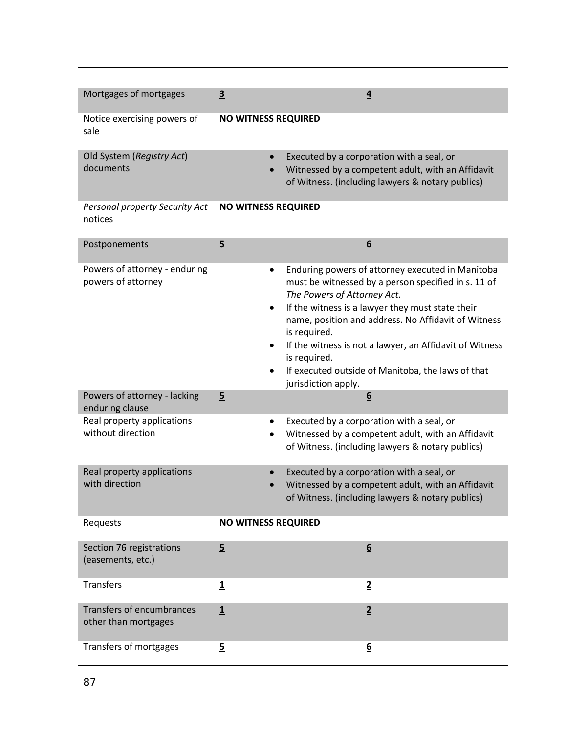| | | |
|---|---|---|
| Mortgages of mortgages | **3** | **4** |
| Notice exercising powers of sale | **NO WITNESS REQUIRED** | |
| Old System (*Registry Act*) documents | | • Executed by a corporation with a seal, or<br>• Witnessed by a competent adult, with an Affidavit of Witness. (including lawyers & notary publics) |
| *Personal property Security Act* notices | **NO WITNESS REQUIRED** | |
| Postponements | **5** | **6** |
| Powers of attorney - enduring powers of attorney | | • Enduring powers of attorney executed in Manitoba must be witnessed by a person specified in s. 11 of *The Powers of Attorney Act*.<br>• If the witness is a lawyer they must state their name, position and address. No Affidavit of Witness is required.<br>• If the witness is not a lawyer, an Affidavit of Witness is required.<br>• If executed outside of Manitoba, the laws of that jurisdiction apply. |
| Powers of attorney - lacking enduring clause | **5** | **6** |
| Real property applications without direction | | • Executed by a corporation with a seal, or<br>• Witnessed by a competent adult, with an Affidavit of Witness. (including lawyers & notary publics) |
| Real property applications with direction | | • Executed by a corporation with a seal, or<br>• Witnessed by a competent adult, with an Affidavit of Witness. (including lawyers & notary publics) |
| Requests | **NO WITNESS REQUIRED** | |
| Section 76 registrations (easements, etc.) | **5** | **6** |
| Transfers | **1** | **2** |
| Transfers of encumbrances other than mortgages | **1** | **2** |
| Transfers of mortgages | **5** | **6** |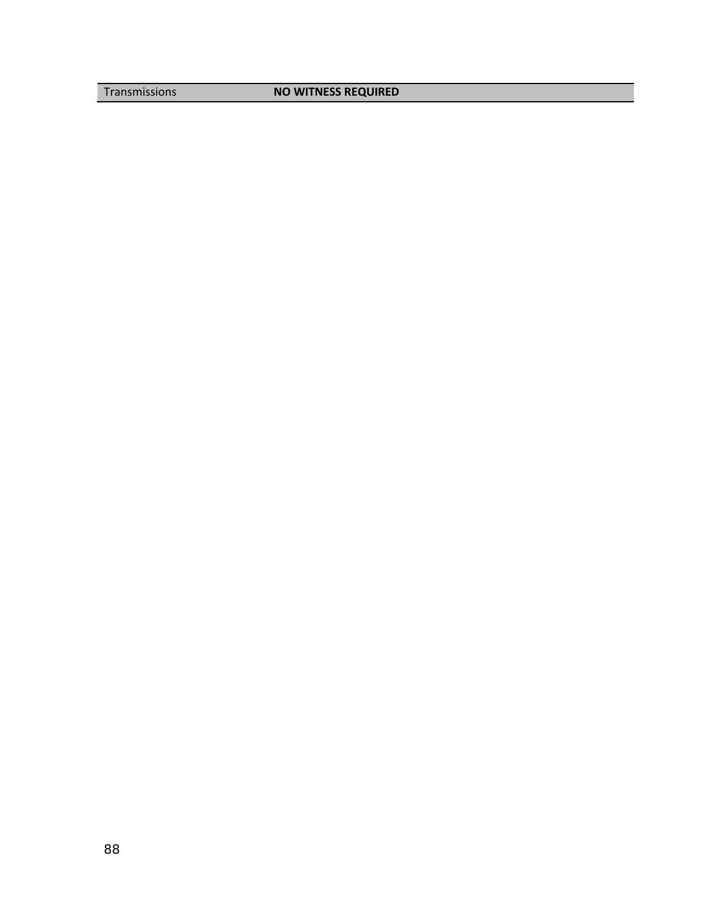| | |
|---|---|
| Transmissions | **NO WITNESS REQUIRED** |